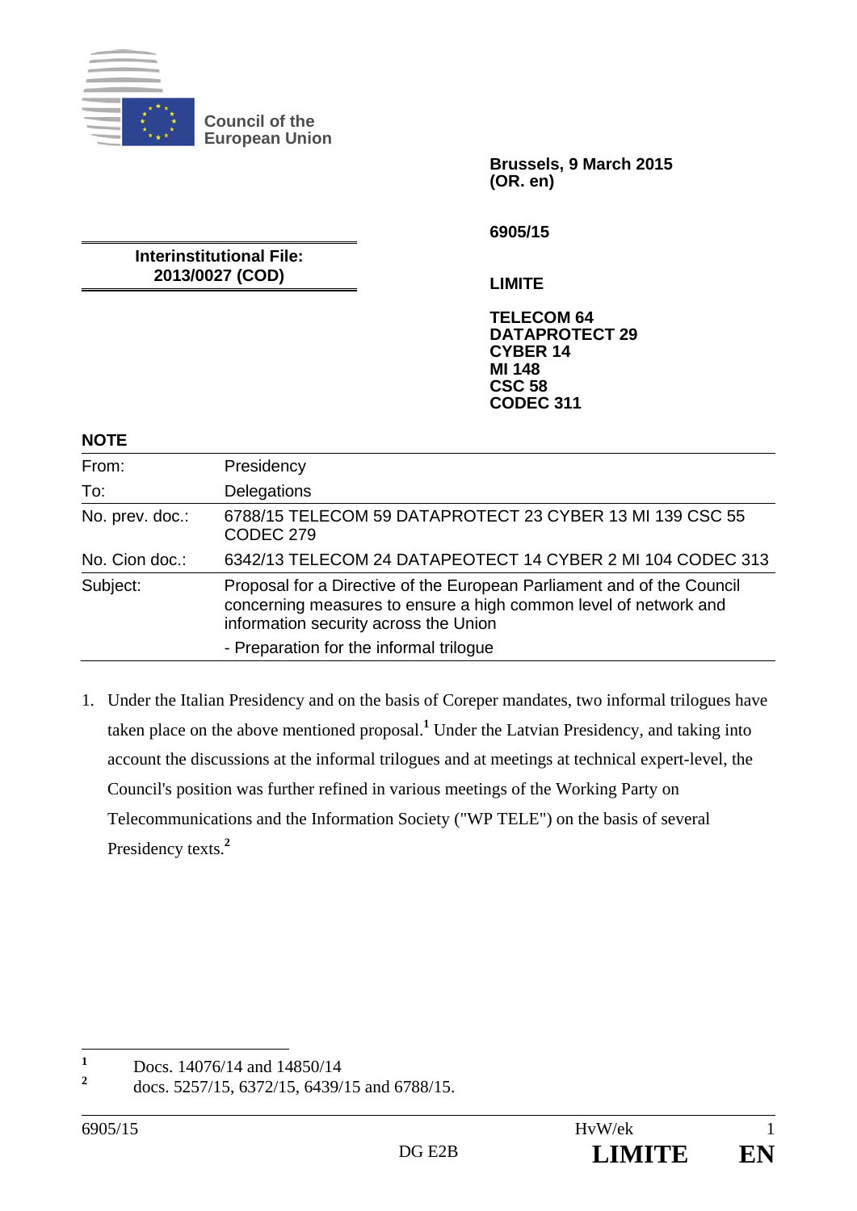Council of the European Union

**Brussels, 9 March 2015 (OR. en)**

**6905/15**

**Interinstitutional File: 2013/0027 (COD)**

**LIMITE**

**TELECOM 64**
**DATAPROTECT 29**
**CYBER 14**
**MI 148**
**CSC 58**
**CODEC 311**

**NOTE**

| | |
|---|---|
| From: | Presidency |
| To: | Delegations |
| No. prev. doc.: | 6788/15 TELECOM 59 DATAPROTECT 23 CYBER 13 MI 139 CSC 55 CODEC 279 |
| No. Cion doc.: | 6342/13 TELECOM 24 DATAPEOTECT 14 CYBER 2 MI 104 CODEC 313 |
| Subject: | Proposal for a Directive of the European Parliament and of the Council concerning measures to ensure a high common level of network and information security across the Union<br>- Preparation for the informal trilogue |

1. Under the Italian Presidency and on the basis of Coreper mandates, two informal trilogues have taken place on the above mentioned proposal.[1] Under the Latvian Presidency, and taking into account the discussions at the informal trilogues and at meetings at technical expert-level, the Council's position was further refined in various meetings of the Working Party on Telecommunications and the Information Society ("WP TELE") on the basis of several Presidency texts.[2]

[1] Docs. 14076/14 and 14850/14

[2] docs. 5257/15, 6372/15, 6439/15 and 6788/15.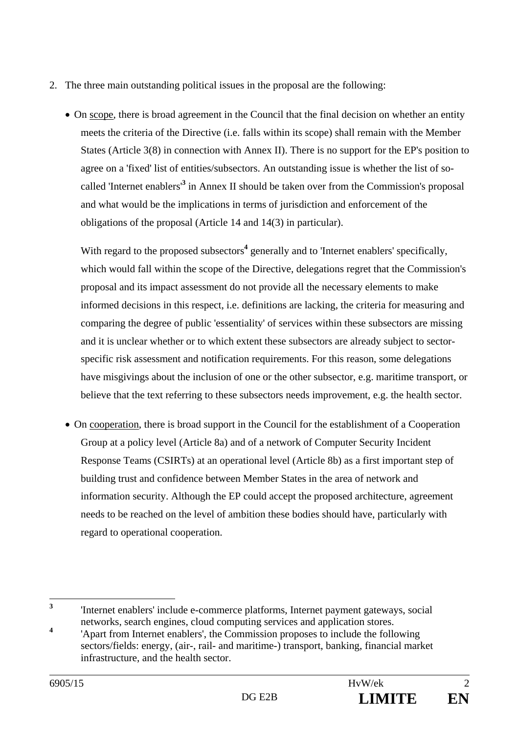2. The three main outstanding political issues in the proposal are the following:

   - On scope, there is broad agreement in the Council that the final decision on whether an entity meets the criteria of the Directive (i.e. falls within its scope) shall remain with the Member States (Article 3(8) in connection with Annex II). There is no support for the EP's position to agree on a 'fixed' list of entities/subsectors. An outstanding issue is whether the list of so-called 'Internet enablers'[3] in Annex II should be taken over from the Commission's proposal and what would be the implications in terms of jurisdiction and enforcement of the obligations of the proposal (Article 14 and 14(3) in particular).

     With regard to the proposed subsectors[4] generally and to 'Internet enablers' specifically, which would fall within the scope of the Directive, delegations regret that the Commission's proposal and its impact assessment do not provide all the necessary elements to make informed decisions in this respect, i.e. definitions are lacking, the criteria for measuring and comparing the degree of public 'essentiality' of services within these subsectors are missing and it is unclear whether or to which extent these subsectors are already subject to sector-specific risk assessment and notification requirements. For this reason, some delegations have misgivings about the inclusion of one or the other subsector, e.g. maritime transport, or believe that the text referring to these subsectors needs improvement, e.g. the health sector.

   - On cooperation, there is broad support in the Council for the establishment of a Cooperation Group at a policy level (Article 8a) and of a network of Computer Security Incident Response Teams (CSIRTs) at an operational level (Article 8b) as a first important step of building trust and confidence between Member States in the area of network and information security. Although the EP could accept the proposed architecture, agreement needs to be reached on the level of ambition these bodies should have, particularly with regard to operational cooperation.

---

[3] 'Internet enablers' include e-commerce platforms, Internet payment gateways, social networks, search engines, cloud computing services and application stores.

[4] 'Apart from Internet enablers', the Commission proposes to include the following sectors/fields: energy, (air-, rail- and maritime-) transport, banking, financial market infrastructure, and the health sector.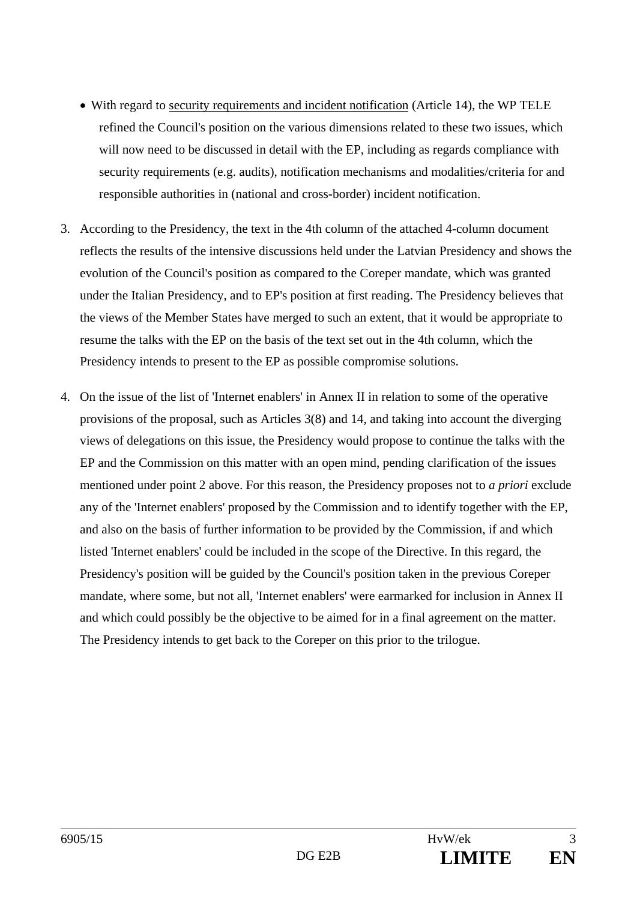- With regard to security requirements and incident notification (Article 14), the WP TELE refined the Council's position on the various dimensions related to these two issues, which will now need to be discussed in detail with the EP, including as regards compliance with security requirements (e.g. audits), notification mechanisms and modalities/criteria for and responsible authorities in (national and cross-border) incident notification.

3. According to the Presidency, the text in the 4th column of the attached 4-column document reflects the results of the intensive discussions held under the Latvian Presidency and shows the evolution of the Council's position as compared to the Coreper mandate, which was granted under the Italian Presidency, and to EP's position at first reading. The Presidency believes that the views of the Member States have merged to such an extent, that it would be appropriate to resume the talks with the EP on the basis of the text set out in the 4th column, which the Presidency intends to present to the EP as possible compromise solutions.

4. On the issue of the list of 'Internet enablers' in Annex II in relation to some of the operative provisions of the proposal, such as Articles 3(8) and 14, and taking into account the diverging views of delegations on this issue, the Presidency would propose to continue the talks with the EP and the Commission on this matter with an open mind, pending clarification of the issues mentioned under point 2 above. For this reason, the Presidency proposes not to *a priori* exclude any of the 'Internet enablers' proposed by the Commission and to identify together with the EP, and also on the basis of further information to be provided by the Commission, if and which listed 'Internet enablers' could be included in the scope of the Directive. In this regard, the Presidency's position will be guided by the Council's position taken in the previous Coreper mandate, where some, but not all, 'Internet enablers' were earmarked for inclusion in Annex II and which could possibly be the objective to be aimed for in a final agreement on the matter. The Presidency intends to get back to the Coreper on this prior to the trilogue.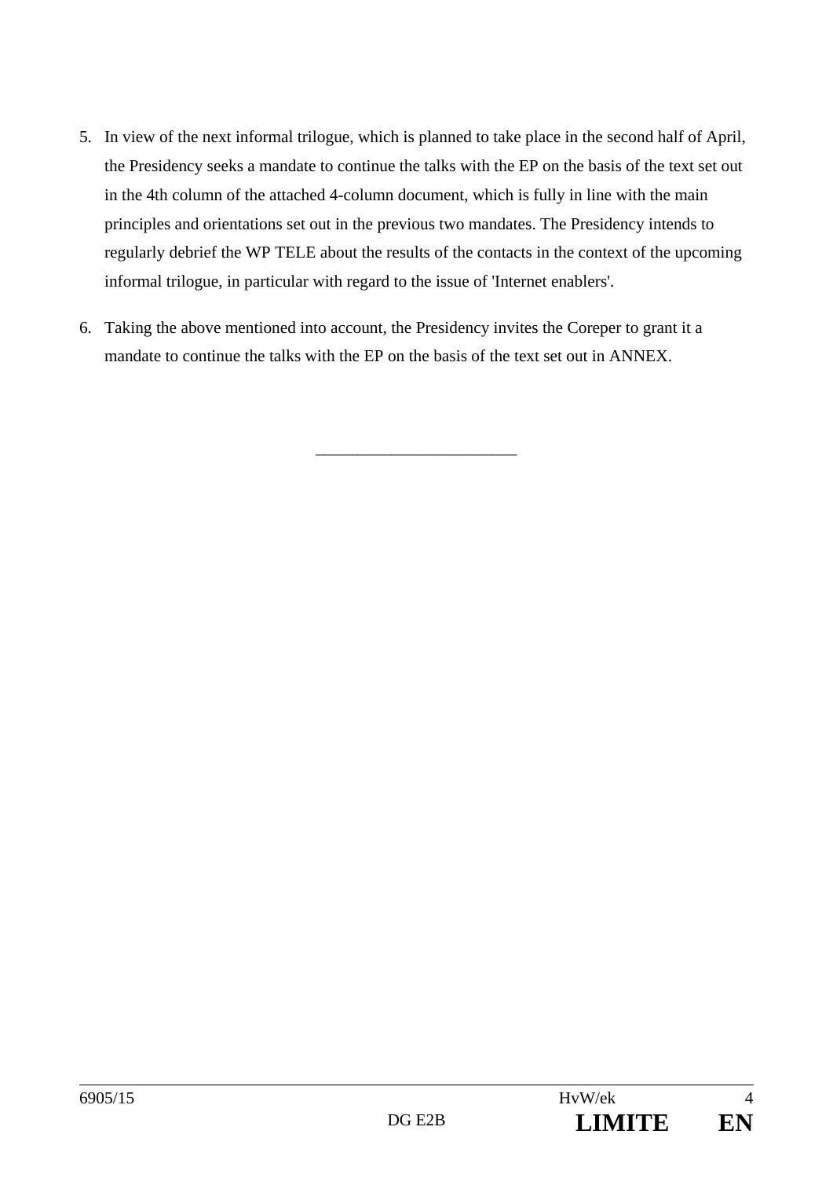5. In view of the next informal trilogue, which is planned to take place in the second half of April, the Presidency seeks a mandate to continue the talks with the EP on the basis of the text set out in the 4th column of the attached 4-column document, which is fully in line with the main principles and orientations set out in the previous two mandates. The Presidency intends to regularly debrief the WP TELE about the results of the contacts in the context of the upcoming informal trilogue, in particular with regard to the issue of 'Internet enablers'.

6. Taking the above mentioned into account, the Presidency invites the Coreper to grant it a mandate to continue the talks with the EP on the basis of the text set out in ANNEX.

________________________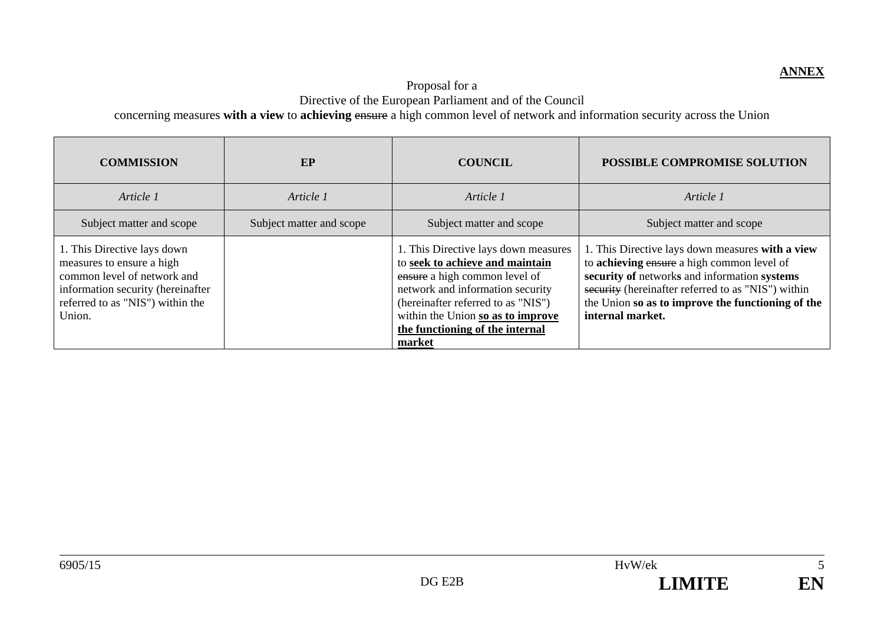**ANNEX**

Proposal for a
Directive of the European Parliament and of the Council
concerning measures **with a view** to **achieving** ~~ensure~~ a high common level of network and information security across the Union

| COMMISSION | EP | COUNCIL | POSSIBLE COMPROMISE SOLUTION |
|---|---|---|---|
| *Article 1* | *Article 1* | *Article 1* | *Article 1* |
| Subject matter and scope | Subject matter and scope | Subject matter and scope | Subject matter and scope |
| 1. This Directive lays down measures to ensure a high common level of network and information security (hereinafter referred to as "NIS") within the Union. | | 1. This Directive lays down measures to **seek to achieve and maintain** ~~ensure~~ a high common level of network and information security (hereinafter referred to as "NIS") within the Union **so as to improve the functioning of the internal market** | 1. This Directive lays down measures **with a view** to **achieving** ~~ensure~~ a high common level of **security of** network**s** and information **systems** ~~security~~ (hereinafter referred to as "NIS") within the Union **so as to improve the functioning of the internal market.** |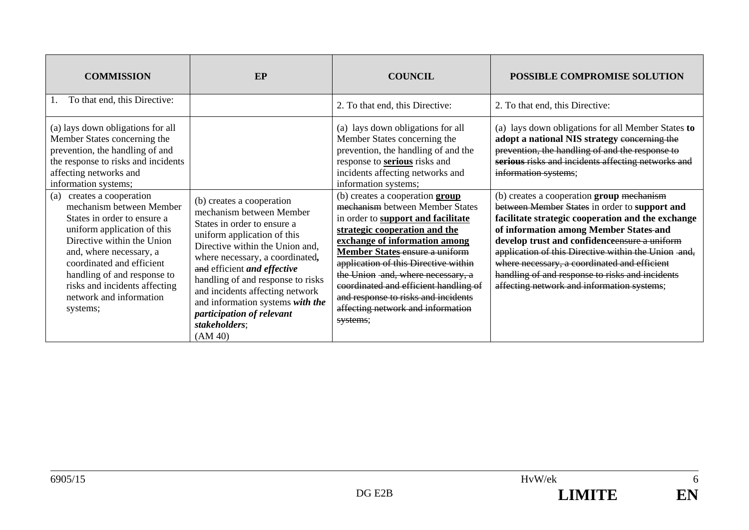| COMMISSION | EP | COUNCIL | POSSIBLE COMPROMISE SOLUTION |
|---|---|---|---|
| 1. To that end, this Directive: | | 2. To that end, this Directive: | 2. To that end, this Directive: |
| (a) lays down obligations for all Member States concerning the prevention, the handling of and the response to risks and incidents affecting networks and information systems; | | (a) lays down obligations for all Member States concerning the prevention, the handling of and the response to <u>**serious**</u> risks and incidents affecting networks and information systems; | (a) lays down obligations for all Member States **to adopt a national NIS strategy** ~~concerning the prevention, the handling of and the response to~~ ~~**serious** risks and incidents affecting networks and information systems~~; |
| (a) creates a cooperation mechanism between Member States in order to ensure a uniform application of this Directive within the Union and, where necessary, a coordinated and efficient handling of and response to risks and incidents affecting network and information systems; | (b) creates a cooperation mechanism between Member States in order to ensure a uniform application of this Directive within the Union and, where necessary, a coordinated**,** ~~and~~ efficient ***and effective*** handling of and response to risks and incidents affecting network and information systems ***with the participation of relevant stakeholders***; (AM 40) | (b) creates a cooperation <u>**group**</u> ~~mechanism~~ between Member States in order to <u>**support and facilitate strategic cooperation and the exchange of information among Member States**</u> ~~ensure a uniform application of this Directive within the Union and, where necessary, a coordinated and efficient handling of and response to risks and incidents affecting network and information systems~~; | (b) creates a cooperation **group** ~~mechanism between Member~~ States in order to **support and facilitate strategic cooperation and the exchange of information among Member States** ~~and~~ **develop trust and confidence**~~ensure a uniform application of this Directive within the Union and, where necessary, a coordinated and efficient handling of and response to risks and incidents affecting network and information systems~~; |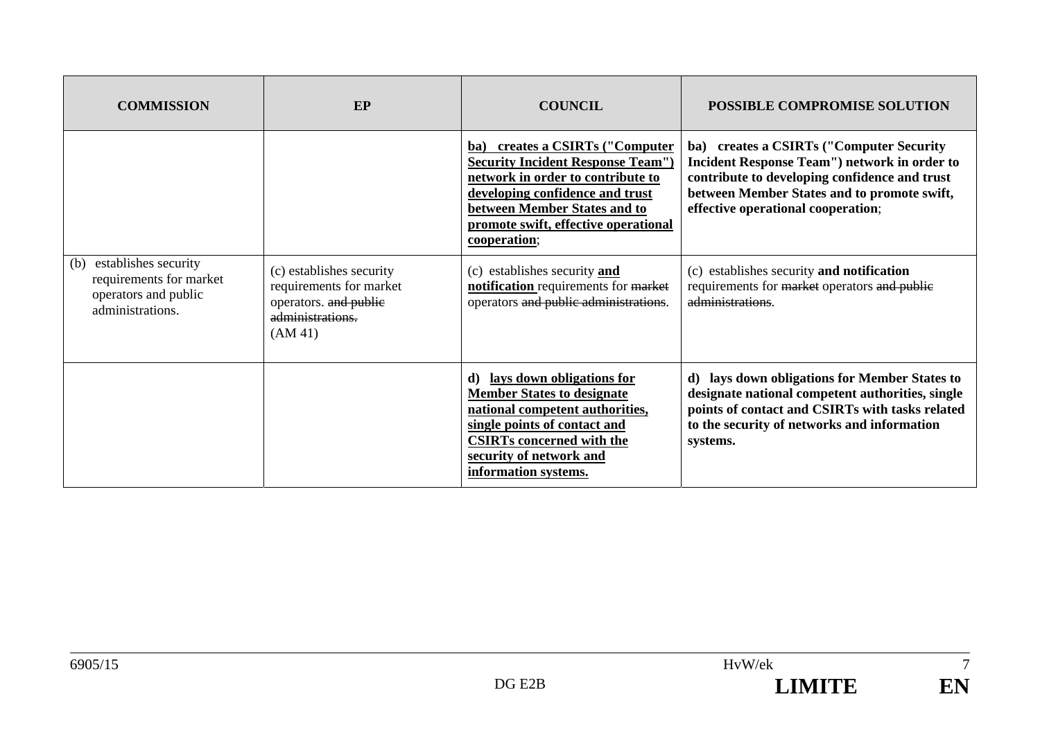| COMMISSION | EP | COUNCIL | POSSIBLE COMPROMISE SOLUTION |
|---|---|---|---|
| | | **ba) creates a CSIRTs ("Computer Security Incident Response Team") network in order to contribute to developing confidence and trust between Member States and to promote swift, effective operational cooperation**; | **ba) creates a CSIRTs ("Computer Security Incident Response Team") network in order to contribute to developing confidence and trust between Member States and to promote swift, effective operational cooperation**; |
| (b) establishes security requirements for market operators and public administrations. | (c) establishes security requirements for market operators. ~~and public administrations.~~ (AM 41) | (c) establishes security **and notification** requirements for ~~market~~ operators ~~and public administrations~~. | (c) establishes security **and notification** requirements for ~~market~~ operators ~~and public administrations~~. |
| | | **d) lays down obligations for Member States to designate national competent authorities, single points of contact and CSIRTs concerned with the security of network and information systems.** | **d) lays down obligations for Member States to designate national competent authorities, single points of contact and CSIRTs with tasks related to the security of networks and information systems.** |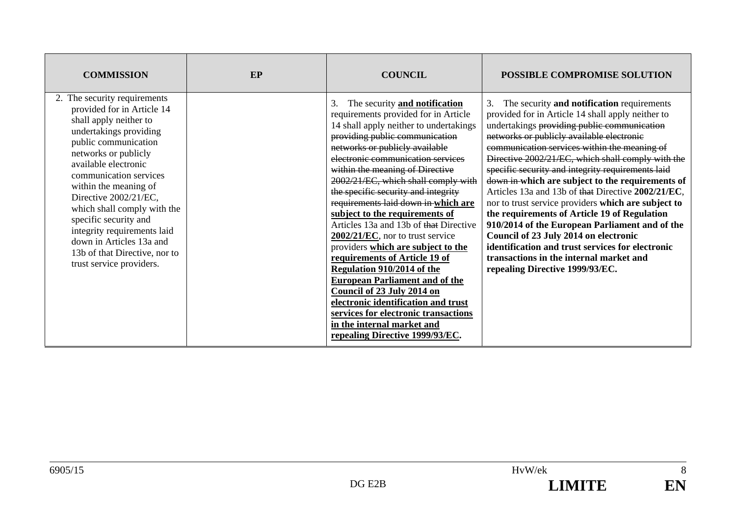| COMMISSION | EP | COUNCIL | POSSIBLE COMPROMISE SOLUTION |
|---|---|---|---|
| 2. The security requirements provided for in Article 14 shall apply neither to undertakings providing public communication networks or publicly available electronic communication services within the meaning of Directive 2002/21/EC, which shall comply with the specific security and integrity requirements laid down in Articles 13a and 13b of that Directive, nor to trust service providers. | | 3. The security **<u>and notification</u>** requirements provided for in Article 14 shall apply neither to undertakings ~~providing public communication networks or publicly available electronic communication services within the meaning of Directive 2002/21/EC, which shall comply with the specific security and integrity requirements laid down in~~ **<u>which are subject to the requirements of</u>** Articles 13a and 13b of ~~that~~ Directive **<u>2002/21/EC</u>**, nor to trust service providers **<u>which are subject to the requirements of Article 19 of Regulation 910/2014 of the European Parliament and of the Council of 23 July 2014 on electronic identification and trust services for electronic transactions in the internal market and repealing Directive 1999/93/EC</u>**. | 3. The security **and notification** requirements provided for in Article 14 shall apply neither to undertakings ~~providing public communication networks or publicly available electronic communication services within the meaning of Directive 2002/21/EC, which shall comply with the specific security and integrity requirements laid down in~~ **which are subject to the requirements of** Articles 13a and 13b of ~~that~~ Directive **2002/21/EC**, nor to trust service providers **which are subject to the requirements of Article 19 of Regulation 910/2014 of the European Parliament and of the Council of 23 July 2014 on electronic identification and trust services for electronic transactions in the internal market and repealing Directive 1999/93/EC.** |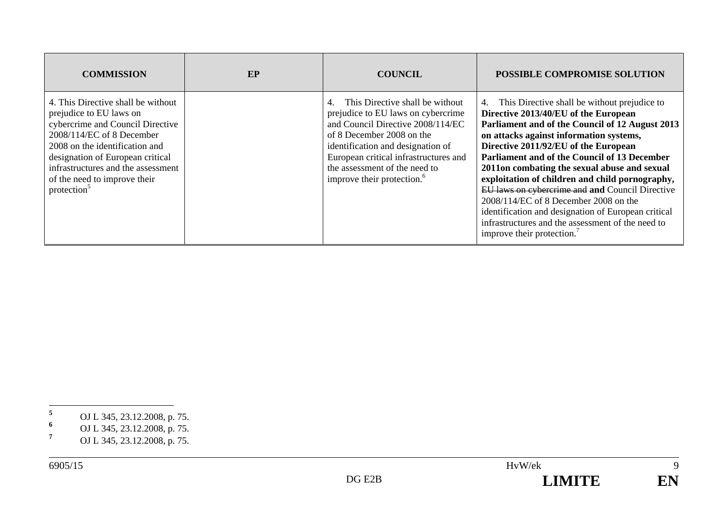| COMMISSION | EP | COUNCIL | POSSIBLE COMPROMISE SOLUTION |
|---|---|---|---|
| 4. This Directive shall be without prejudice to EU laws on cybercrime and Council Directive 2008/114/EC of 8 December 2008 on the identification and designation of European critical infrastructures and the assessment of the need to improve their protection[5] | | 4. This Directive shall be without prejudice to EU laws on cybercrime and Council Directive 2008/114/EC of 8 December 2008 on the identification and designation of European critical infrastructures and the assessment of the need to improve their protection.[6] | 4. This Directive shall be without prejudice to **Directive 2013/40/EU of the European Parliament and of the Council of 12 August 2013 on attacks against information systems, Directive 2011/92/EU of the European Parliament and of the Council of 13 December 2011on combating the sexual abuse and sexual exploitation of children and child pornography,** ~~EU laws on cybercrime and~~ **and** Council Directive 2008/114/EC of 8 December 2008 on the identification and designation of European critical infrastructures and the assessment of the need to improve their protection.[7] |

[5] OJ L 345, 23.12.2008, p. 75.

[6] OJ L 345, 23.12.2008, p. 75.

[7] OJ L 345, 23.12.2008, p. 75.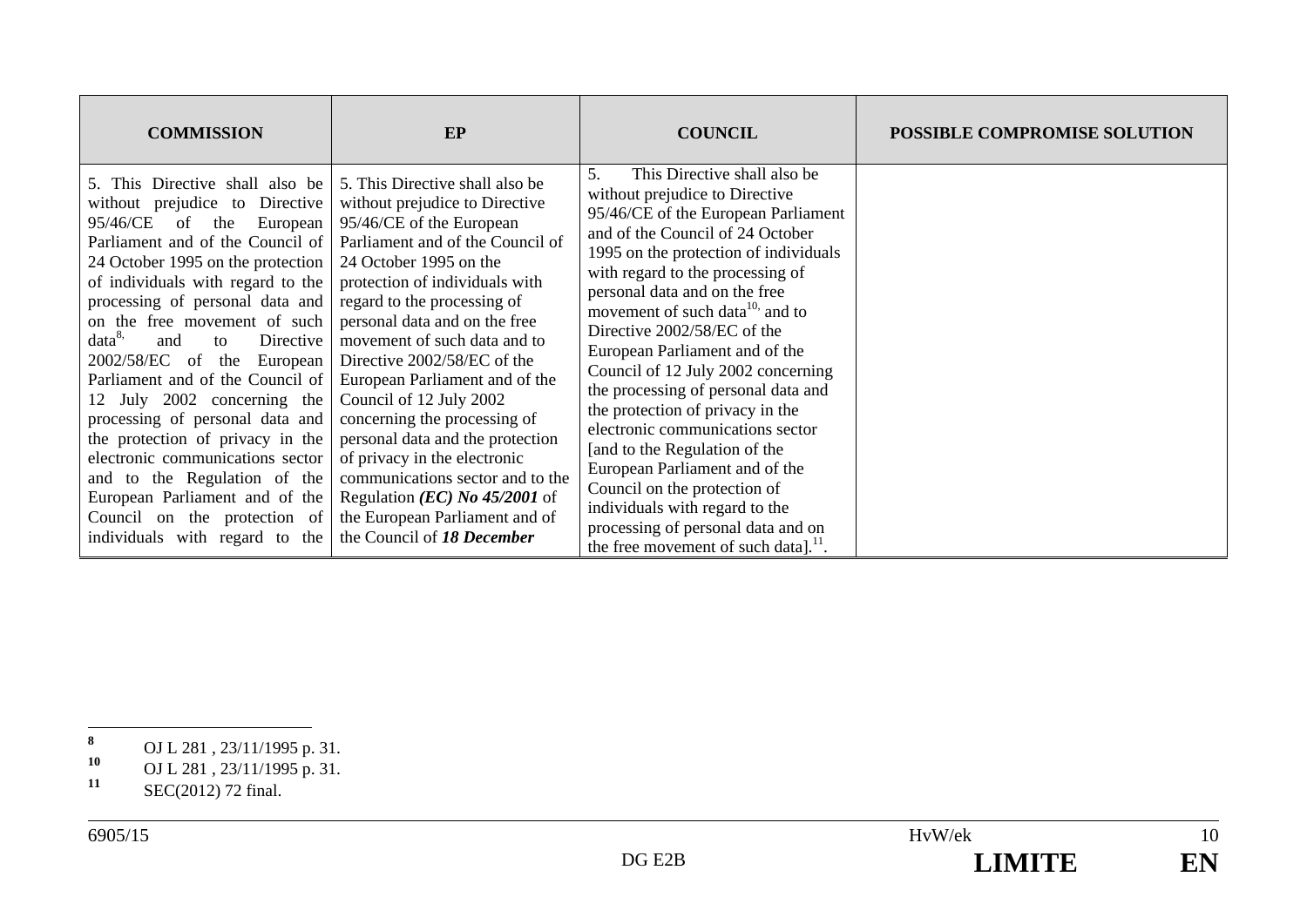| COMMISSION | EP | COUNCIL | POSSIBLE COMPROMISE SOLUTION |
|---|---|---|---|
| 5. This Directive shall also be without prejudice to Directive 95/46/CE of the European Parliament and of the Council of 24 October 1995 on the protection of individuals with regard to the processing of personal data and on the free movement of such data[8], and to Directive 2002/58/EC of the European Parliament and of the Council of 12 July 2002 concerning the processing of personal data and the protection of privacy in the electronic communications sector and to the Regulation of the European Parliament and of the Council on the protection of individuals with regard to the | 5. This Directive shall also be without prejudice to Directive 95/46/CE of the European Parliament and of the Council of 24 October 1995 on the protection of individuals with regard to the processing of personal data and on the free movement of such data and to Directive 2002/58/EC of the European Parliament and of the Council of 12 July 2002 concerning the processing of personal data and the protection of privacy in the electronic communications sector and to the Regulation ***(EC) No 45/2001*** of the European Parliament and of the Council of ***18 December*** | 5. This Directive shall also be without prejudice to Directive 95/46/CE of the European Parliament and of the Council of 24 October 1995 on the protection of individuals with regard to the processing of personal data and on the free movement of such data[10], and to Directive 2002/58/EC of the European Parliament and of the Council of 12 July 2002 concerning the processing of personal data and the protection of privacy in the electronic communications sector [and to the Regulation of the European Parliament and of the Council on the protection of individuals with regard to the processing of personal data and on the free movement of such data].[11]. | |

[8] OJ L 281 , 23/11/1995 p. 31.

[10] OJ L 281 , 23/11/1995 p. 31.

[11] SEC(2012) 72 final.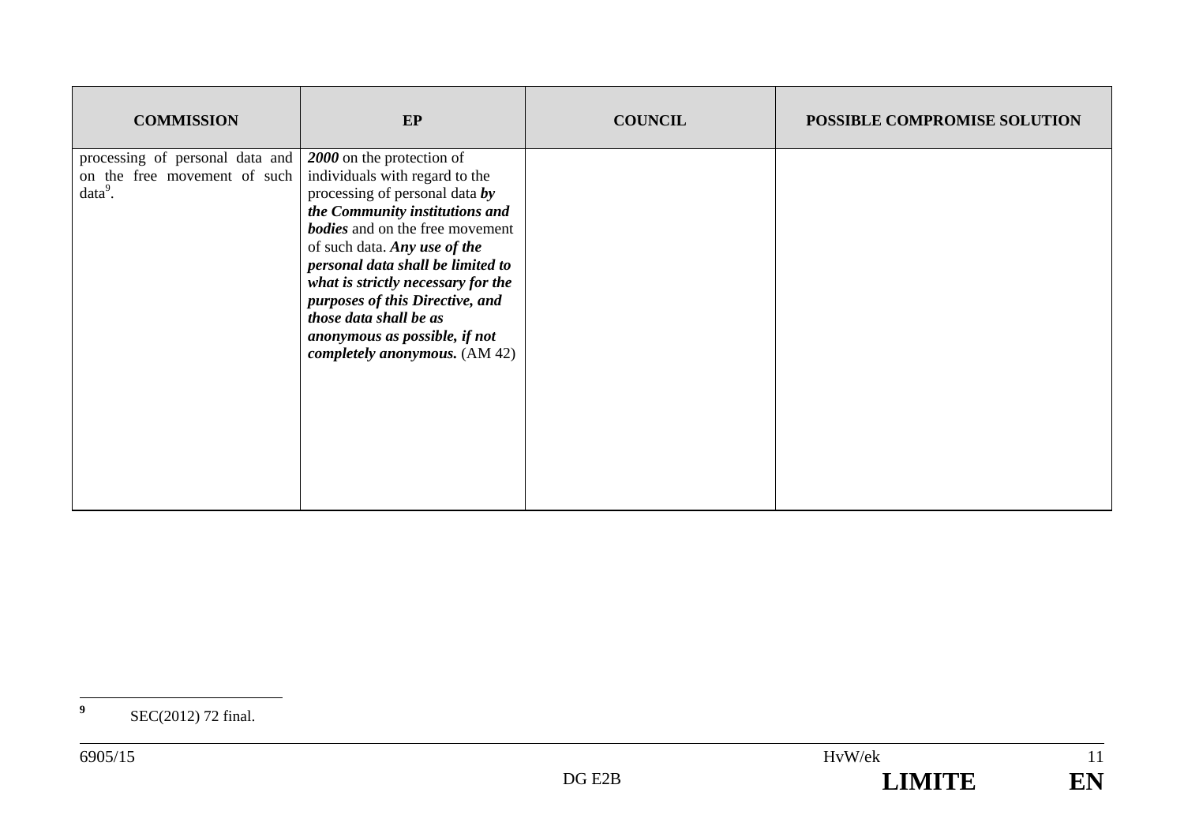| COMMISSION | EP | COUNCIL | POSSIBLE COMPROMISE SOLUTION |
|---|---|---|---|
| processing of personal data and on the free movement of such data[9]. | ***2000*** on the protection of individuals with regard to the processing of personal data ***by the Community institutions and bodies*** and on the free movement of such data. ***Any use of the personal data shall be limited to what is strictly necessary for the purposes of this Directive, and those data shall be as anonymous as possible, if not completely anonymous.*** (AM 42) | | |

[9] SEC(2012) 72 final.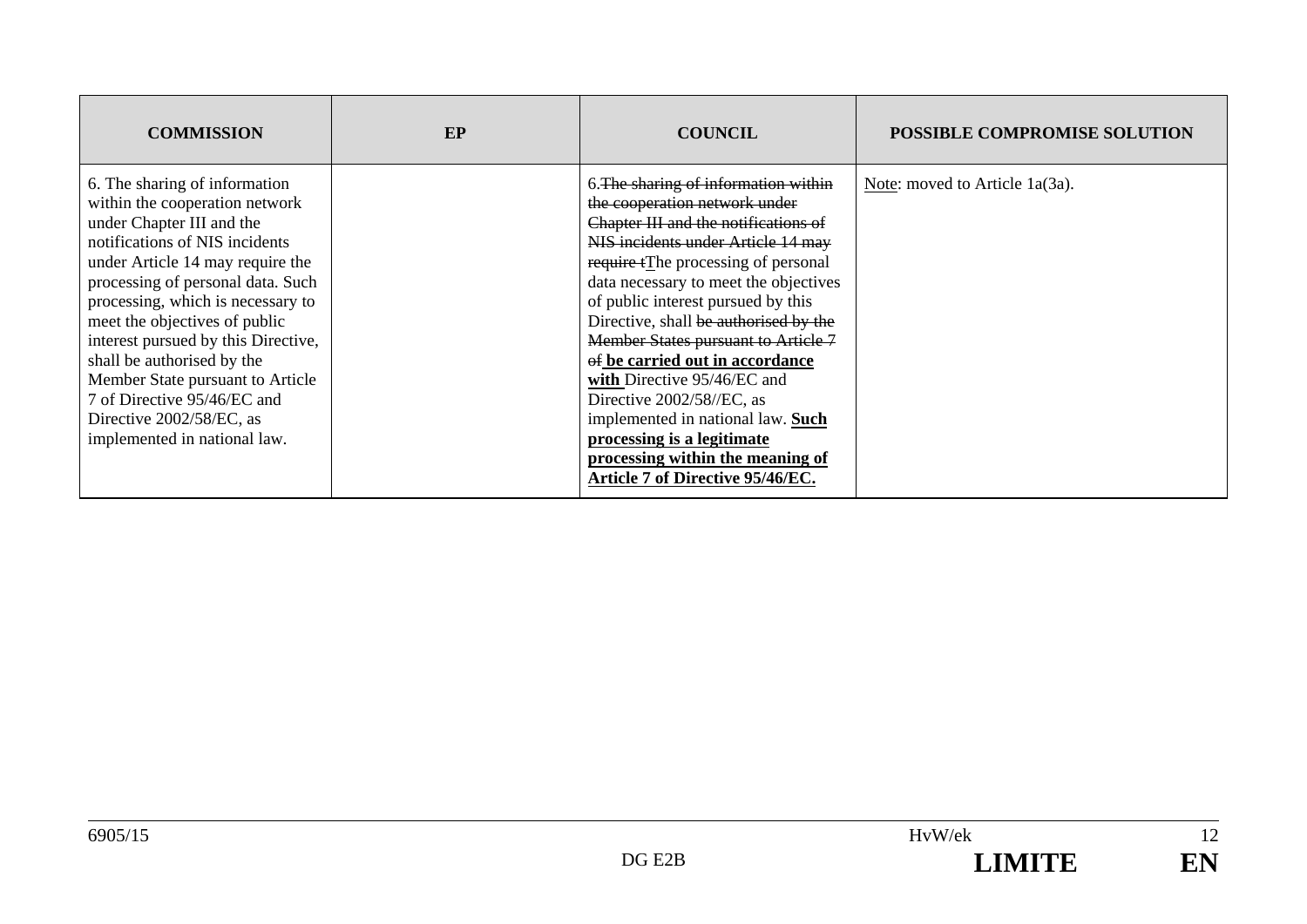| COMMISSION | EP | COUNCIL | POSSIBLE COMPROMISE SOLUTION |
|---|---|---|---|
| 6. The sharing of information within the cooperation network under Chapter III and the notifications of NIS incidents under Article 14 may require the processing of personal data. Such processing, which is necessary to meet the objectives of public interest pursued by this Directive, shall be authorised by the Member State pursuant to Article 7 of Directive 95/46/EC and Directive 2002/58/EC, as implemented in national law. | | 6.~~The sharing of information within the cooperation network under Chapter III and the notifications of NIS incidents under Article 14 may require t~~The processing of personal data necessary to meet the objectives of public interest pursued by this Directive, shall ~~be authorised by the Member States pursuant to Article 7 of~~ **be carried out in accordance with** Directive 95/46/EC and Directive 2002/58//EC, as implemented in national law. **Such processing is a legitimate processing within the meaning of Article 7 of Directive 95/46/EC.** | Note: moved to Article 1a(3a). |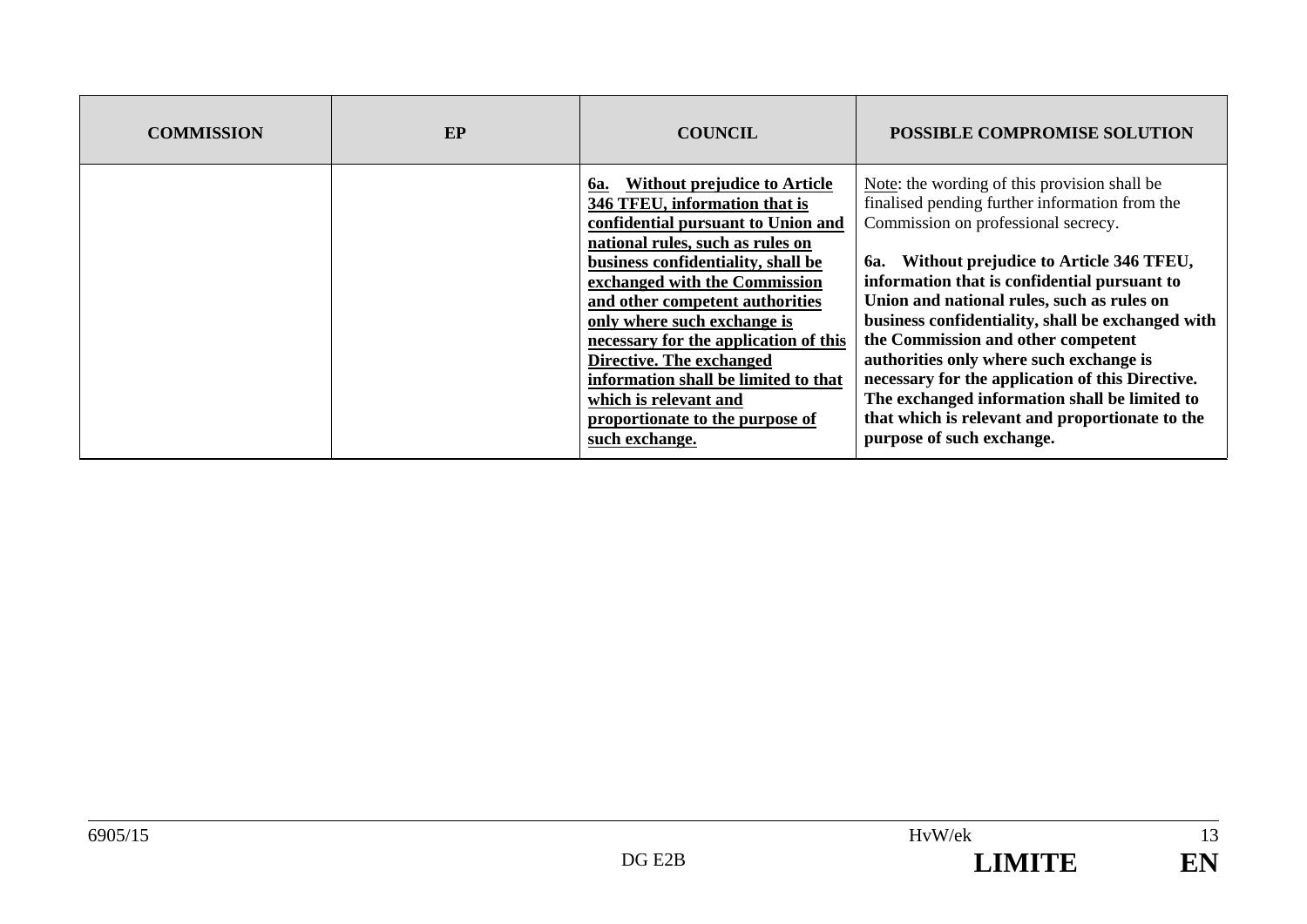| COMMISSION | EP | COUNCIL | POSSIBLE COMPROMISE SOLUTION |
|---|---|---|---|
| | | **6a. Without prejudice to Article 346 TFEU, information that is confidential pursuant to Union and national rules, such as rules on business confidentiality, shall be exchanged with the Commission and other competent authorities only where such exchange is necessary for the application of this Directive. The exchanged information shall be limited to that which is relevant and proportionate to the purpose of such exchange.** | Note: the wording of this provision shall be finalised pending further information from the Commission on professional secrecy.<br><br>**6a. Without prejudice to Article 346 TFEU, information that is confidential pursuant to Union and national rules, such as rules on business confidentiality, shall be exchanged with the Commission and other competent authorities only where such exchange is necessary for the application of this Directive. The exchanged information shall be limited to that which is relevant and proportionate to the purpose of such exchange.** |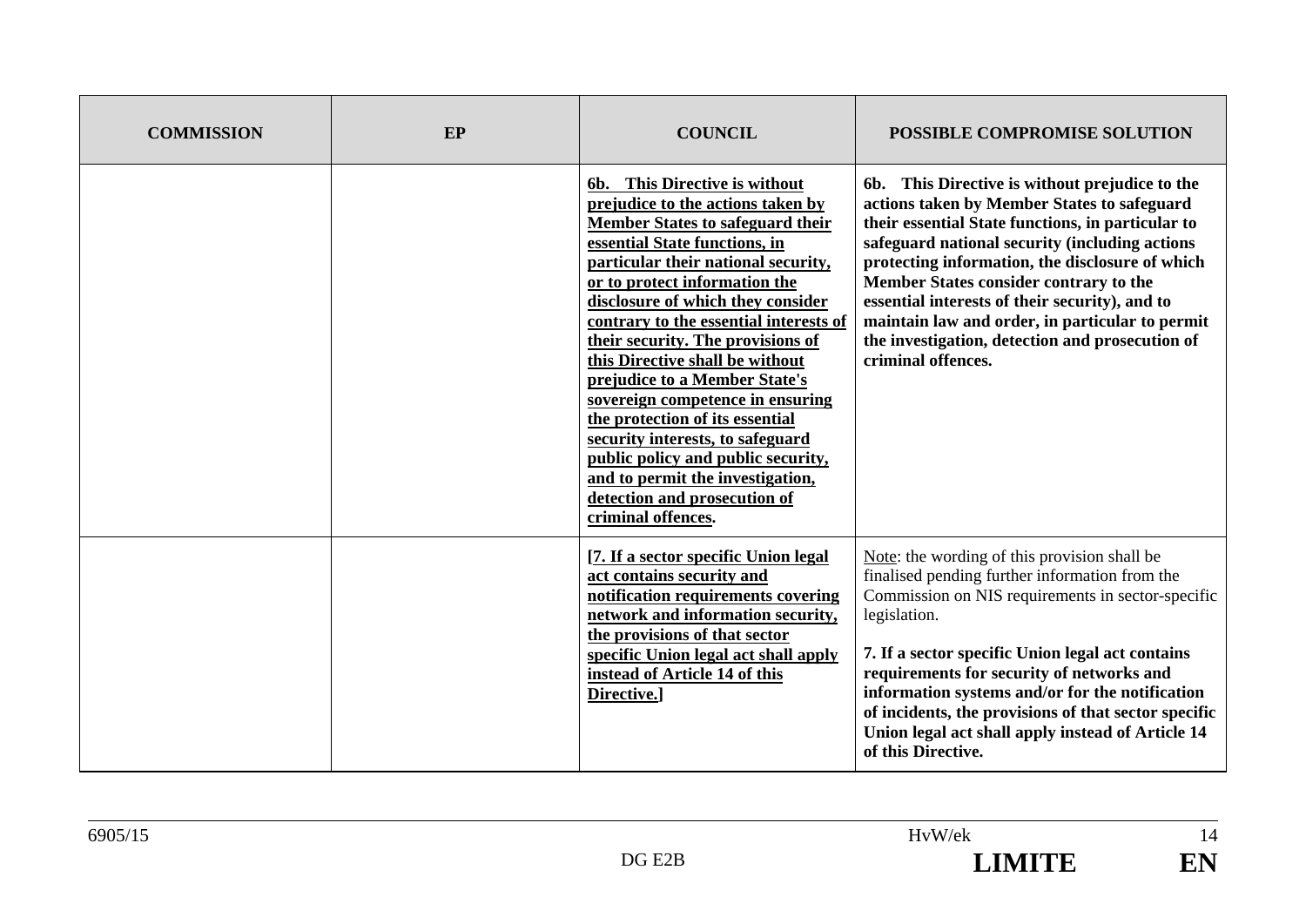| COMMISSION | EP | COUNCIL | POSSIBLE COMPROMISE SOLUTION |
|---|---|---|---|
| | | **6b. This Directive is without prejudice to the actions taken by Member States to safeguard their essential State functions, in particular their national security, or to protect information the disclosure of which they consider contrary to the essential interests of their security. The provisions of this Directive shall be without prejudice to a Member State's sovereign competence in ensuring the protection of its essential security interests, to safeguard public policy and public security, and to permit the investigation, detection and prosecution of criminal offences.** | **6b. This Directive is without prejudice to the actions taken by Member States to safeguard their essential State functions, in particular to safeguard national security (including actions protecting information, the disclosure of which Member States consider contrary to the essential interests of their security), and to maintain law and order, in particular to permit the investigation, detection and prosecution of criminal offences.** |
| | | **[7. If a sector specific Union legal act contains security and notification requirements covering network and information security, the provisions of that sector specific Union legal act shall apply instead of Article 14 of this Directive.]** | Note: the wording of this provision shall be finalised pending further information from the Commission on NIS requirements in sector-specific legislation.<br><br>**7. If a sector specific Union legal act contains requirements for security of networks and information systems and/or for the notification of incidents, the provisions of that sector specific Union legal act shall apply instead of Article 14 of this Directive.** |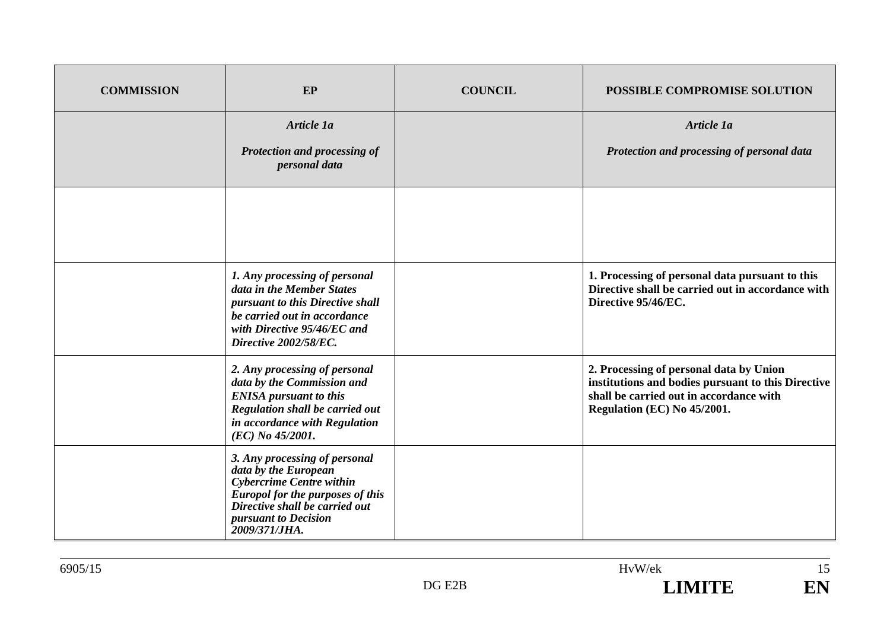| COMMISSION | EP | COUNCIL | POSSIBLE COMPROMISE SOLUTION |
| --- | --- | --- | --- |
| | ***Article 1a***<br><br>***Protection and processing of personal data*** | | ***Article 1a***<br><br>***Protection and processing of personal data*** |
| | | | |
| | ***1. Any processing of personal data in the Member States pursuant to this Directive shall be carried out in accordance with Directive 95/46/EC and Directive 2002/58/EC.*** | | **1. Processing of personal data pursuant to this Directive shall be carried out in accordance with Directive 95/46/EC.** |
| | ***2. Any processing of personal data by the Commission and ENISA pursuant to this Regulation shall be carried out in accordance with Regulation (EC) No 45/2001.*** | | **2. Processing of personal data by Union institutions and bodies pursuant to this Directive shall be carried out in accordance with Regulation (EC) No 45/2001.** |
| | ***3. Any processing of personal data by the European Cybercrime Centre within Europol for the purposes of this Directive shall be carried out pursuant to Decision 2009/371/JHA.*** | | |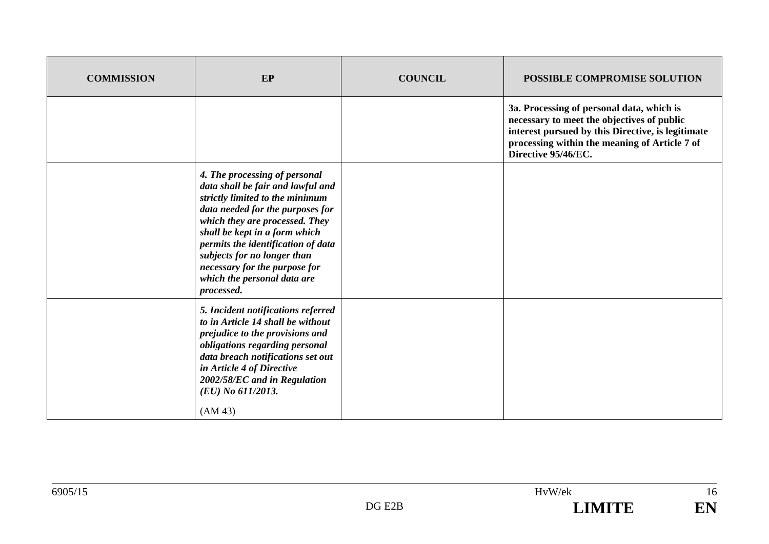| COMMISSION | EP | COUNCIL | POSSIBLE COMPROMISE SOLUTION |
|---|---|---|---|
| | | | **3a. Processing of personal data, which is necessary to meet the objectives of public interest pursued by this Directive, is legitimate processing within the meaning of Article 7 of Directive 95/46/EC.** |
| | ***4. The processing of personal data shall be fair and lawful and strictly limited to the minimum data needed for the purposes for which they are processed. They shall be kept in a form which permits the identification of data subjects for no longer than necessary for the purpose for which the personal data are processed.*** | | |
| | ***5. Incident notifications referred to in Article 14 shall be without prejudice to the provisions and obligations regarding personal data breach notifications set out in Article 4 of Directive 2002/58/EC and in Regulation (EU) No 611/2013.*** <br><br> (AM 43) | | |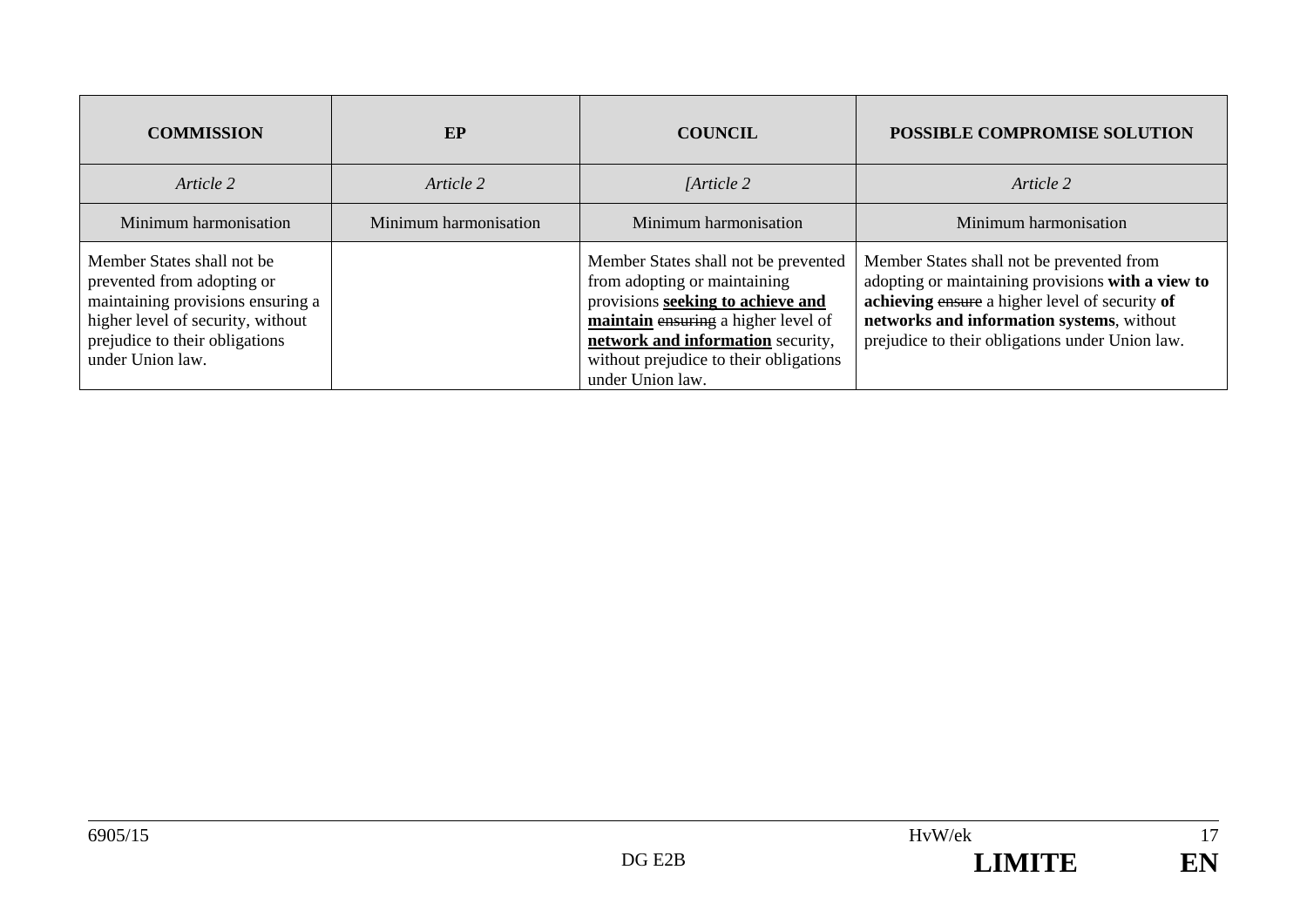| COMMISSION | EP | COUNCIL | POSSIBLE COMPROMISE SOLUTION |
|---|---|---|---|
| *Article 2* | *Article 2* | *[Article 2* | *Article 2* |
| Minimum harmonisation | Minimum harmonisation | Minimum harmonisation | Minimum harmonisation |
| Member States shall not be prevented from adopting or maintaining provisions ensuring a higher level of security, without prejudice to their obligations under Union law. | | Member States shall not be prevented from adopting or maintaining provisions **seeking to achieve and maintain** ~~ensuring~~ a higher level of **network and information** security, without prejudice to their obligations under Union law. | Member States shall not be prevented from adopting or maintaining provisions **with a view to achieving** ~~ensure~~ a higher level of security **of networks and information systems**, without prejudice to their obligations under Union law. |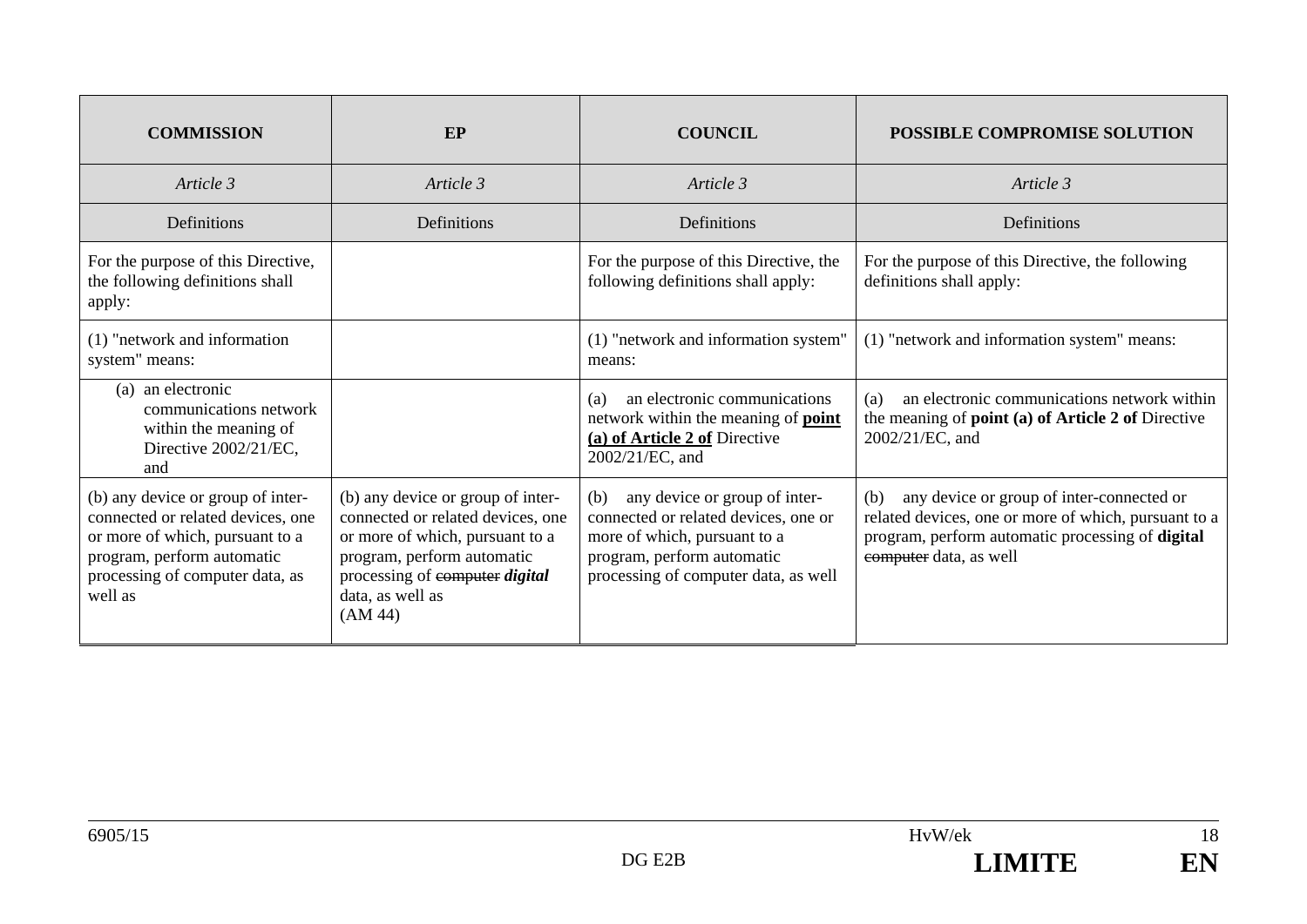| COMMISSION | EP | COUNCIL | POSSIBLE COMPROMISE SOLUTION |
|---|---|---|---|
| *Article 3* | *Article 3* | *Article 3* | *Article 3* |
| Definitions | Definitions | Definitions | Definitions |
| For the purpose of this Directive, the following definitions shall apply: | | For the purpose of this Directive, the following definitions shall apply: | For the purpose of this Directive, the following definitions shall apply: |
| (1) "network and information system" means: | | (1) "network and information system" means: | (1) "network and information system" means: |
| (a) an electronic communications network within the meaning of Directive 2002/21/EC, and | | (a) an electronic communications network within the meaning of **point (a) of Article 2 of** Directive 2002/21/EC, and | (a) an electronic communications network within the meaning of **point (a) of Article 2 of** Directive 2002/21/EC, and |
| (b) any device or group of inter-connected or related devices, one or more of which, pursuant to a program, perform automatic processing of computer data, as well as | (b) any device or group of inter-connected or related devices, one or more of which, pursuant to a program, perform automatic processing of ~~computer~~ ***digital*** data, as well as (AM 44) | (b) any device or group of inter-connected or related devices, one or more of which, pursuant to a program, perform automatic processing of computer data, as well | (b) any device or group of inter-connected or related devices, one or more of which, pursuant to a program, perform automatic processing of **digital** ~~computer~~ data, as well |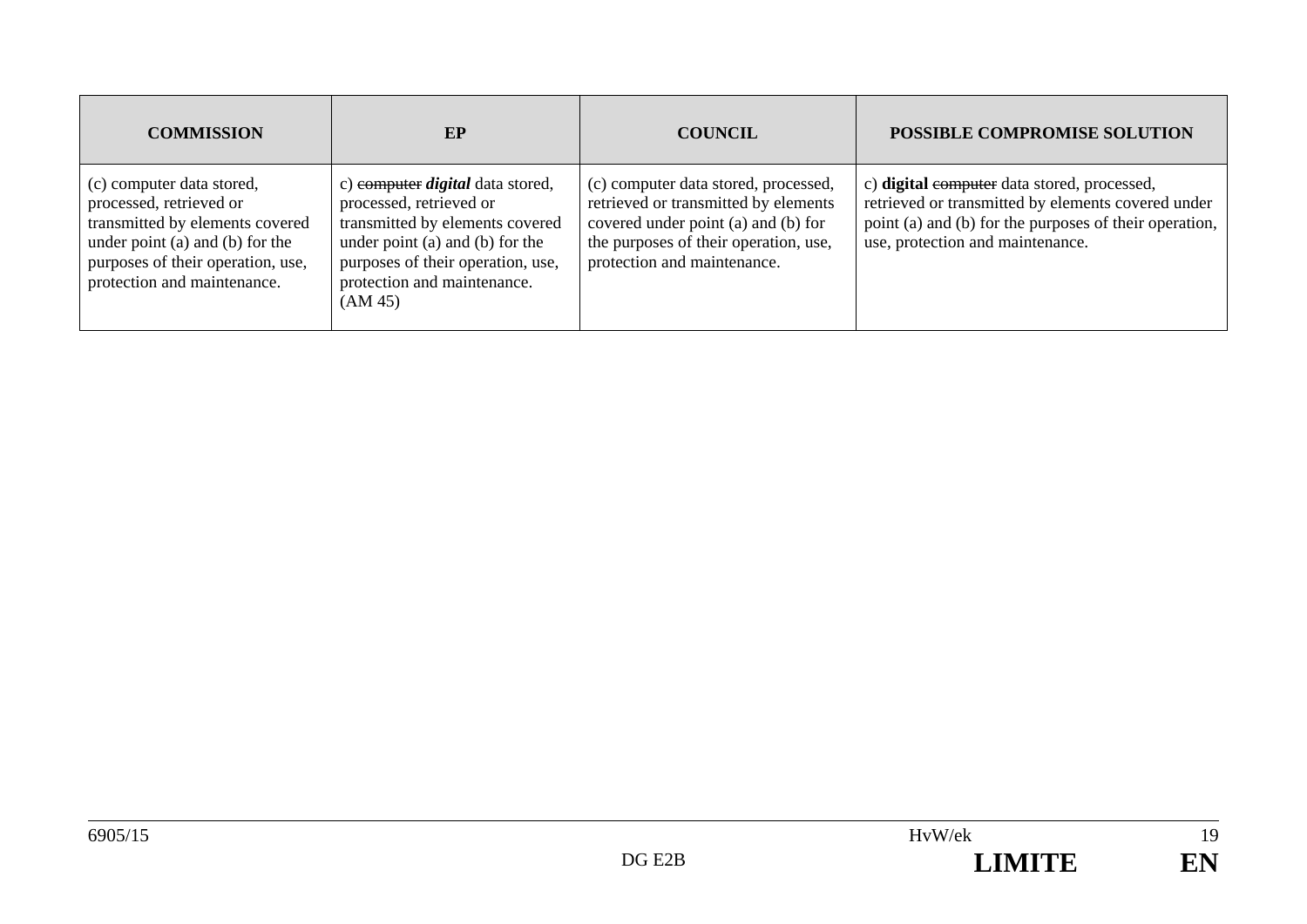| COMMISSION | EP | COUNCIL | POSSIBLE COMPROMISE SOLUTION |
|---|---|---|---|
| (c) computer data stored, processed, retrieved or transmitted by elements covered under point (a) and (b) for the purposes of their operation, use, protection and maintenance. | c) ~~computer~~ ***digital*** data stored, processed, retrieved or transmitted by elements covered under point (a) and (b) for the purposes of their operation, use, protection and maintenance. (AM 45) | (c) computer data stored, processed, retrieved or transmitted by elements covered under point (a) and (b) for the purposes of their operation, use, protection and maintenance. | c) **digital** ~~computer~~ data stored, processed, retrieved or transmitted by elements covered under point (a) and (b) for the purposes of their operation, use, protection and maintenance. |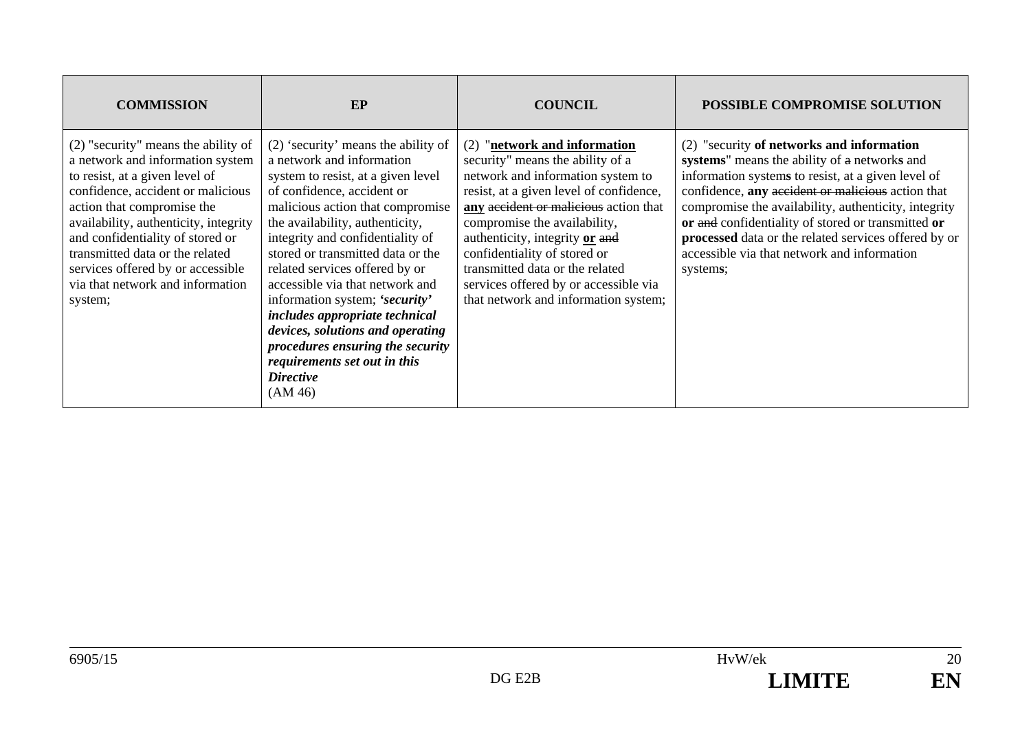| COMMISSION | EP | COUNCIL | POSSIBLE COMPROMISE SOLUTION |
|---|---|---|---|
| (2) "security" means the ability of a network and information system to resist, at a given level of confidence, accident or malicious action that compromise the availability, authenticity, integrity and confidentiality of stored or transmitted data or the related services offered by or accessible via that network and information system; | (2) 'security' means the ability of a network and information system to resist, at a given level of confidence, accident or malicious action that compromise the availability, authenticity, integrity and confidentiality of stored or transmitted data or the related services offered by or accessible via that network and information system; ***'security' includes appropriate technical devices, solutions and operating procedures ensuring the security requirements set out in this Directive*** (AM 46) | (2) "**<u>network and information</u>** security" means the ability of a network and information system to resist, at a given level of confidence, **<u>any</u>** ~~accident or malicious~~ action that compromise the availability, authenticity, integrity **<u>or</u>** ~~and~~ confidentiality of stored or transmitted data or the related services offered by or accessible via that network and information system; | (2) "security **of networks and information systems**" means the ability of ~~a~~ network**s** and information system**s** to resist, at a given level of confidence, **any** ~~accident or malicious~~ action that compromise the availability, authenticity, integrity **or** ~~and~~ confidentiality of stored or transmitted **or processed** data or the related services offered by or accessible via that network and information system**s**; |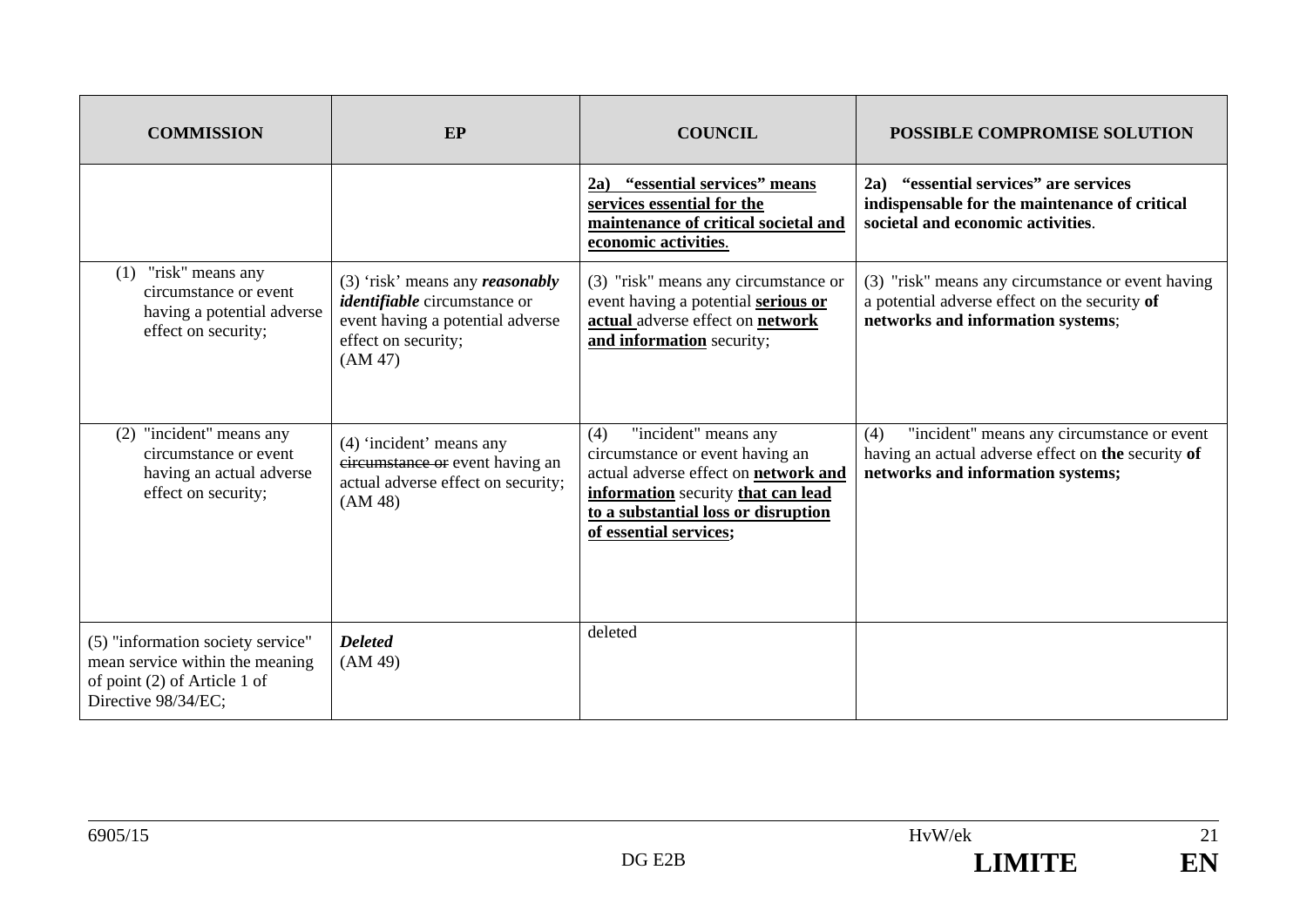| COMMISSION | EP | COUNCIL | POSSIBLE COMPROMISE SOLUTION |
|---|---|---|---|
| | | **2a) "essential services" means services essential for the maintenance of critical societal and economic activities.** | **2a) "essential services" are services indispensable for the maintenance of critical societal and economic activities.** |
| (1) "risk" means any circumstance or event having a potential adverse effect on security; | (3) 'risk' means any ***reasonably identifiable*** circumstance or event having a potential adverse effect on security; (AM 47) | (3) "risk" means any circumstance or event having a potential **serious or actual** adverse effect on **network and information** security; | (3) "risk" means any circumstance or event having a potential adverse effect on the security **of networks and information systems**; |
| (2) "incident" means any circumstance or event having an actual adverse effect on security; | (4) 'incident' means any ~~circumstance or~~ event having an actual adverse effect on security; (AM 48) | (4) "incident" means any circumstance or event having an actual adverse effect on **network and information** security **that can lead to a substantial loss or disruption of essential services;** | (4) "incident" means any circumstance or event having an actual adverse effect on **the** security **of networks and information systems;** |
| (5) "information society service" mean service within the meaning of point (2) of Article 1 of Directive 98/34/EC; | ***Deleted*** (AM 49) | deleted | |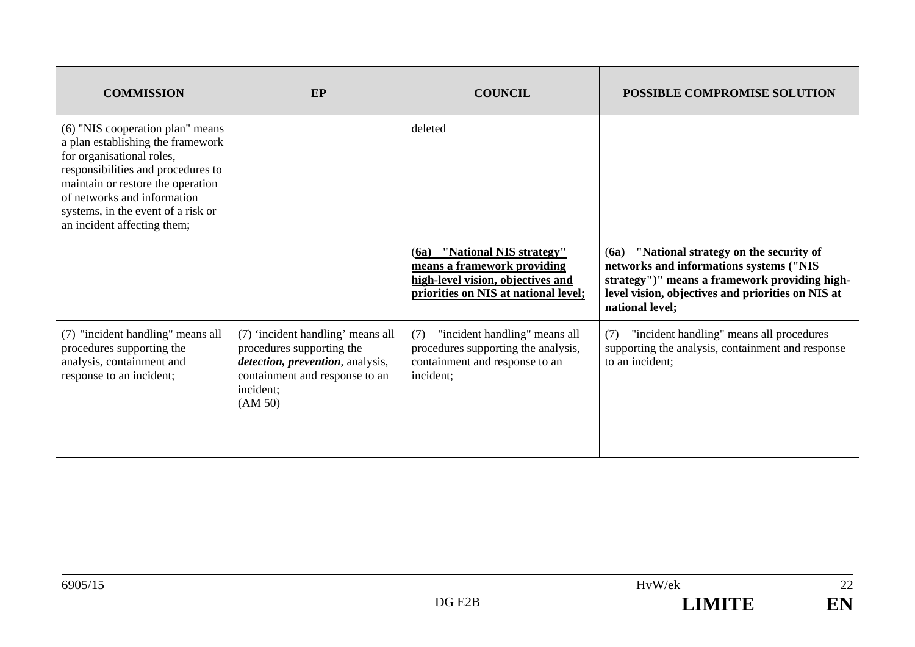| COMMISSION | EP | COUNCIL | POSSIBLE COMPROMISE SOLUTION |
|---|---|---|---|
| (6) "NIS cooperation plan" means a plan establishing the framework for organisational roles, responsibilities and procedures to maintain or restore the operation of networks and information systems, in the event of a risk or an incident affecting them; | | deleted | |
| | | **(6a) "National NIS strategy" means a framework providing high-level vision, objectives and priorities on NIS at national level;** | **(6a) "National strategy on the security of networks and informations systems ("NIS strategy")" means a framework providing high-level vision, objectives and priorities on NIS at national level;** |
| (7) "incident handling" means all procedures supporting the analysis, containment and response to an incident; | (7) 'incident handling' means all procedures supporting the ***detection, prevention***, analysis, containment and response to an incident; (AM 50) | (7) "incident handling" means all procedures supporting the analysis, containment and response to an incident; | (7) "incident handling" means all procedures supporting the analysis, containment and response to an incident; |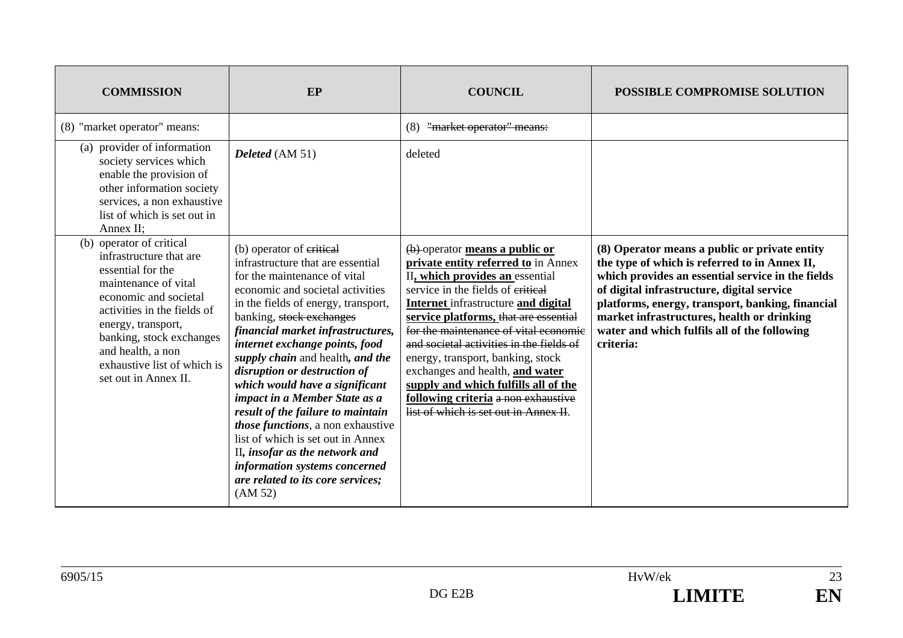| COMMISSION | EP | COUNCIL | POSSIBLE COMPROMISE SOLUTION |
|---|---|---|---|
| (8) "market operator" means: | | (8) ~~"market operator" means:~~ | |
| (a) provider of information society services which enable the provision of other information society services, a non exhaustive list of which is set out in Annex II; | ***Deleted*** (AM 51) | deleted | |
| (b) operator of critical infrastructure that are essential for the maintenance of vital economic and societal activities in the fields of energy, transport, banking, stock exchanges and health, a non exhaustive list of which is set out in Annex II. | (b) operator of ~~critical~~ infrastructure that are essential for the maintenance of vital economic and societal activities in the fields of energy, transport, banking, ~~stock exchanges~~ ***financial market infrastructures, internet exchange points, food supply chain*** and health***, and the disruption or destruction of which would have a significant impact in a Member State as a result of the failure to maintain those functions***, a non exhaustive list of which is set out in Annex II***, insofar as the network and information systems concerned are related to its core services;*** (AM 52) | ~~(b)~~ operator **means a public or private entity referred to** in Annex II**, which provides an** essential service in the fields of ~~critical~~ **Internet** infrastructure **and digital service platforms,** ~~that are essential for the maintenance of vital economic and societal activities in the fields of~~ energy, transport, banking, stock exchanges and health, **and water supply and which fulfills all of the following criteria** ~~a non exhaustive list of which is set out in Annex II~~. | **(8) Operator means a public or private entity the type of which is referred to in Annex II, which provides an essential service in the fields of digital infrastructure, digital service platforms, energy, transport, banking, financial market infrastructures, health or drinking water and which fulfils all of the following criteria:** |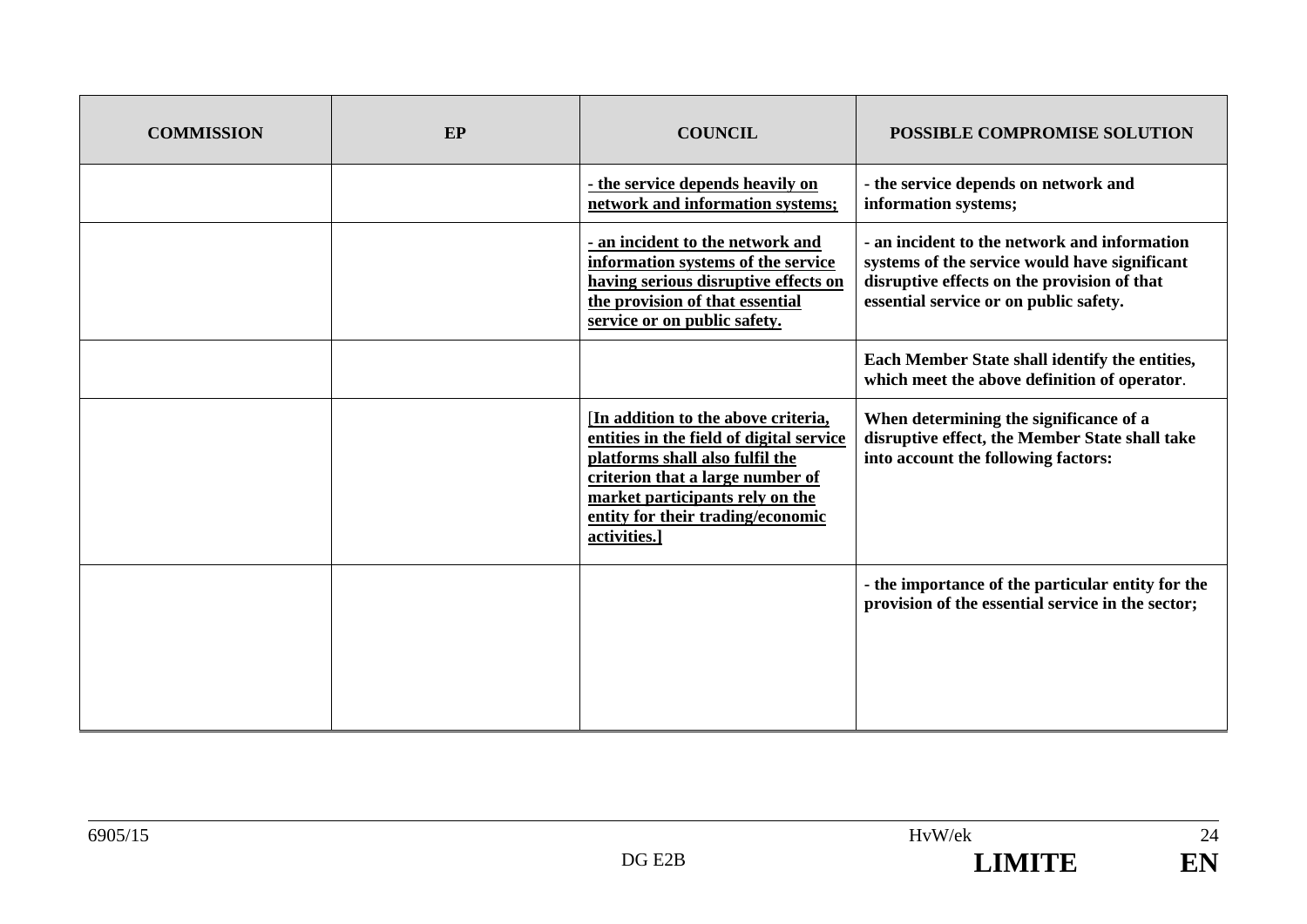| COMMISSION | EP | COUNCIL | POSSIBLE COMPROMISE SOLUTION |
|---|---|---|---|
| | | **- the service depends heavily on network and information systems;** | **- the service depends on network and information systems;** |
| | | **- an incident to the network and information systems of the service having serious disruptive effects on the provision of that essential service or on public safety.** | **- an incident to the network and information systems of the service would have significant disruptive effects on the provision of that essential service or on public safety.** |
| | | | **Each Member State shall identify the entities, which meet the above definition of operator**. |
| | | [**In addition to the above criteria, entities in the field of digital service platforms shall also fulfil the criterion that a large number of market participants rely on the entity for their trading/economic activities.]** | **When determining the significance of a disruptive effect, the Member State shall take into account the following factors:** |
| | | | **- the importance of the particular entity for the provision of the essential service in the sector;** |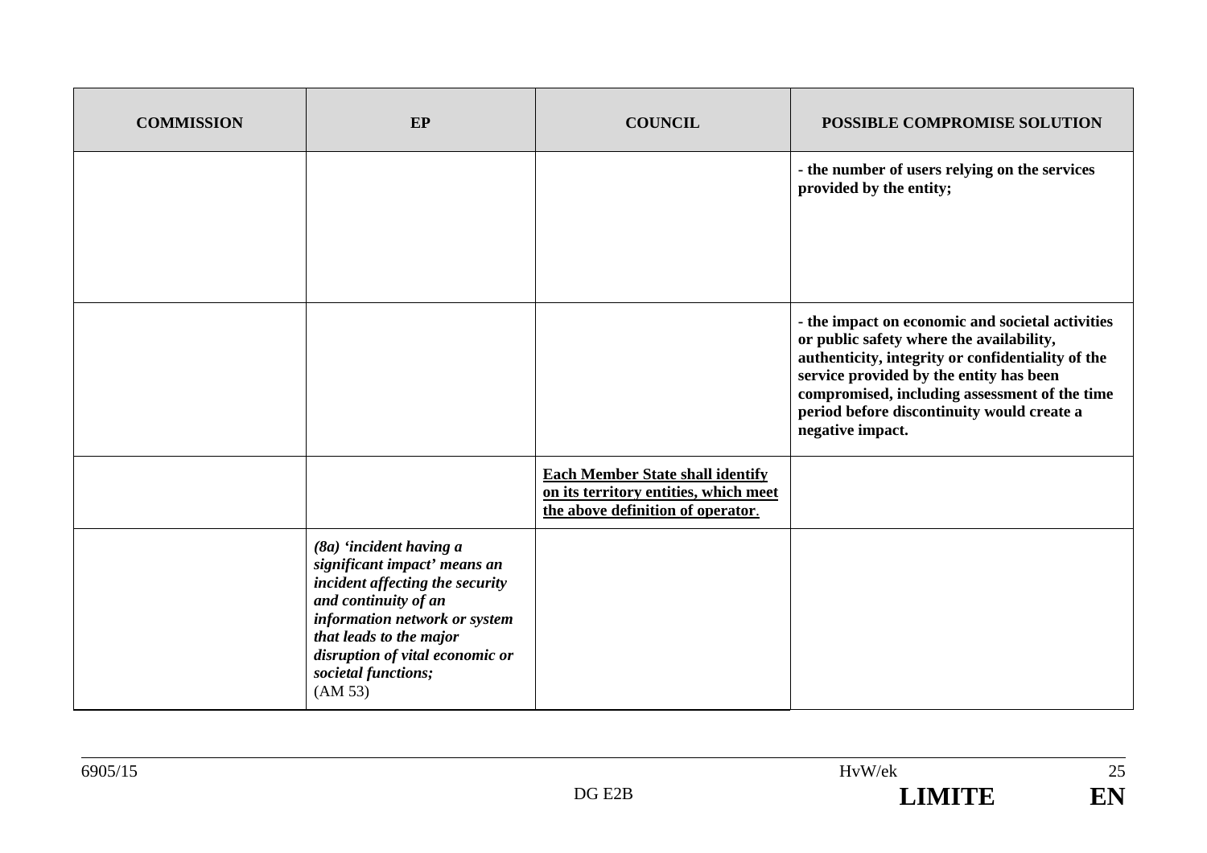| COMMISSION | EP | COUNCIL | POSSIBLE COMPROMISE SOLUTION |
| --- | --- | --- | --- |
| | | | **- the number of users relying on the services provided by the entity;** |
| | | | **- the impact on economic and societal activities or public safety where the availability, authenticity, integrity or confidentiality of the service provided by the entity has been compromised, including assessment of the time period before discontinuity would create a negative impact.** |
| | | **<u>Each Member State shall identify on its territory entities, which meet the above definition of operator</u>**. | |
| | ***(8a) 'incident having a significant impact' means an incident affecting the security and continuity of an information network or system that leads to the major disruption of vital economic or societal functions;*** (AM 53) | | |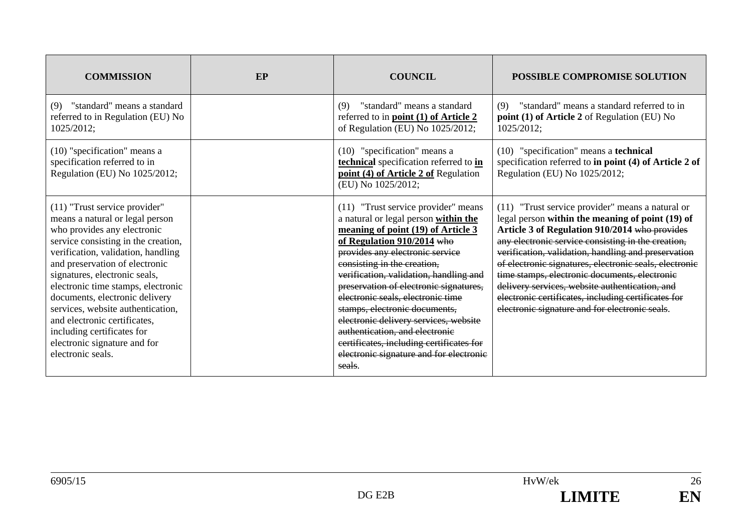| COMMISSION | EP | COUNCIL | POSSIBLE COMPROMISE SOLUTION |
|---|---|---|---|
| (9) "standard" means a standard referred to in Regulation (EU) No 1025/2012; | | (9) "standard" means a standard referred to in **point (1) of Article 2** of Regulation (EU) No 1025/2012; | (9) "standard" means a standard referred to in **point (1) of Article 2** of Regulation (EU) No 1025/2012; |
| (10) "specification" means a specification referred to in Regulation (EU) No 1025/2012; | | (10) "specification" means a **technical** specification referred to **in point (4) of Article 2 of** Regulation (EU) No 1025/2012; | (10) "specification" means a **technical** specification referred to **in point (4) of Article 2 of** Regulation (EU) No 1025/2012; |
| (11) "Trust service provider" means a natural or legal person who provides any electronic service consisting in the creation, verification, validation, handling and preservation of electronic signatures, electronic seals, electronic time stamps, electronic documents, electronic delivery services, website authentication, and electronic certificates, including certificates for electronic signature and for electronic seals. | | (11) "Trust service provider" means a natural or legal person **within the meaning of point (19) of Article 3 of Regulation 910/2014** ~~who provides any electronic service consisting in the creation, verification, validation, handling and preservation of electronic signatures, electronic seals, electronic time stamps, electronic documents, electronic delivery services, website authentication, and electronic certificates, including certificates for electronic signature and for electronic seals~~. | (11) "Trust service provider" means a natural or legal person **within the meaning of point (19) of Article 3 of Regulation 910/2014** ~~who provides any electronic service consisting in the creation, verification, validation, handling and preservation of electronic signatures, electronic seals, electronic time stamps, electronic documents, electronic delivery services, website authentication, and electronic certificates, including certificates for electronic signature and for electronic seals~~. |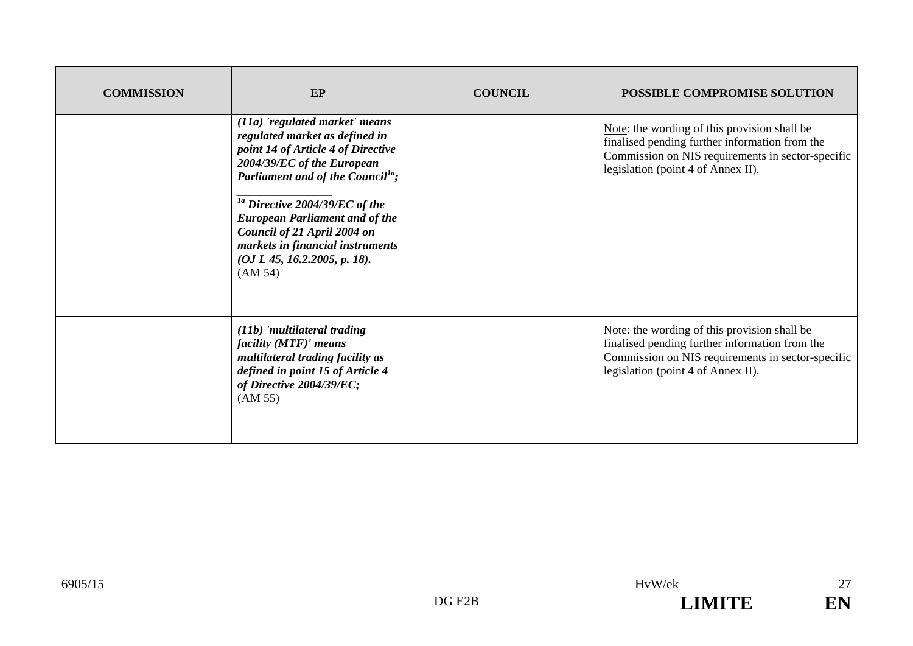| COMMISSION | EP | COUNCIL | POSSIBLE COMPROMISE SOLUTION |
|---|---|---|---|
| | ***(11a) 'regulated market' means regulated market as defined in point 14 of Article 4 of Directive 2004/39/EC of the European Parliament and of the Council[1a];*** <br> _______________ <br> ***[1a] Directive 2004/39/EC of the European Parliament and of the Council of 21 April 2004 on markets in financial instruments (OJ L 45, 16.2.2005, p. 18).*** <br> (AM 54) | | Note: the wording of this provision shall be finalised pending further information from the Commission on NIS requirements in sector-specific legislation (point 4 of Annex II). |
| | ***(11b) 'multilateral trading facility (MTF)' means multilateral trading facility as defined in point 15 of Article 4 of Directive 2004/39/EC;*** <br> (AM 55) | | Note: the wording of this provision shall be finalised pending further information from the Commission on NIS requirements in sector-specific legislation (point 4 of Annex II). |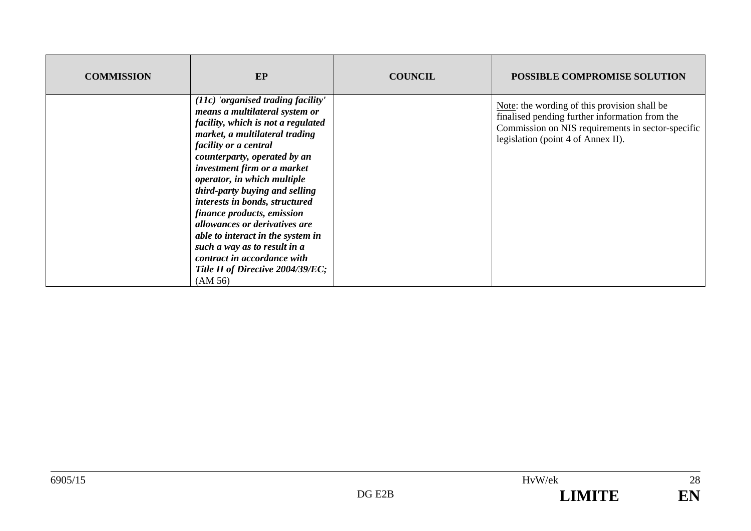| COMMISSION | EP | COUNCIL | POSSIBLE COMPROMISE SOLUTION |
|---|---|---|---|
| | ***(11c) 'organised trading facility' means a multilateral system or facility, which is not a regulated market, a multilateral trading facility or a central counterparty, operated by an investment firm or a market operator, in which multiple third-party buying and selling interests in bonds, structured finance products, emission allowances or derivatives are able to interact in the system in such a way as to result in a contract in accordance with Title II of Directive 2004/39/EC;*** (AM 56) | | Note: the wording of this provision shall be finalised pending further information from the Commission on NIS requirements in sector-specific legislation (point 4 of Annex II). |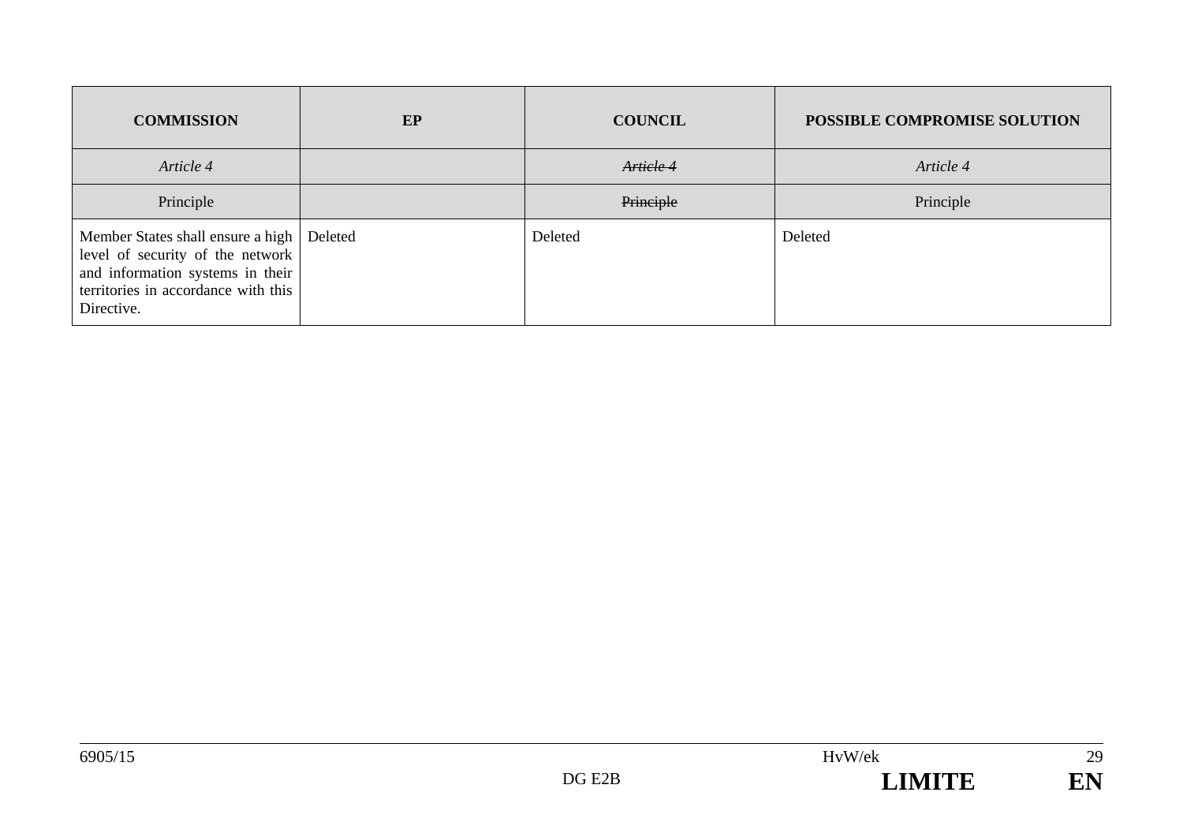| COMMISSION | EP | COUNCIL | POSSIBLE COMPROMISE SOLUTION |
|---|---|---|---|
| *Article 4* | | ~~*Article 4*~~ | *Article 4* |
| Principle | | ~~Principle~~ | Principle |
| Member States shall ensure a high level of security of the network and information systems in their territories in accordance with this Directive. | Deleted | Deleted | Deleted |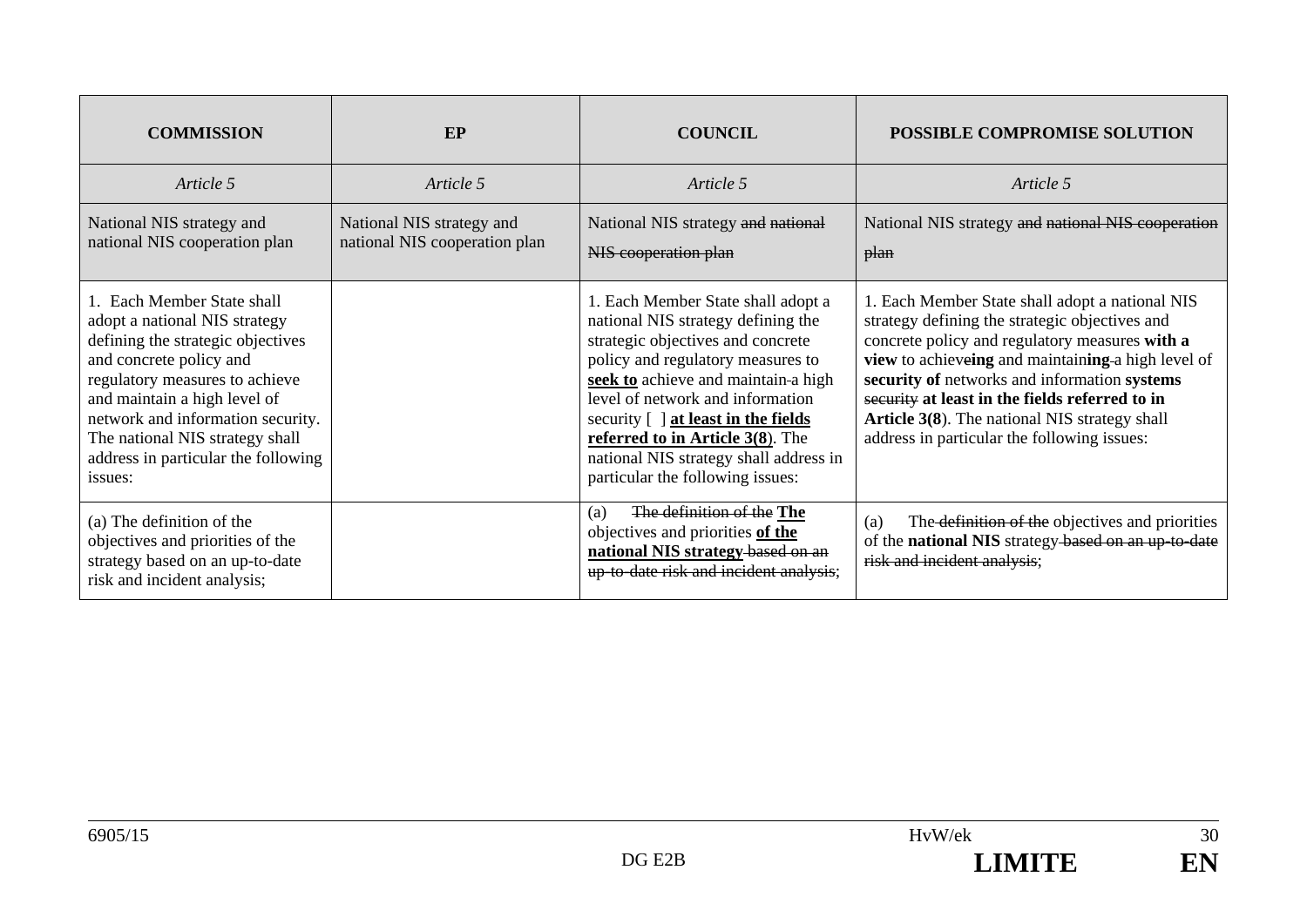| COMMISSION | EP | COUNCIL | POSSIBLE COMPROMISE SOLUTION |
|---|---|---|---|
| *Article 5* | *Article 5* | *Article 5* | *Article 5* |
| National NIS strategy and national NIS cooperation plan | National NIS strategy and national NIS cooperation plan | National NIS strategy ~~and national NIS cooperation plan~~ | National NIS strategy ~~and national NIS cooperation plan~~ |
| 1. Each Member State shall adopt a national NIS strategy defining the strategic objectives and concrete policy and regulatory measures to achieve and maintain a high level of network and information security. The national NIS strategy shall address in particular the following issues: | | 1. Each Member State shall adopt a national NIS strategy defining the strategic objectives and concrete policy and regulatory measures to **seek to** achieve and maintain ~~a~~ high level of network and information security [ ] **at least in the fields referred to in Article 3(8)**. The national NIS strategy shall address in particular the following issues: | 1. Each Member State shall adopt a national NIS strategy defining the strategic objectives and concrete policy and regulatory measures **with a view** to achieve**ing** and maintain**ing** ~~a~~ high level of **security of** networks and information **systems** ~~security~~ **at least in the fields referred to in Article 3(8)**. The national NIS strategy shall address in particular the following issues: |
| (a) The definition of the objectives and priorities of the strategy based on an up-to-date risk and incident analysis; | | (a) ~~The definition of the~~ **The** objectives and priorities **of the national NIS strategy** ~~based on an up-to-date risk and incident analysis~~; | (a) The ~~definition of the~~ objectives and priorities of the **national NIS** strategy ~~based on an up-to-date risk and incident analysis~~; |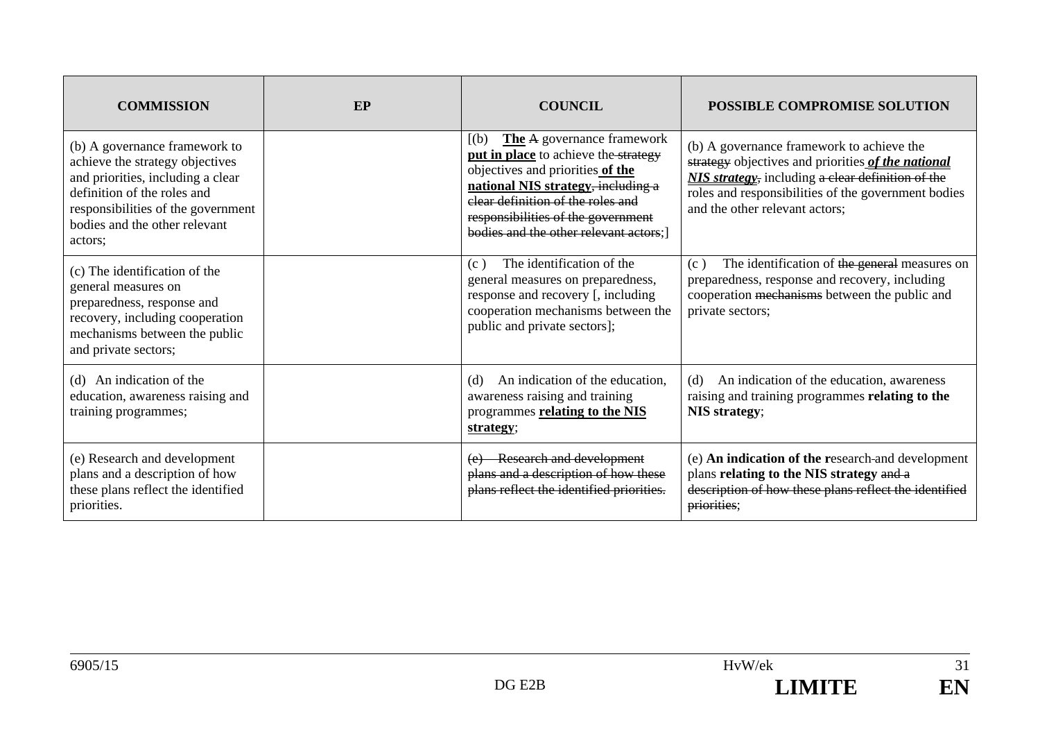| COMMISSION | EP | COUNCIL | POSSIBLE COMPROMISE SOLUTION |
|---|---|---|---|
| (b) A governance framework to achieve the strategy objectives and priorities, including a clear definition of the roles and responsibilities of the government bodies and the other relevant actors; | | [(b) **The** ~~A~~ governance framework **put in place** to achieve the ~~strategy~~ objectives and priorities **of the national NIS strategy**~~, including a clear definition of the roles and responsibilities of the government bodies and the other relevant actors~~;] | (b) A governance framework to achieve the ~~strategy~~ objectives and priorities ***of the national NIS strategy***~~,~~ including ~~a clear definition of the~~ roles and responsibilities of the government bodies and the other relevant actors; |
| (c) The identification of the general measures on preparedness, response and recovery, including cooperation mechanisms between the public and private sectors; | | (c ) The identification of the general measures on preparedness, response and recovery [, including cooperation mechanisms between the public and private sectors]; | (c ) The identification of ~~the general~~ measures on preparedness, response and recovery, including cooperation ~~mechanisms~~ between the public and private sectors; |
| (d) An indication of the education, awareness raising and training programmes; | | (d) An indication of the education, awareness raising and training programmes **relating to the NIS strategy**; | (d) An indication of the education, awareness raising and training programmes **relating to the NIS strategy**; |
| (e) Research and development plans and a description of how these plans reflect the identified priorities. | | ~~(e) Research and development plans and a description of how these plans reflect the identified priorities.~~ | (e) **An indication of the r**esearch-and development plans **relating to the NIS strategy** ~~and a description of how these plans reflect the identified priorities~~; |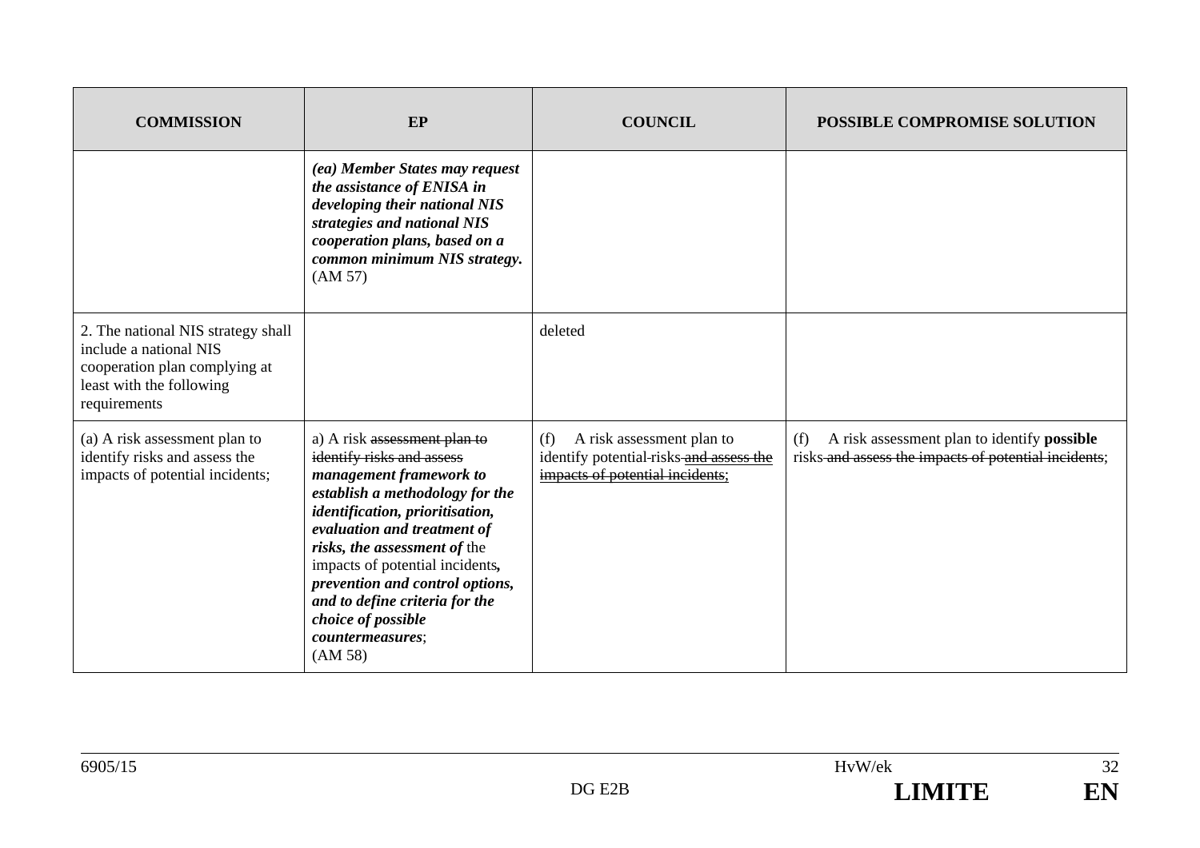| COMMISSION | EP | COUNCIL | POSSIBLE COMPROMISE SOLUTION |
|---|---|---|---|
| | ***(ea) Member States may request the assistance of ENISA in developing their national NIS strategies and national NIS cooperation plans, based on a common minimum NIS strategy.*** (AM 57) | | |
| 2. The national NIS strategy shall include a national NIS cooperation plan complying at least with the following requirements | | deleted | |
| (a) A risk assessment plan to identify risks and assess the impacts of potential incidents; | a) A risk ~~assessment plan to identify risks and assess~~ ***management framework to establish a methodology for the identification, prioritisation, evaluation and treatment of risks, the assessment of*** the impacts of potential incidents***, prevention and control options, and to define criteria for the choice of possible countermeasures***; (AM 58) | (f) A risk assessment plan to identify potential ~~-~~risks ~~and assess the impacts of potential incidents;~~ | (f) A risk assessment plan to identify **possible** risks ~~and assess the impacts of potential incidents~~; |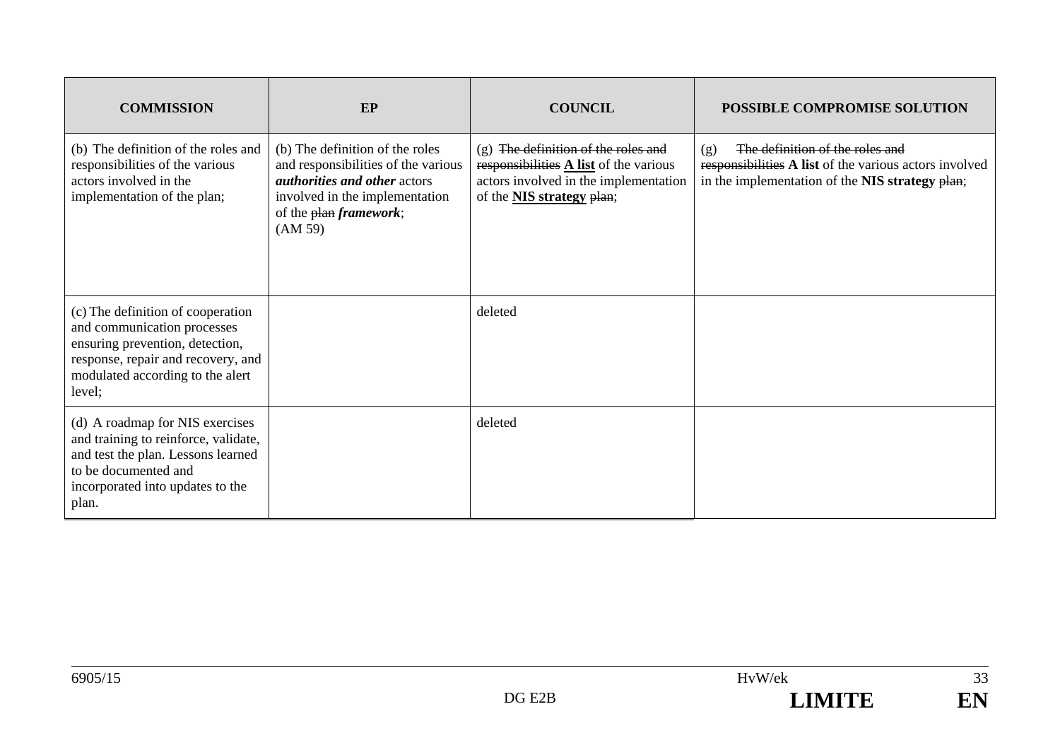| COMMISSION | EP | COUNCIL | POSSIBLE COMPROMISE SOLUTION |
|---|---|---|---|
| (b) The definition of the roles and responsibilities of the various actors involved in the implementation of the plan; | (b) The definition of the roles and responsibilities of the various ***authorities and other*** actors involved in the implementation of the ~~plan~~ ***framework***; (AM 59) | (g) ~~The definition of the roles and responsibilities~~ **A list** of the various actors involved in the implementation of the **NIS strategy** ~~plan~~; | (g) ~~The definition of the roles and responsibilities~~ **A list** of the various actors involved in the implementation of the **NIS strategy** ~~plan~~; |
| (c) The definition of cooperation and communication processes ensuring prevention, detection, response, repair and recovery, and modulated according to the alert level; | | deleted | |
| (d) A roadmap for NIS exercises and training to reinforce, validate, and test the plan. Lessons learned to be documented and incorporated into updates to the plan. | | deleted | |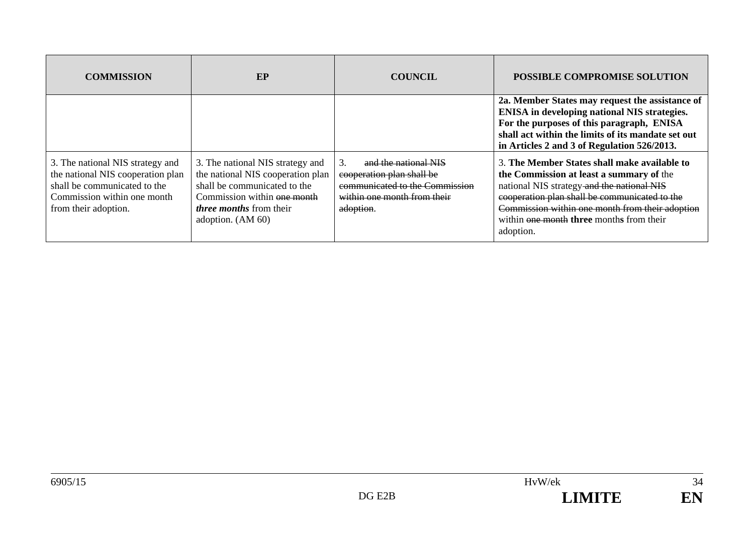| COMMISSION | EP | COUNCIL | POSSIBLE COMPROMISE SOLUTION |
|---|---|---|---|
| | | | **2a. Member States may request the assistance of ENISA in developing national NIS strategies. For the purposes of this paragraph, ENISA shall act within the limits of its mandate set out in Articles 2 and 3 of Regulation 526/2013.** |
| 3. The national NIS strategy and the national NIS cooperation plan shall be communicated to the Commission within one month from their adoption. | 3. The national NIS strategy and the national NIS cooperation plan shall be communicated to the Commission within ~~one month~~ ***three months*** from their adoption. (AM 60) | 3. ~~and the national NIS cooperation plan shall be communicated to the Commission within one month from their adoption~~. | 3. **The Member States shall make available to the Commission at least a summary of** the national NIS strategy ~~and the national NIS cooperation plan shall be communicated to the Commission within one month from their adoption~~ within ~~one month~~ **three** month**s** from their adoption. |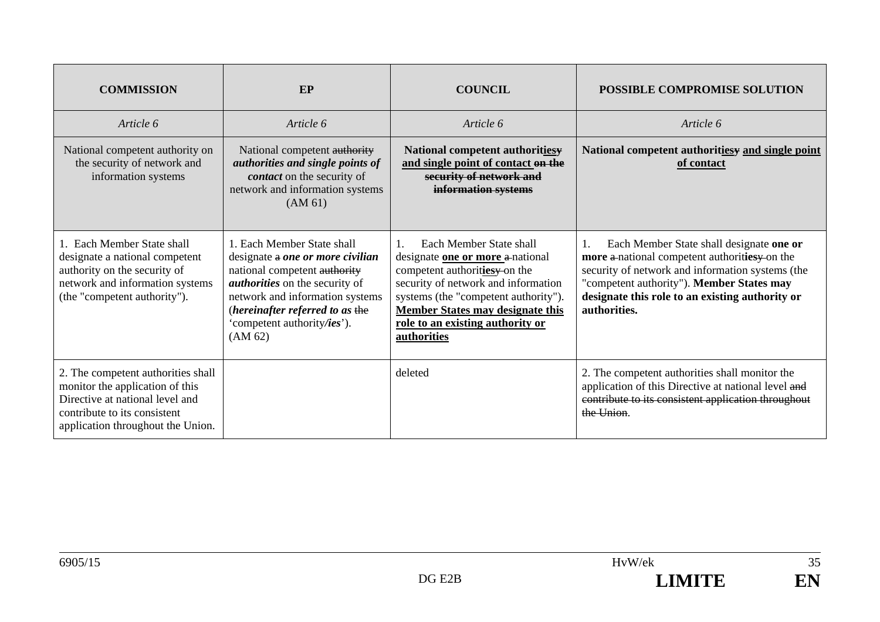| COMMISSION | EP | COUNCIL | POSSIBLE COMPROMISE SOLUTION |
|---|---|---|---|
| *Article 6* | *Article 6* | *Article 6* | *Article 6* |
| National competent authority on the security of network and information systems | National competent ~~authority~~ ***authorities and single points of contact*** on the security of network and information systems (AM 61) | **National competent authorit<u>ies</u>~~y~~ <u>and single point of contact</u> ~~on the security of network and information systems~~** | **National competent authorit<u>ies</u>~~y~~ <u>and single point of contact</u>** |
| 1. Each Member State shall designate a national competent authority on the security of network and information systems (the "competent authority"). | 1. Each Member State shall designate ~~a~~ ***one or more civilian*** national competent ~~authority~~ ***authorities*** on the security of network and information systems (***hereinafter referred to as*** ~~the~~ 'competent authority***/ies***'). (AM 62) | 1. Each Member State shall designate **<u>one or more</u>** ~~a~~ national competent authorit**<u>ies</u>**~~y~~ on the security of network and information systems (the "competent authority"). **<u>Member States may designate this role to an existing authority or authorities</u>** | 1. Each Member State shall designate **one or more** ~~a~~ national competent authorit**ies**~~y~~ on the security of network and information systems (the "competent authority"). **Member States may designate this role to an existing authority or authorities.** |
| 2. The competent authorities shall monitor the application of this Directive at national level and contribute to its consistent application throughout the Union. | | deleted | 2. The competent authorities shall monitor the application of this Directive at national level ~~and contribute to its consistent application throughout the Union~~. |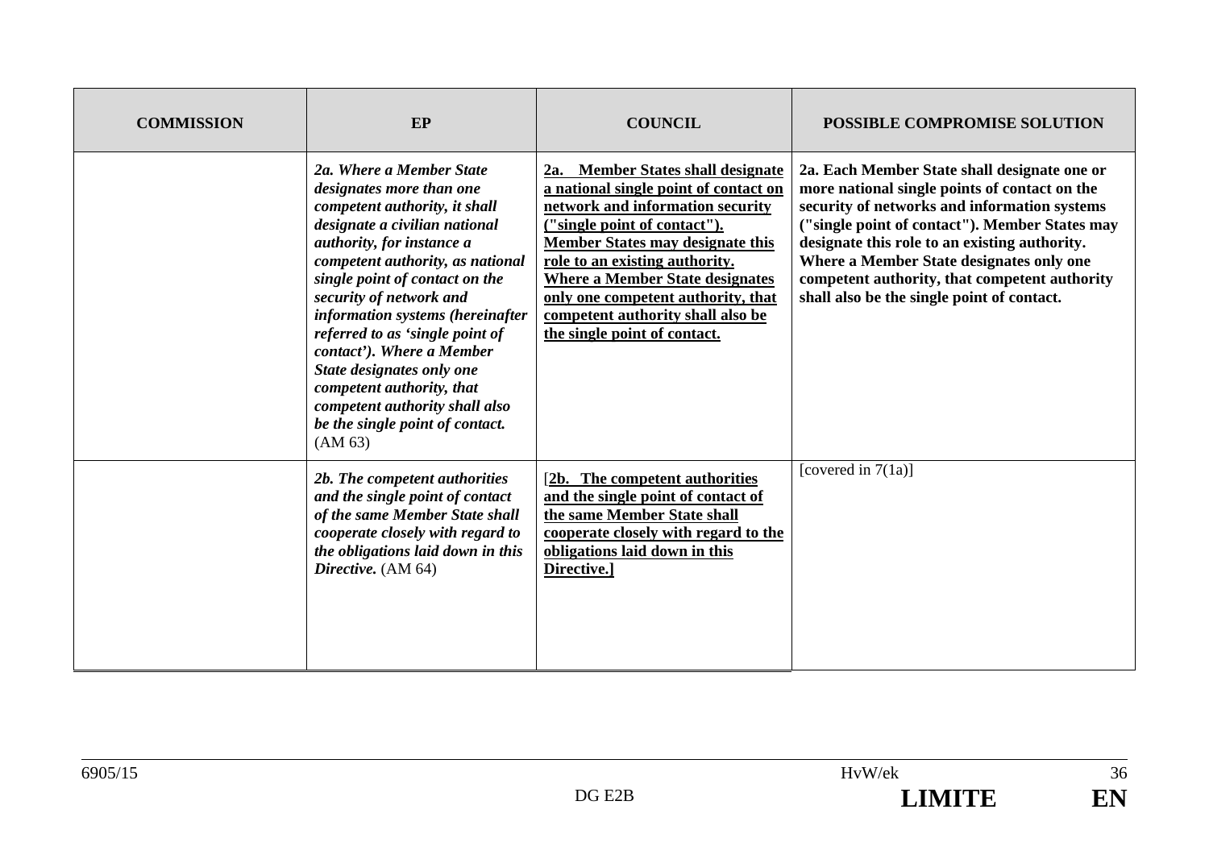| COMMISSION | EP | COUNCIL | POSSIBLE COMPROMISE SOLUTION |
|---|---|---|---|
| | ***2a. Where a Member State designates more than one competent authority, it shall designate a civilian national authority, for instance a competent authority, as national single point of contact on the security of network and information systems (hereinafter referred to as 'single point of contact'). Where a Member State designates only one competent authority, that competent authority shall also be the single point of contact.*** (AM 63) | **2a. Member States shall designate a national single point of contact on network and information security ("single point of contact"). Member States may designate this role to an existing authority. Where a Member State designates only one competent authority, that competent authority shall also be the single point of contact.** | **2a. Each Member State shall designate one or more national single points of contact on the security of networks and information systems ("single point of contact"). Member States may designate this role to an existing authority. Where a Member State designates only one competent authority, that competent authority shall also be the single point of contact.** |
| | ***2b. The competent authorities and the single point of contact of the same Member State shall cooperate closely with regard to the obligations laid down in this Directive.*** (AM 64) | [**2b. The competent authorities and the single point of contact of the same Member State shall cooperate closely with regard to the obligations laid down in this Directive.]** | [covered in 7(1a)] |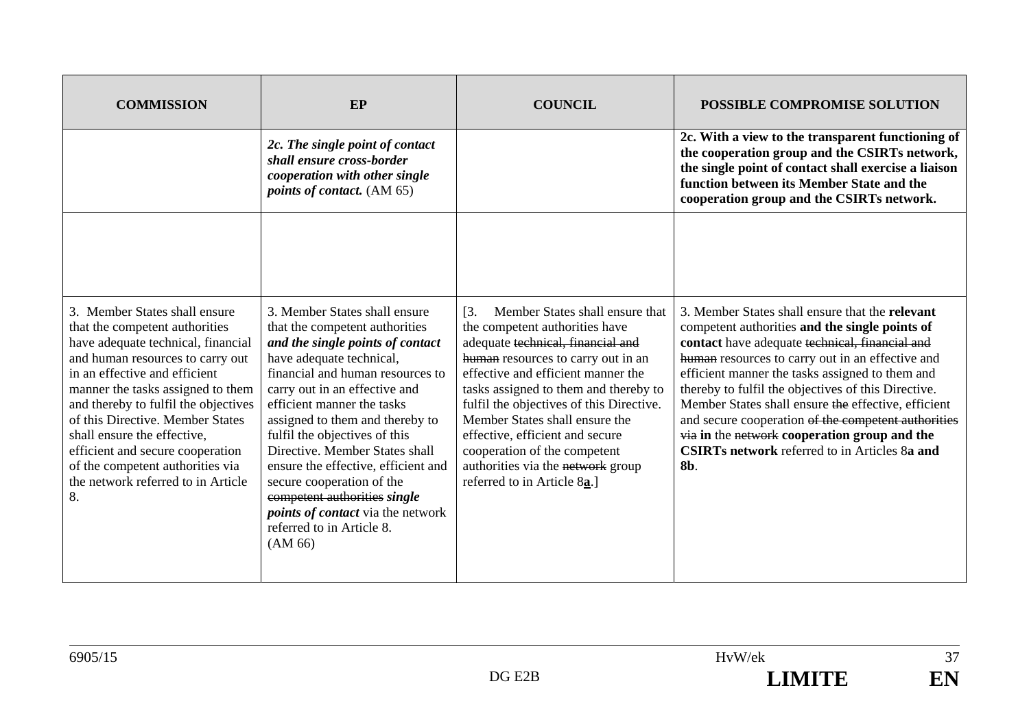| COMMISSION | EP | COUNCIL | POSSIBLE COMPROMISE SOLUTION |
|---|---|---|---|
| | ***2c. The single point of contact shall ensure cross-border cooperation with other single points of contact.*** (AM 65) | | **2c. With a view to the transparent functioning of the cooperation group and the CSIRTs network, the single point of contact shall exercise a liaison function between its Member State and the cooperation group and the CSIRTs network.** |
| | | | |
| 3. Member States shall ensure that the competent authorities have adequate technical, financial and human resources to carry out in an effective and efficient manner the tasks assigned to them and thereby to fulfil the objectives of this Directive. Member States shall ensure the effective, efficient and secure cooperation of the competent authorities via the network referred to in Article 8. | 3. Member States shall ensure that the competent authorities ***and the single points of contact*** have adequate technical, financial and human resources to carry out in an effective and efficient manner the tasks assigned to them and thereby to fulfil the objectives of this Directive. Member States shall ensure the effective, efficient and secure cooperation of the ~~competent authorities~~ ***single points of contact*** via the network referred to in Article 8. (AM 66) | [3. Member States shall ensure that the competent authorities have adequate ~~technical, financial and human~~ resources to carry out in an effective and efficient manner the tasks assigned to them and thereby to fulfil the objectives of this Directive. Member States shall ensure the effective, efficient and secure cooperation of the competent authorities via the ~~network~~ group referred to in Article 8**a**.] | 3. Member States shall ensure that the **relevant** competent authorities **and the single points of contact** have adequate ~~technical, financial and human~~ resources to carry out in an effective and efficient manner the tasks assigned to them and thereby to fulfil the objectives of this Directive. Member States shall ensure ~~the~~ effective, efficient and secure cooperation ~~of the competent authorities via~~ **in** the ~~network~~ **cooperation group and the CSIRTs network** referred to in Articles 8**a and 8b**. |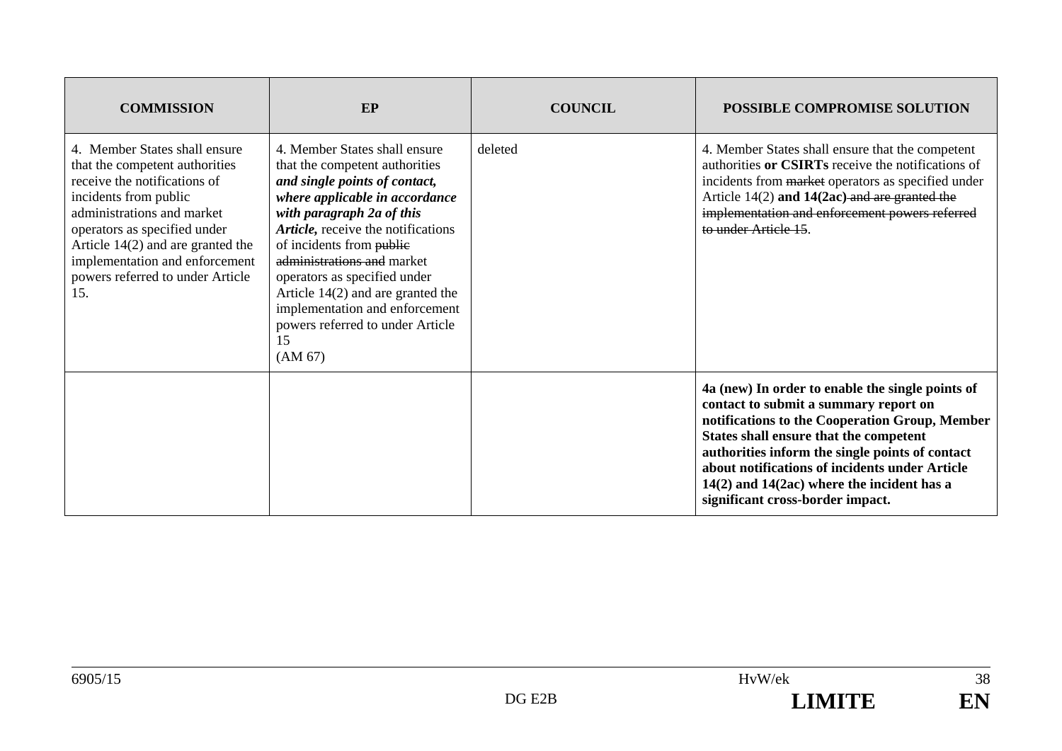| COMMISSION | EP | COUNCIL | POSSIBLE COMPROMISE SOLUTION |
|---|---|---|---|
| 4. Member States shall ensure that the competent authorities receive the notifications of incidents from public administrations and market operators as specified under Article 14(2) and are granted the implementation and enforcement powers referred to under Article 15. | 4. Member States shall ensure that the competent authorities ***and single points of contact, where applicable in accordance with paragraph 2a of this Article,*** receive the notifications of incidents from ~~public administrations and~~ market operators as specified under Article 14(2) and are granted the implementation and enforcement powers referred to under Article 15 (AM 67) | deleted | 4. Member States shall ensure that the competent authorities **or CSIRTs** receive the notifications of incidents from ~~market~~ operators as specified under Article 14(2) **and 14(2ac)** ~~and are granted the implementation and enforcement powers referred to under Article 15~~. |
| | | | **4a (new) In order to enable the single points of contact to submit a summary report on notifications to the Cooperation Group, Member States shall ensure that the competent authorities inform the single points of contact about notifications of incidents under Article 14(2) and 14(2ac) where the incident has a significant cross-border impact.** |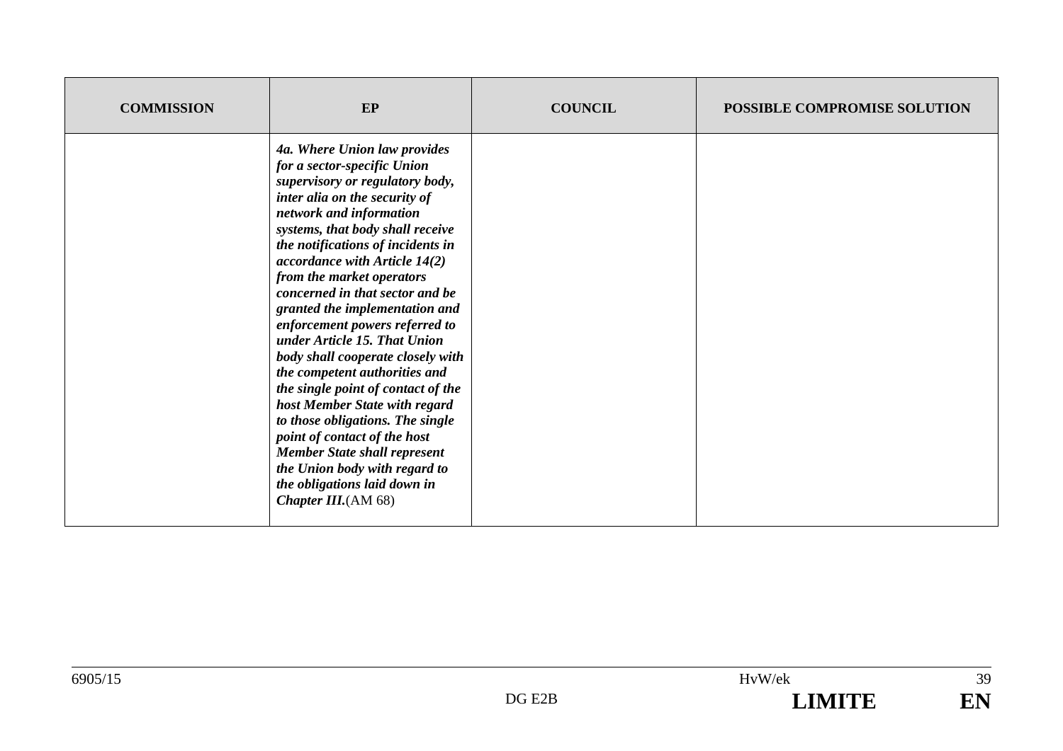| COMMISSION | EP | COUNCIL | POSSIBLE COMPROMISE SOLUTION |
|---|---|---|---|
| | ***4a. Where Union law provides for a sector-specific Union supervisory or regulatory body, inter alia on the security of network and information systems, that body shall receive the notifications of incidents in accordance with Article 14(2) from the market operators concerned in that sector and be granted the implementation and enforcement powers referred to under Article 15. That Union body shall cooperate closely with the competent authorities and the single point of contact of the host Member State with regard to those obligations. The single point of contact of the host Member State shall represent the Union body with regard to the obligations laid down in Chapter III.*** (AM 68) | | |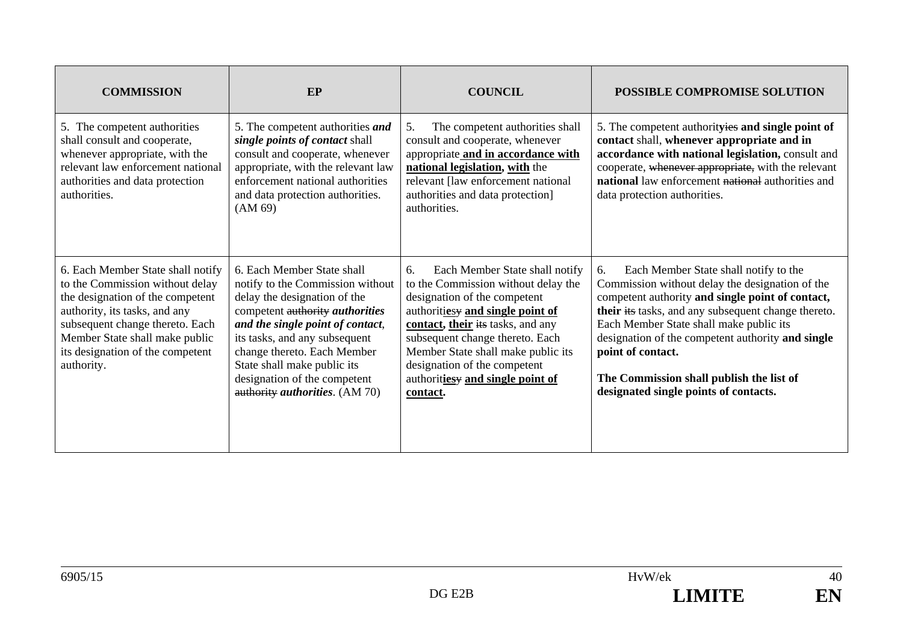| COMMISSION | EP | COUNCIL | POSSIBLE COMPROMISE SOLUTION |
|---|---|---|---|
| 5. The competent authorities shall consult and cooperate, whenever appropriate, with the relevant law enforcement national authorities and data protection authorities. | 5. The competent authorities ***and single points of contact*** shall consult and cooperate, whenever appropriate, with the relevant law enforcement national authorities and data protection authorities. (AM 69) | 5. The competent authorities shall consult and cooperate, whenever appropriate **and in accordance with national legislation, with** the relevant [law enforcement national authorities and data protection] authorities. | 5. The competent authorit~~ies~~y **and single point of contact** shall, **whenever appropriate and in accordance with national legislation,** consult and cooperate, ~~whenever appropriate,~~ with the relevant **national** law enforcement ~~national~~ authorities and data protection authorities. |
| 6. Each Member State shall notify to the Commission without delay the designation of the competent authority, its tasks, and any subsequent change thereto. Each Member State shall make public its designation of the competent authority. | 6. Each Member State shall notify to the Commission without delay the designation of the competent ~~authority~~ ***authorities and the single point of contact***, its tasks, and any subsequent change thereto. Each Member State shall make public its designation of the competent ~~authority~~ ***authorities***. (AM 70) | 6. Each Member State shall notify to the Commission without delay the designation of the competent authorit**ies**~~y~~ **and single point of contact, their** ~~its~~ tasks, and any subsequent change thereto. Each Member State shall make public its designation of the competent authorit**ies**~~y~~ **and single point of contact.** | 6. Each Member State shall notify to the Commission without delay the designation of the competent authority **and single point of contact, their** ~~its~~ tasks, and any subsequent change thereto. Each Member State shall make public its designation of the competent authority **and single point of contact.**<br><br>**The Commission shall publish the list of designated single points of contacts.** |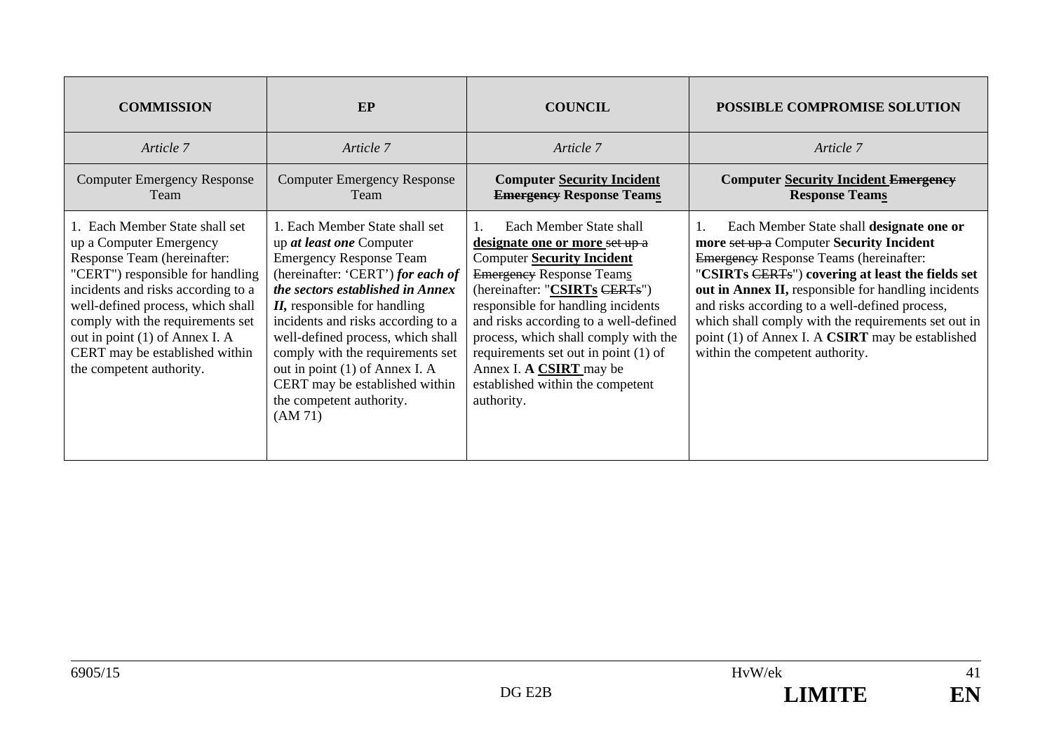| COMMISSION | EP | COUNCIL | POSSIBLE COMPROMISE SOLUTION |
|---|---|---|---|
| *Article 7* | *Article 7* | *Article 7* | *Article 7* |
| Computer Emergency Response Team | Computer Emergency Response Team | **Computer Security Incident ~~Emergency~~ Response Teams** | **Computer Security Incident ~~Emergency~~ Response Teams** |
| 1. Each Member State shall set up a Computer Emergency Response Team (hereinafter: "CERT") responsible for handling incidents and risks according to a well-defined process, which shall comply with the requirements set out in point (1) of Annex I. A CERT may be established within the competent authority. | 1. Each Member State shall set up ***at least one*** Computer Emergency Response Team (hereinafter: 'CERT') ***for each of the sectors established in Annex II,*** responsible for handling incidents and risks according to a well-defined process, which shall comply with the requirements set out in point (1) of Annex I. A CERT may be established within the competent authority. (AM 71) | 1. Each Member State shall **designate one or more** ~~set up a~~ Computer **Security Incident** ~~Emergency~~ Response Teams (hereinafter: "**CSIRTs** ~~CERTs~~") responsible for handling incidents and risks according to a well-defined process, which shall comply with the requirements set out in point (1) of Annex I. **A CSIRT** may be established within the competent authority. | 1. Each Member State shall **designate one or more** ~~set up a~~ Computer **Security Incident** ~~Emergency~~ Response Teams (hereinafter: "**CSIRTs** ~~CERTs~~") **covering at least the fields set out in Annex II,** responsible for handling incidents and risks according to a well-defined process, which shall comply with the requirements set out in point (1) of Annex I. A **CSIRT** may be established within the competent authority. |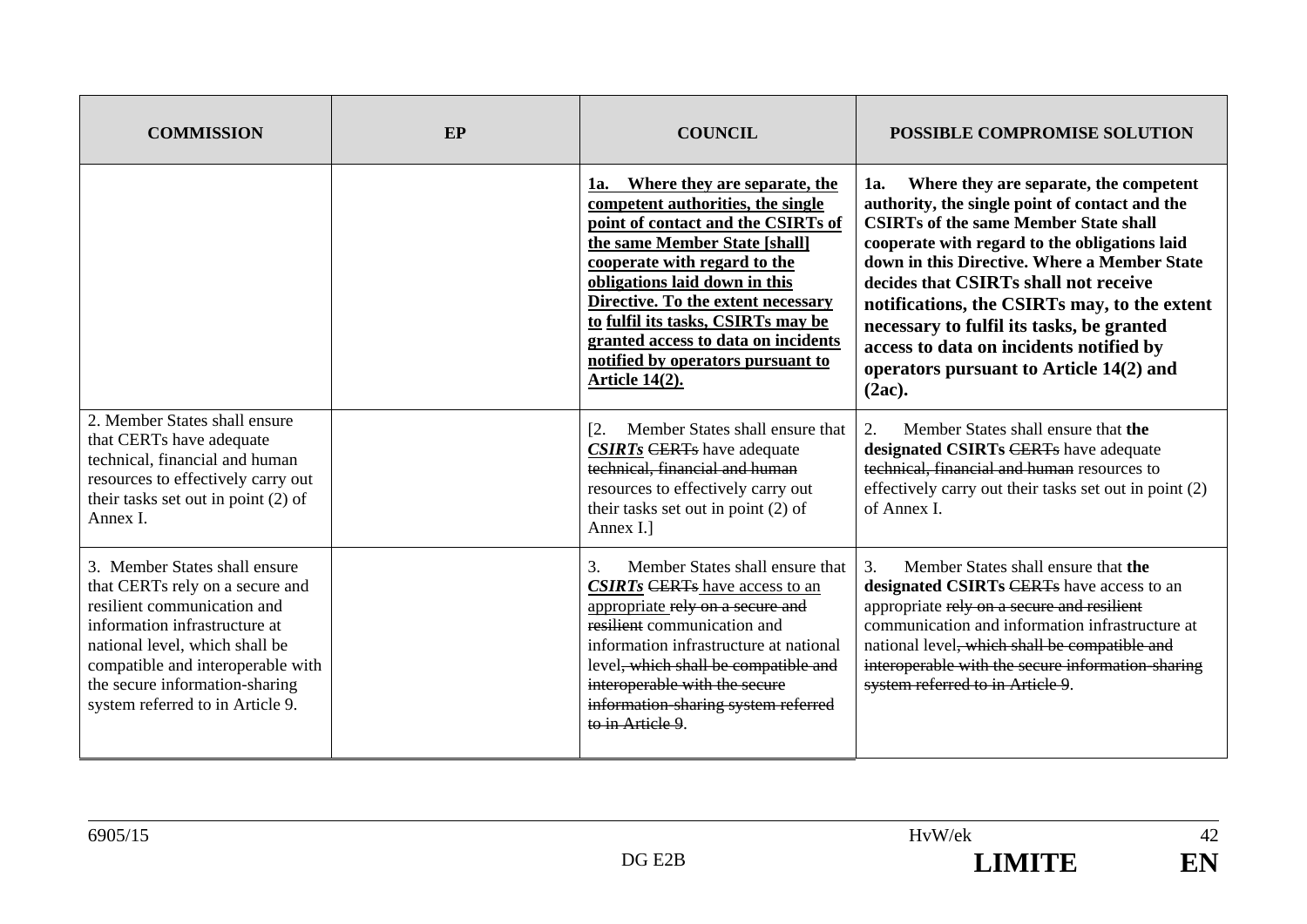| COMMISSION | EP | COUNCIL | POSSIBLE COMPROMISE SOLUTION |
|---|---|---|---|
| | | **1a. Where they are separate, the competent authorities, the single point of contact and the CSIRTs of the same Member State [shall] cooperate with regard to the obligations laid down in this Directive. To the extent necessary to fulfil its tasks, CSIRTs may be granted access to data on incidents notified by operators pursuant to Article 14(2).** | **1a. Where they are separate, the competent authority, the single point of contact and the CSIRTs of the same Member State shall cooperate with regard to the obligations laid down in this Directive. Where a Member State decides that CSIRTs shall not receive notifications, the CSIRTs may, to the extent necessary to fulfil its tasks, be granted access to data on incidents notified by operators pursuant to Article 14(2) and (2ac).** |
| 2. Member States shall ensure that CERTs have adequate technical, financial and human resources to effectively carry out their tasks set out in point (2) of Annex I. | | [2. Member States shall ensure that ***CSIRTs*** ~~CERTs~~ have adequate ~~technical, financial and human~~ resources to effectively carry out their tasks set out in point (2) of Annex I.] | 2. Member States shall ensure that **the designated CSIRTs** ~~CERTs~~ have adequate ~~technical, financial and human~~ resources to effectively carry out their tasks set out in point (2) of Annex I. |
| 3. Member States shall ensure that CERTs rely on a secure and resilient communication and information infrastructure at national level, which shall be compatible and interoperable with the secure information-sharing system referred to in Article 9. | | 3. Member States shall ensure that ***CSIRTs*** ~~CERTs~~ have access to an appropriate ~~rely on a secure and resilient~~ communication and information infrastructure at national level~~, which shall be compatible and interoperable with the secure information-sharing system referred to in Article 9~~. | 3. Member States shall ensure that **the designated CSIRTs** ~~CERTs~~ have access to an appropriate ~~rely on a secure and resilient~~ communication and information infrastructure at national level~~, which shall be compatible and interoperable with the secure information-sharing system referred to in Article 9~~. |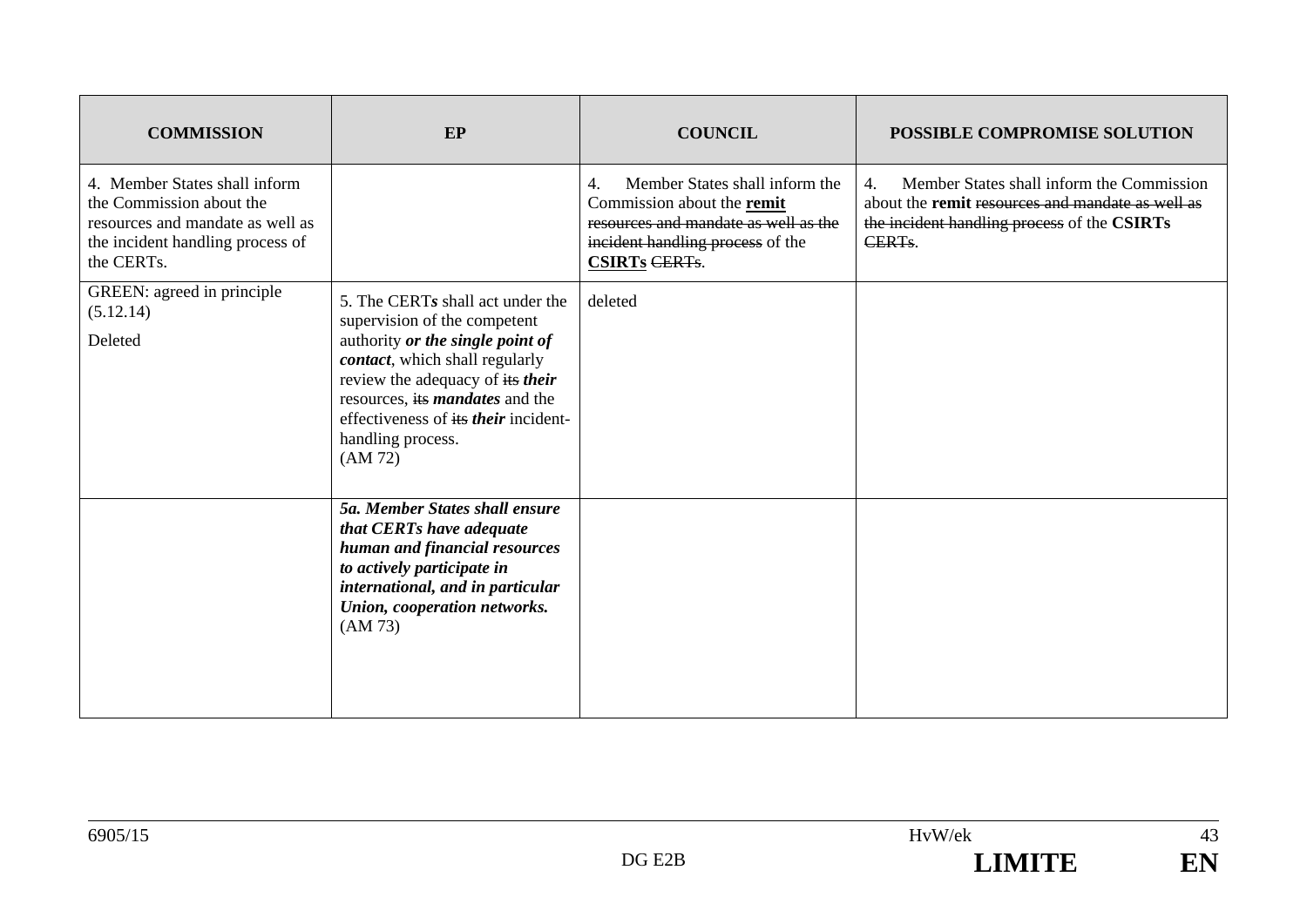| COMMISSION | EP | COUNCIL | POSSIBLE COMPROMISE SOLUTION |
|---|---|---|---|
| 4. Member States shall inform the Commission about the resources and mandate as well as the incident handling process of the CERTs. | | 4. Member States shall inform the Commission about the **remit** ~~resources and mandate as well as the incident handling process~~ of the **CSIRTs** ~~CERTs~~. | 4. Member States shall inform the Commission about the **remit** ~~resources and mandate as well as the incident handling process~~ of the **CSIRTs** ~~CERTs~~. |
| GREEN: agreed in principle (5.12.14)<br><br>Deleted | 5. The CERT***s*** shall act under the supervision of the competent authority ***or the single point of contact***, which shall regularly review the adequacy of ~~its~~ ***their*** resources, ~~its~~ ***mandates*** and the effectiveness of ~~its~~ ***their*** incident-handling process.<br>(AM 72) | deleted | |
| | ***5a. Member States shall ensure that CERTs have adequate human and financial resources to actively participate in international, and in particular Union, cooperation networks.***<br>(AM 73) | | |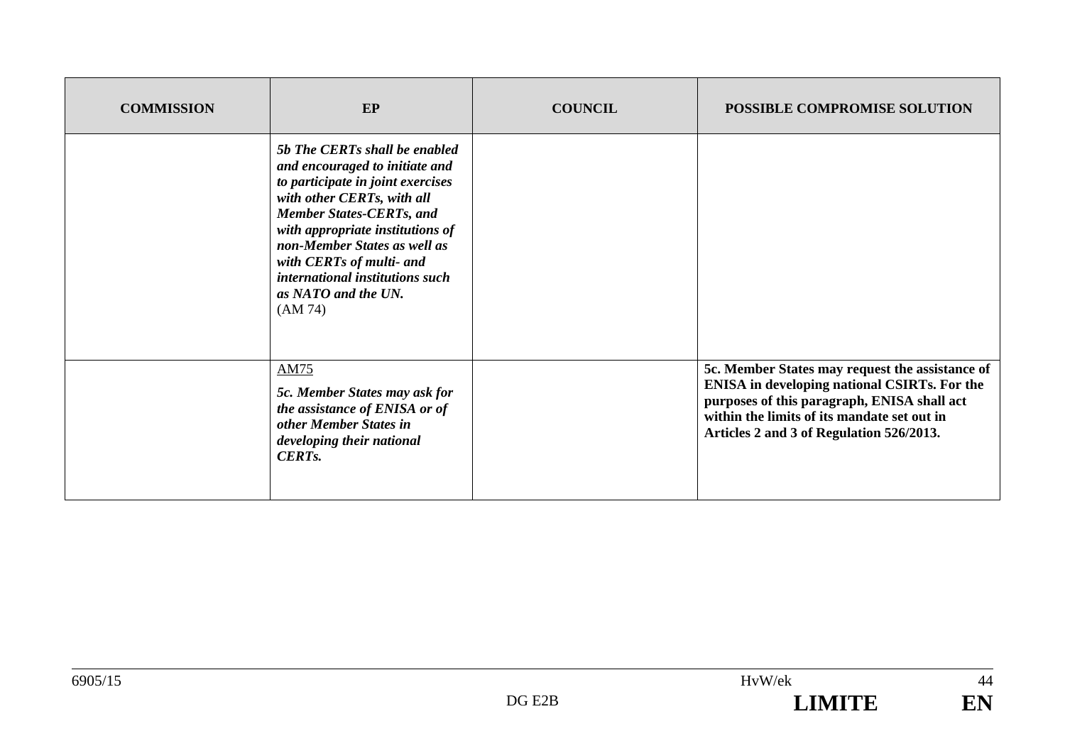| COMMISSION | EP | COUNCIL | POSSIBLE COMPROMISE SOLUTION |
|---|---|---|---|
| | ***5b The CERTs shall be enabled and encouraged to initiate and to participate in joint exercises with other CERTs, with all Member States-CERTs, and with appropriate institutions of non-Member States as well as with CERTs of multi- and international institutions such as NATO and the UN.*** (AM 74) | | |
| | AM75 ***5c. Member States may ask for the assistance of ENISA or of other Member States in developing their national CERTs.*** | | **5c. Member States may request the assistance of ENISA in developing national CSIRTs. For the purposes of this paragraph, ENISA shall act within the limits of its mandate set out in Articles 2 and 3 of Regulation 526/2013.** |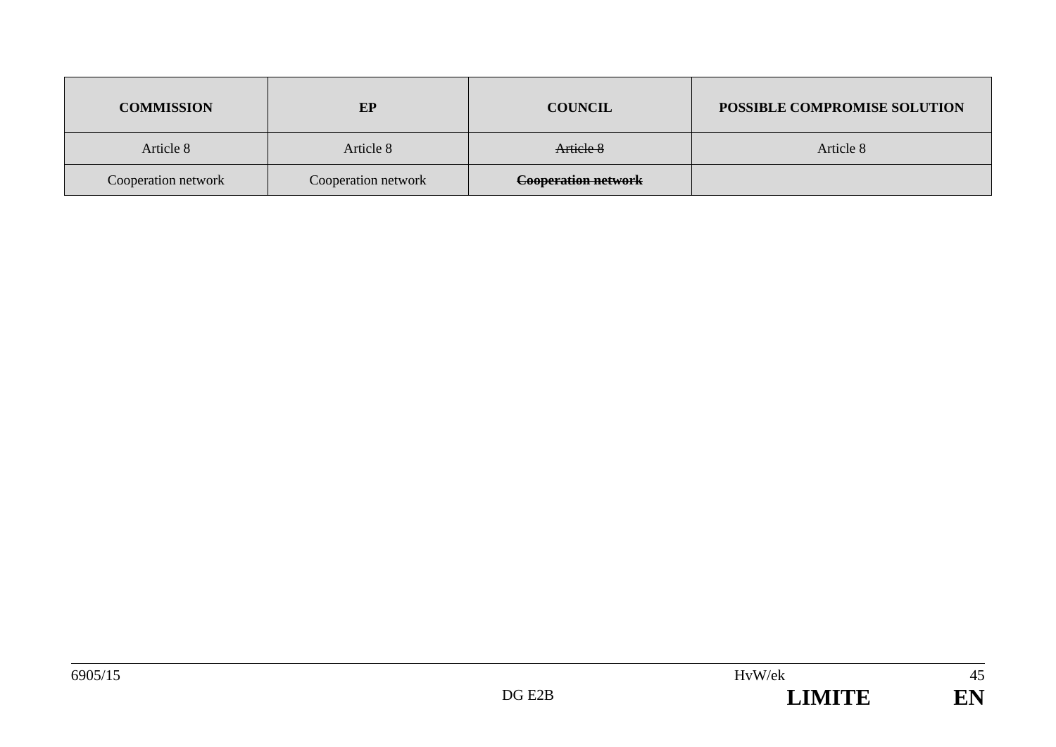| COMMISSION | EP | COUNCIL | POSSIBLE COMPROMISE SOLUTION |
|---|---|---|---|
| Article 8 | Article 8 | ~~Article 8~~ | Article 8 |
| Cooperation network | Cooperation network | ~~**Cooperation network**~~ | |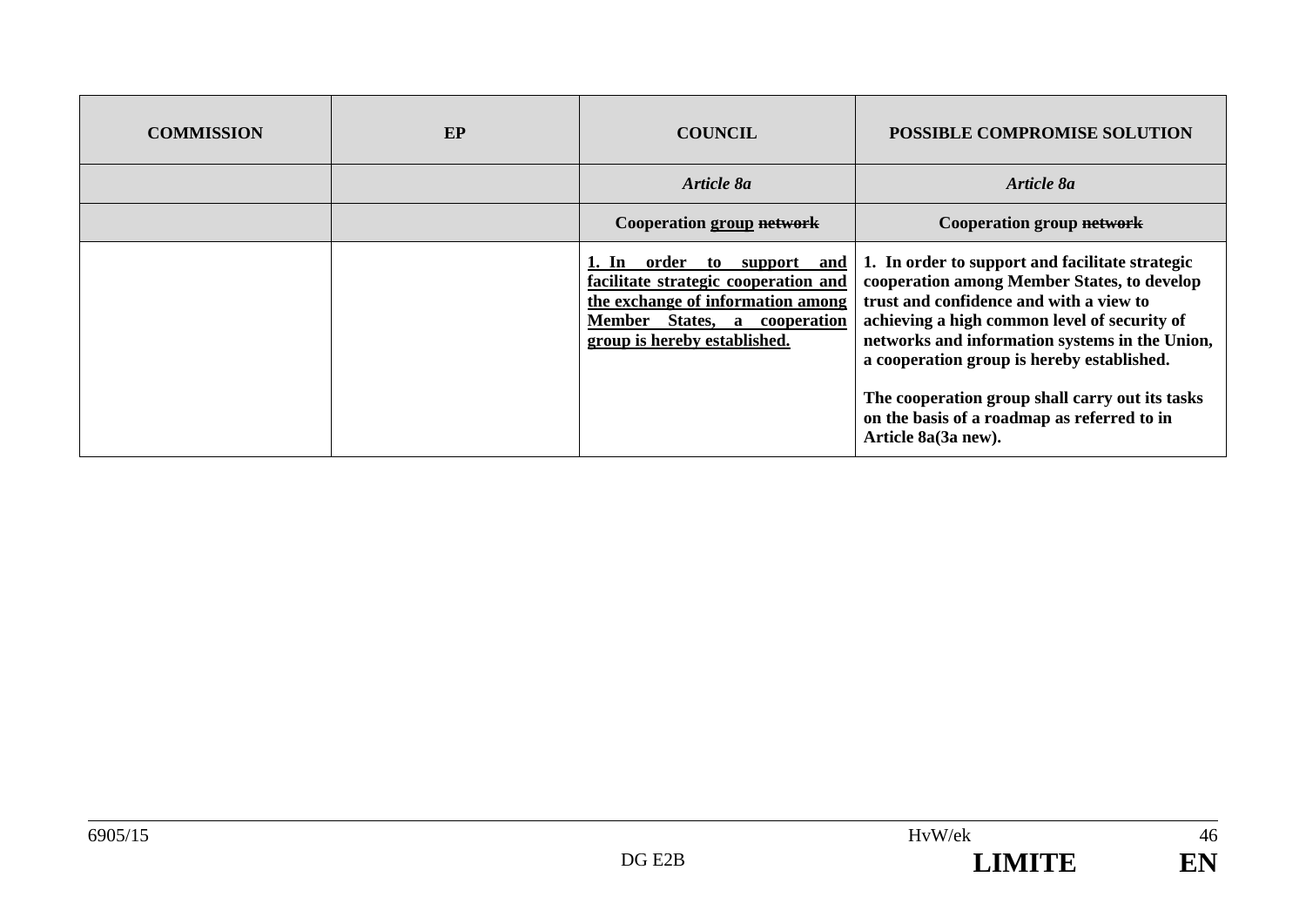| COMMISSION | EP | COUNCIL | POSSIBLE COMPROMISE SOLUTION |
|---|---|---|---|
| | | *Article 8a* | *Article 8a* |
| | | **Cooperation <u>group</u> ~~network~~** | **Cooperation group ~~network~~** |
| | | **<u>1. In order to support and facilitate strategic cooperation and the exchange of information among Member States, a cooperation group is hereby established.</u>** | **1. In order to support and facilitate strategic cooperation among Member States, to develop trust and confidence and with a view to achieving a high common level of security of networks and information systems in the Union, a cooperation group is hereby established.**<br><br>**The cooperation group shall carry out its tasks on the basis of a roadmap as referred to in Article 8a(3a new).** |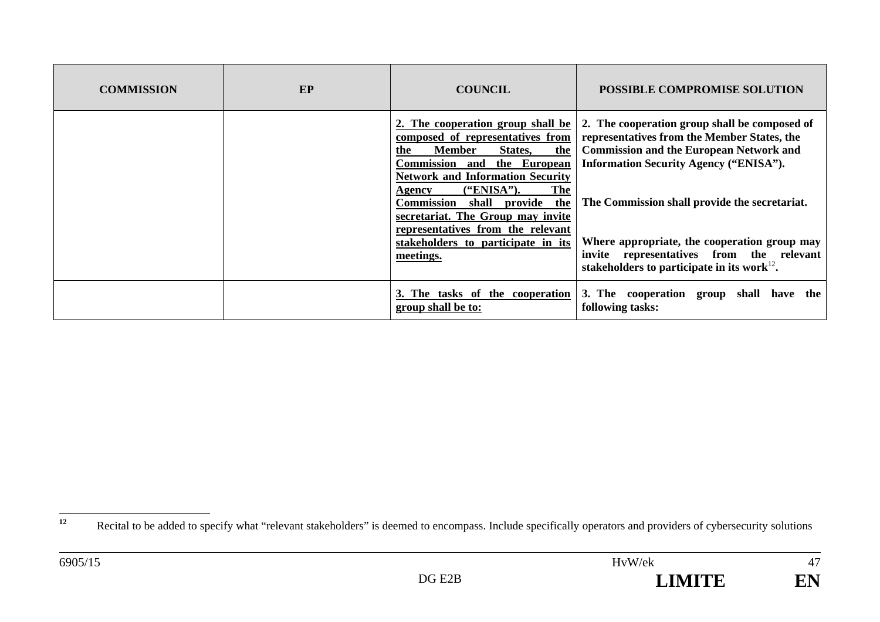| COMMISSION | EP | COUNCIL | POSSIBLE COMPROMISE SOLUTION |
|---|---|---|---|
| | | **2. The cooperation group shall be composed of representatives from the Member States, the Commission and the European Network and Information Security Agency ("ENISA"). The Commission shall provide the secretariat. The Group may invite representatives from the relevant stakeholders to participate in its meetings.** | **2. The cooperation group shall be composed of representatives from the Member States, the Commission and the European Network and Information Security Agency ("ENISA").**<br><br>**The Commission shall provide the secretariat.**<br><br>**Where appropriate, the cooperation group may invite representatives from the relevant stakeholders to participate in its work[12].** |
| | | **3. The tasks of the cooperation group shall be to:** | **3. The cooperation group shall have the following tasks:** |

[12] Recital to be added to specify what "relevant stakeholders" is deemed to encompass. Include specifically operators and providers of cybersecurity solutions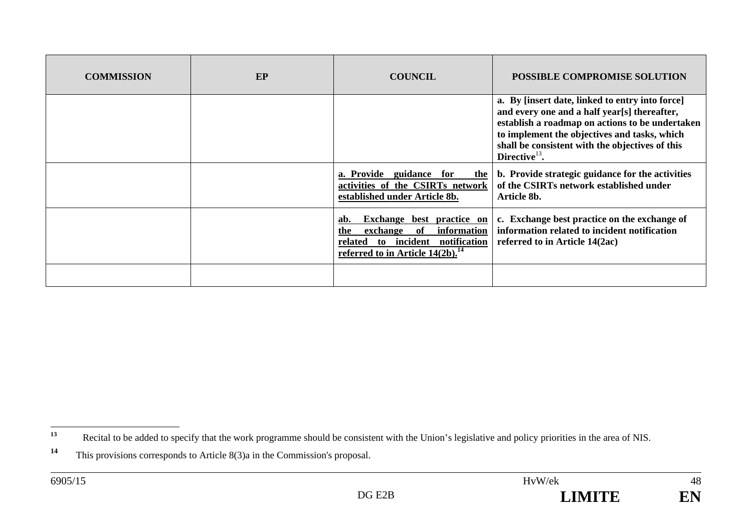| COMMISSION | EP | COUNCIL | POSSIBLE COMPROMISE SOLUTION |
|---|---|---|---|
| | | | **a. By [insert date, linked to entry into force] and every one and a half year[s] thereafter, establish a roadmap on actions to be undertaken to implement the objectives and tasks, which shall be consistent with the objectives of this Directive[13].** |
| | | **a. Provide guidance for the activities of the CSIRTs network established under Article 8b.** | **b. Provide strategic guidance for the activities of the CSIRTs network established under Article 8b.** |
| | | **ab. Exchange best practice on the exchange of information related to incident notification referred to in Article 14(2b).[14]** | **c. Exchange best practice on the exchange of information related to incident notification referred to in Article 14(2ac)** |
| | | | |

[13] Recital to be added to specify that the work programme should be consistent with the Union's legislative and policy priorities in the area of NIS.

[14] This provisions corresponds to Article 8(3)a in the Commission's proposal.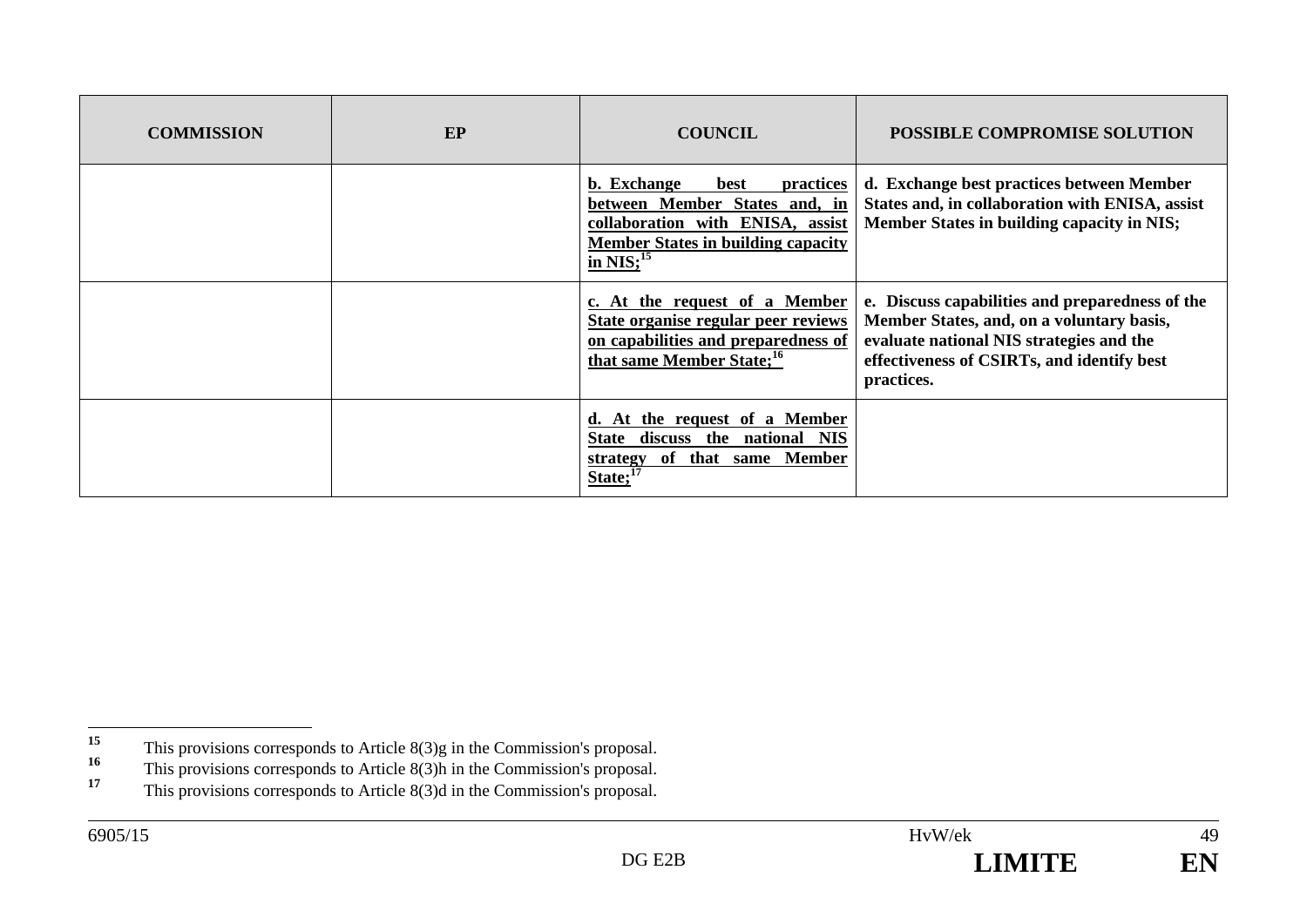| COMMISSION | EP | COUNCIL | POSSIBLE COMPROMISE SOLUTION |
|---|---|---|---|
| | | **b. Exchange best practices between Member States and, in collaboration with ENISA, assist Member States in building capacity in NIS;**[15] | **d. Exchange best practices between Member States and, in collaboration with ENISA, assist Member States in building capacity in NIS;** |
| | | **c. At the request of a Member State organise regular peer reviews on capabilities and preparedness of that same Member State;**[16] | **e. Discuss capabilities and preparedness of the Member States, and, on a voluntary basis, evaluate national NIS strategies and the effectiveness of CSIRTs, and identify best practices.** |
| | | **d. At the request of a Member State discuss the national NIS strategy of that same Member State;**[17] | |

[15] This provisions corresponds to Article 8(3)g in the Commission's proposal.
[16] This provisions corresponds to Article 8(3)h in the Commission's proposal.
[17] This provisions corresponds to Article 8(3)d in the Commission's proposal.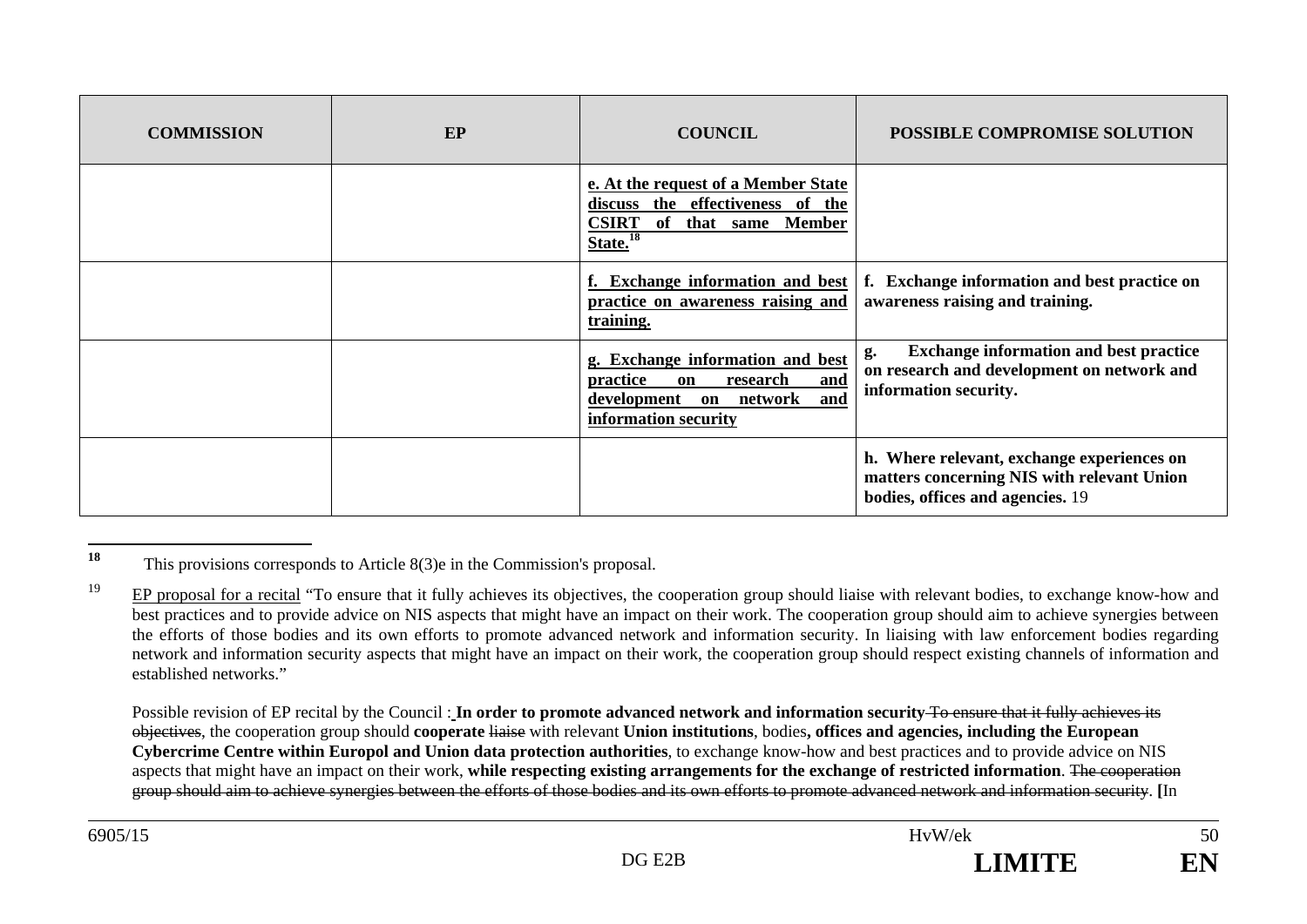| COMMISSION | EP | COUNCIL | POSSIBLE COMPROMISE SOLUTION |
|---|---|---|---|
| | | **e. At the request of a Member State discuss the effectiveness of the CSIRT of that same Member State.**[18] | |
| | | **f. Exchange information and best practice on awareness raising and training.** | **f. Exchange information and best practice on awareness raising and training.** |
| | | **g. Exchange information and best practice on research and development on network and information security** | **g. Exchange information and best practice on research and development on network and information security.** |
| | | | **h. Where relevant, exchange experiences on matters concerning NIS with relevant Union bodies, offices and agencies.** 19 |

---

[18] This provisions corresponds to Article 8(3)e in the Commission's proposal.

[19] EP proposal for a recital "To ensure that it fully achieves its objectives, the cooperation group should liaise with relevant bodies, to exchange know-how and best practices and to provide advice on NIS aspects that might have an impact on their work. The cooperation group should aim to achieve synergies between the efforts of those bodies and its own efforts to promote advanced network and information security. In liaising with law enforcement bodies regarding network and information security aspects that might have an impact on their work, the cooperation group should respect existing channels of information and established networks."

Possible revision of EP recital by the Council : **In order to promote advanced network and information security** ~~To ensure that it fully achieves its objectives~~, the cooperation group should **cooperate** ~~liaise~~ with relevant **Union institutions**, bodies**, offices and agencies, including the European Cybercrime Centre within Europol and Union data protection authorities**, to exchange know-how and best practices and to provide advice on NIS aspects that might have an impact on their work, **while respecting existing arrangements for the exchange of restricted information**. ~~The cooperation group should aim to achieve synergies between the efforts of those bodies and its own efforts to promote advanced network and information security~~. **[**In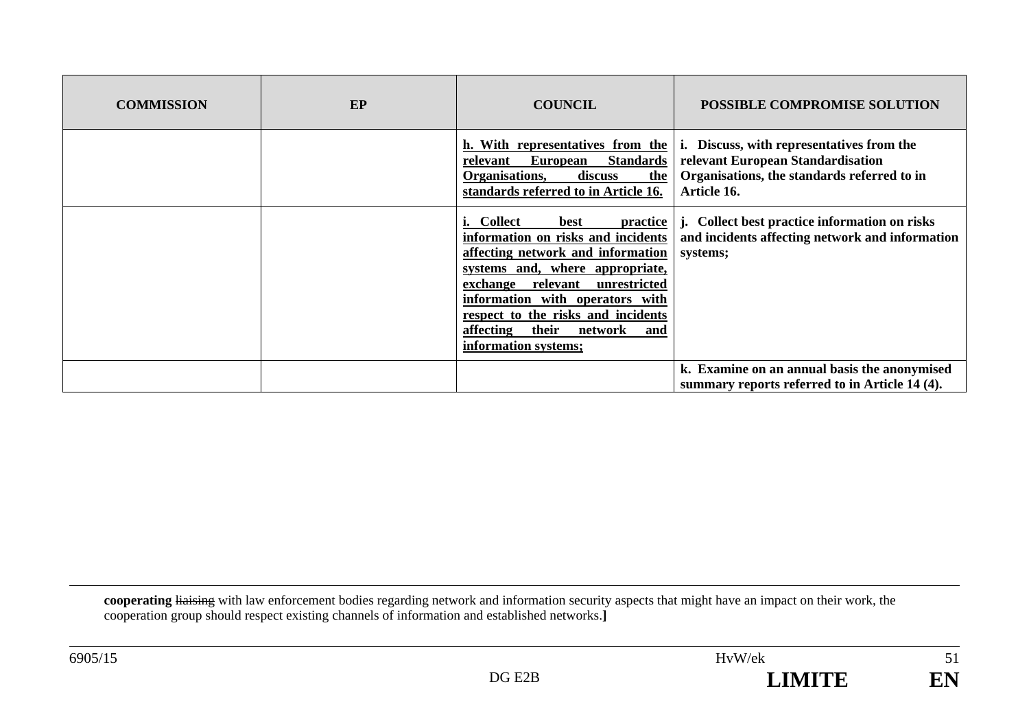| COMMISSION | EP | COUNCIL | POSSIBLE COMPROMISE SOLUTION |
|---|---|---|---|
| | | **h. With representatives from the relevant European Standards Organisations, discuss the standards referred to in Article 16.** | **i. Discuss, with representatives from the relevant European Standardisation Organisations, the standards referred to in Article 16.** |
| | | **i. Collect best practice information on risks and incidents affecting network and information systems and, where appropriate, exchange relevant unrestricted information with operators with respect to the risks and incidents affecting their network and information systems;** | **j. Collect best practice information on risks and incidents affecting network and information systems;** |
| | | | **k. Examine on an annual basis the anonymised summary reports referred to in Article 14 (4).** |

---

**cooperating** ~~liaising~~ with law enforcement bodies regarding network and information security aspects that might have an impact on their work, the cooperation group should respect existing channels of information and established networks.**]**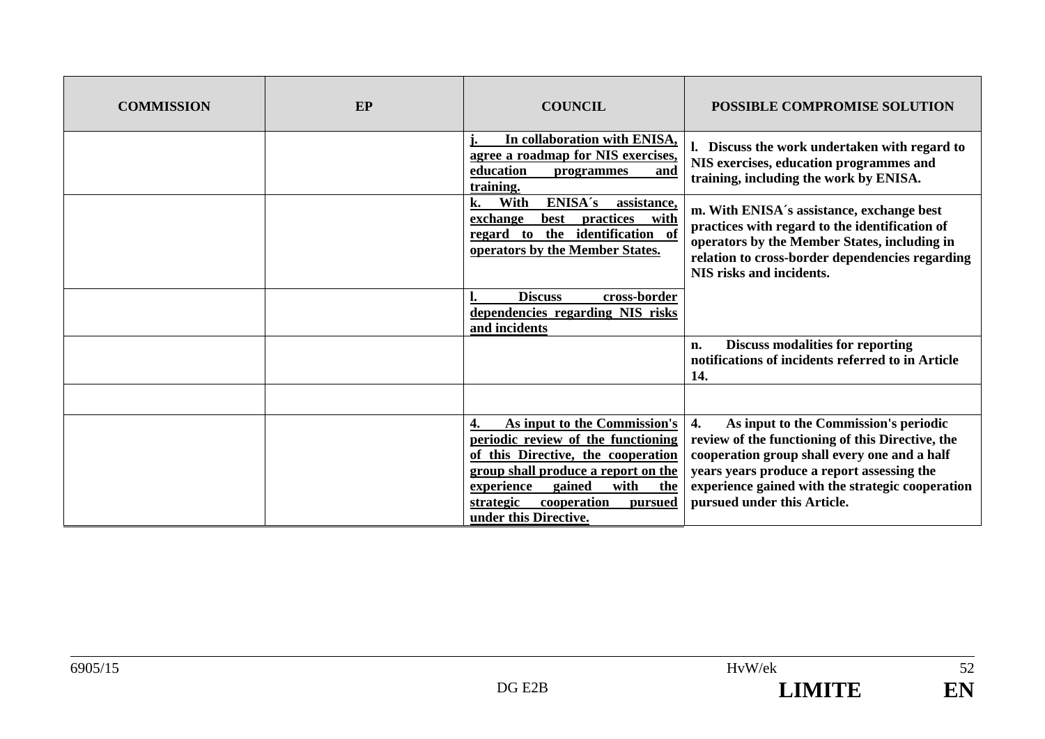| COMMISSION | EP | COUNCIL | POSSIBLE COMPROMISE SOLUTION |
|---|---|---|---|
| | | **j. In collaboration with ENISA, agree a roadmap for NIS exercises, education programmes and training.** | **l. Discuss the work undertaken with regard to NIS exercises, education programmes and training, including the work by ENISA.** |
| | | **k. With ENISA´s assistance, exchange best practices with regard to the identification of operators by the Member States.** | **m. With ENISA´s assistance, exchange best practices with regard to the identification of operators by the Member States, including in relation to cross-border dependencies regarding NIS risks and incidents.** |
| | | **l. Discuss cross-border dependencies regarding NIS risks and incidents** | |
| | | | **n. Discuss modalities for reporting notifications of incidents referred to in Article 14.** |
| | | | |
| | | **4. As input to the Commission's periodic review of the functioning of this Directive, the cooperation group shall produce a report on the experience gained with the strategic cooperation pursued under this Directive.** | **4. As input to the Commission's periodic review of the functioning of this Directive, the cooperation group shall every one and a half years years produce a report assessing the experience gained with the strategic cooperation pursued under this Article.** |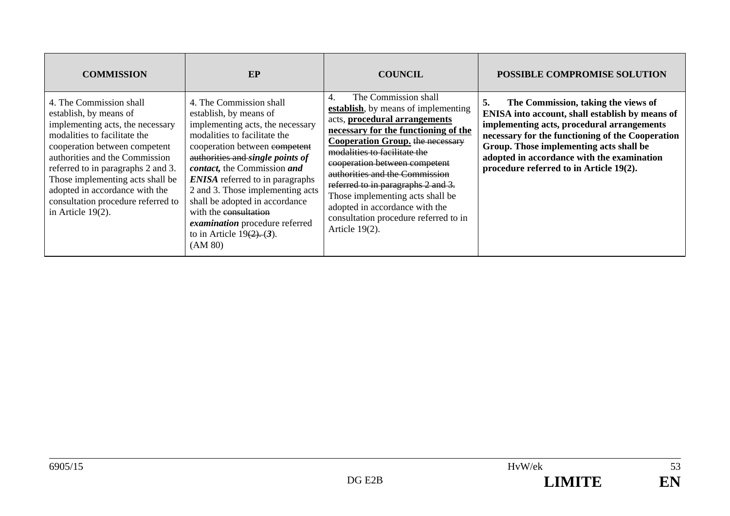| COMMISSION | EP | COUNCIL | POSSIBLE COMPROMISE SOLUTION |
|---|---|---|---|
| 4. The Commission shall establish, by means of implementing acts, the necessary modalities to facilitate the cooperation between competent authorities and the Commission referred to in paragraphs 2 and 3. Those implementing acts shall be adopted in accordance with the consultation procedure referred to in Article 19(2). | 4. The Commission shall establish, by means of implementing acts, the necessary modalities to facilitate the cooperation between ~~competent authorities and~~ ***single points of contact,*** the Commission ***and ENISA*** referred to in paragraphs 2 and 3. Those implementing acts shall be adopted in accordance with the ~~consultation~~ ***examination*** procedure referred to in Article 19~~(2).~~ ***(3)***. (AM 80) | 4. The Commission shall **establish**, by means of implementing acts, **procedural arrangements necessary for the functioning of the Cooperation Group.** ~~the necessary modalities to facilitate the cooperation between competent authorities and the Commission referred to in paragraphs 2 and 3.~~ Those implementing acts shall be adopted in accordance with the consultation procedure referred to in Article 19(2). | **5. The Commission, taking the views of ENISA into account, shall establish by means of implementing acts, procedural arrangements necessary for the functioning of the Cooperation Group. Those implementing acts shall be adopted in accordance with the examination procedure referred to in Article 19(2).** |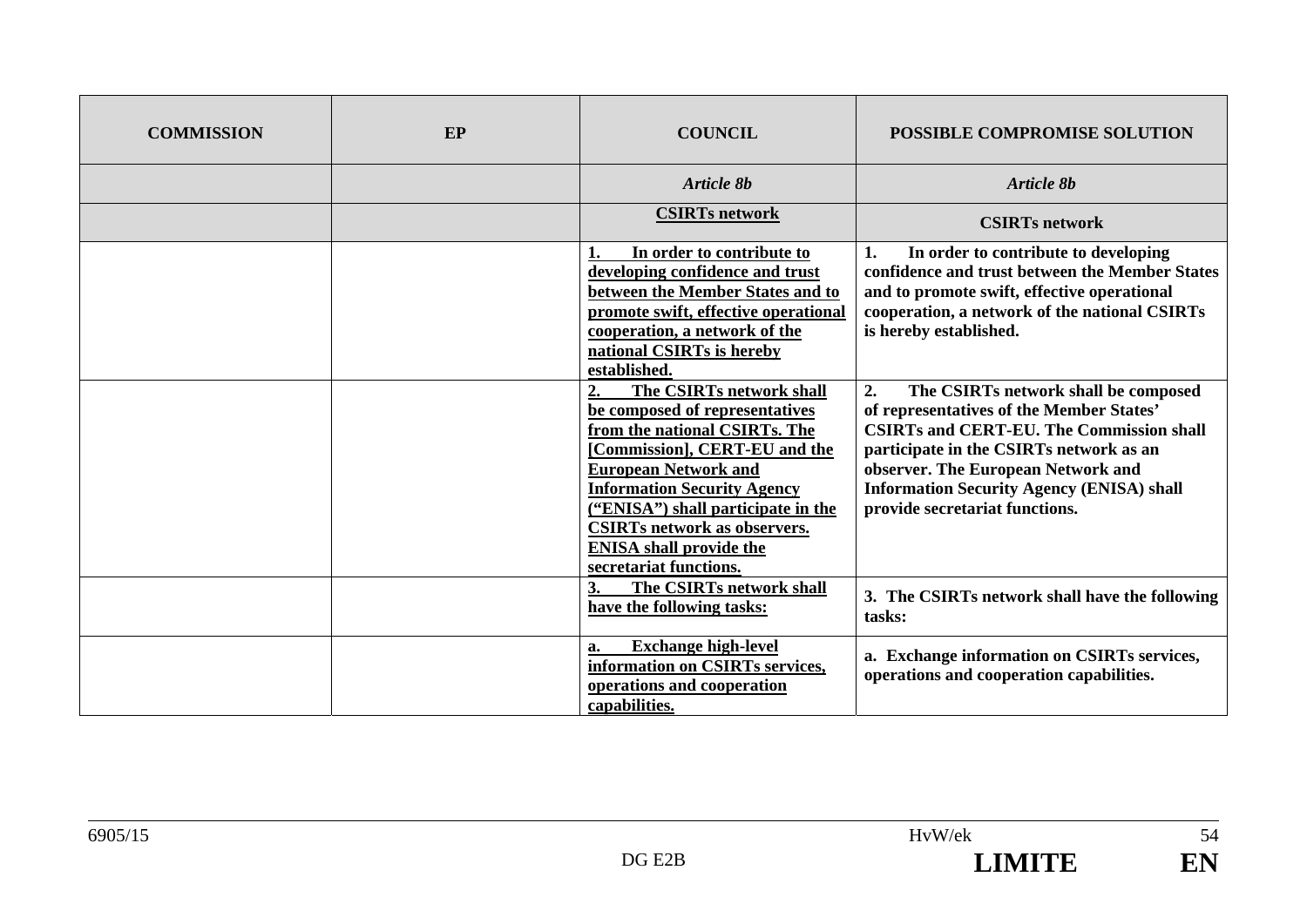| COMMISSION | EP | COUNCIL | POSSIBLE COMPROMISE SOLUTION |
|---|---|---|---|
| | | ***Article 8b*** | ***Article 8b*** |
| | | **CSIRTs network** | **CSIRTs network** |
| | | **1. In order to contribute to developing confidence and trust between the Member States and to promote swift, effective operational cooperation, a network of the national CSIRTs is hereby established.** | **1. In order to contribute to developing confidence and trust between the Member States and to promote swift, effective operational cooperation, a network of the national CSIRTs is hereby established.** |
| | | **2. The CSIRTs network shall be composed of representatives from the national CSIRTs. The [Commission], CERT-EU and the European Network and Information Security Agency ("ENISA") shall participate in the CSIRTs network as observers. ENISA shall provide the secretariat functions.** | **2. The CSIRTs network shall be composed of representatives of the Member States' CSIRTs and CERT-EU. The Commission shall participate in the CSIRTs network as an observer. The European Network and Information Security Agency (ENISA) shall provide secretariat functions.** |
| | | **3. The CSIRTs network shall have the following tasks:** | **3. The CSIRTs network shall have the following tasks:** |
| | | **a. Exchange high-level information on CSIRTs services, operations and cooperation capabilities.** | **a. Exchange information on CSIRTs services, operations and cooperation capabilities.** |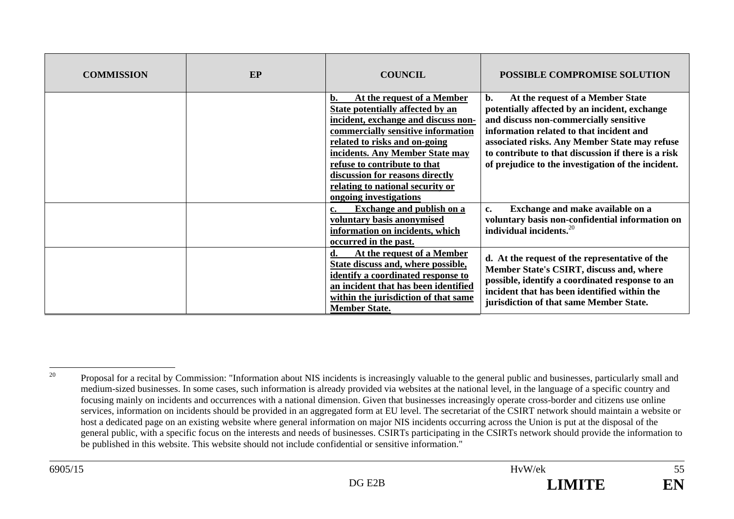| COMMISSION | EP | COUNCIL | POSSIBLE COMPROMISE SOLUTION |
|---|---|---|---|
| | | **b. At the request of a Member State potentially affected by an incident, exchange and discuss non-commercially sensitive information related to risks and on-going incidents. Any Member State may refuse to contribute to that discussion for reasons directly relating to national security or ongoing investigations** | **b. At the request of a Member State potentially affected by an incident, exchange and discuss non-commercially sensitive information related to that incident and associated risks. Any Member State may refuse to contribute to that discussion if there is a risk of prejudice to the investigation of the incident.** |
| | | **c. Exchange and publish on a voluntary basis anonymised information on incidents, which occurred in the past.** | **c. Exchange and make available on a voluntary basis non-confidential information on individual incidents.**[20] |
| | | **d. At the request of a Member State discuss and, where possible, identify a coordinated response to an incident that has been identified within the jurisdiction of that same Member State.** | **d. At the request of the representative of the Member State's CSIRT, discuss and, where possible, identify a coordinated response to an incident that has been identified within the jurisdiction of that same Member State.** |

[20] Proposal for a recital by Commission: "Information about NIS incidents is increasingly valuable to the general public and businesses, particularly small and medium-sized businesses. In some cases, such information is already provided via websites at the national level, in the language of a specific country and focusing mainly on incidents and occurrences with a national dimension. Given that businesses increasingly operate cross-border and citizens use online services, information on incidents should be provided in an aggregated form at EU level. The secretariat of the CSIRT network should maintain a website or host a dedicated page on an existing website where general information on major NIS incidents occurring across the Union is put at the disposal of the general public, with a specific focus on the interests and needs of businesses. CSIRTs participating in the CSIRTs network should provide the information to be published in this website. This website should not include confidential or sensitive information."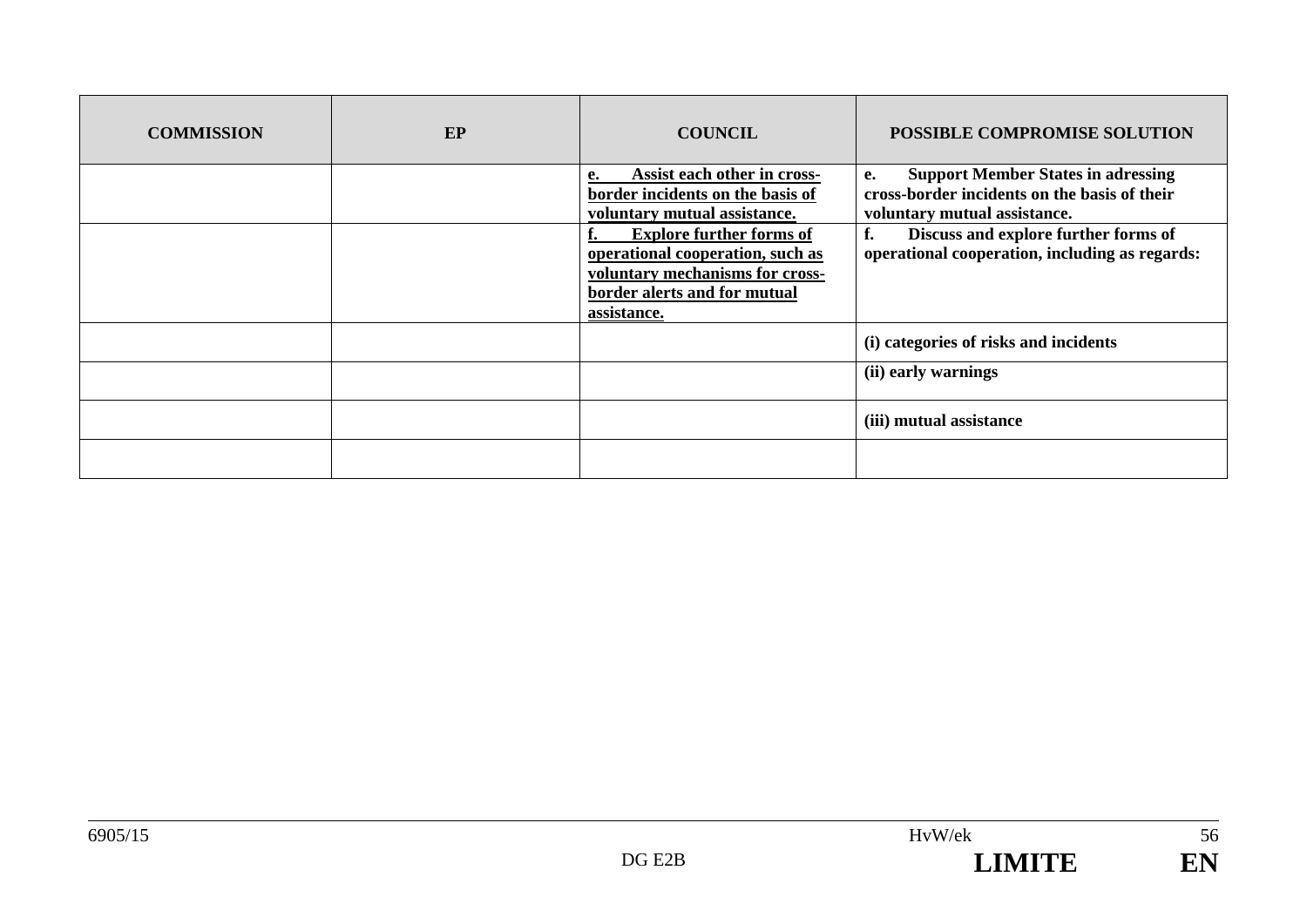| COMMISSION | EP | COUNCIL | POSSIBLE COMPROMISE SOLUTION |
|---|---|---|---|
| | | **e. Assist each other in cross-border incidents on the basis of voluntary mutual assistance.** | **e. Support Member States in adressing cross-border incidents on the basis of their voluntary mutual assistance.** |
| | | **f. Explore further forms of operational cooperation, such as voluntary mechanisms for cross-border alerts and for mutual assistance.** | **f. Discuss and explore further forms of operational cooperation, including as regards:** |
| | | | **(i) categories of risks and incidents** |
| | | | **(ii) early warnings** |
| | | | **(iii) mutual assistance** |
| | | | |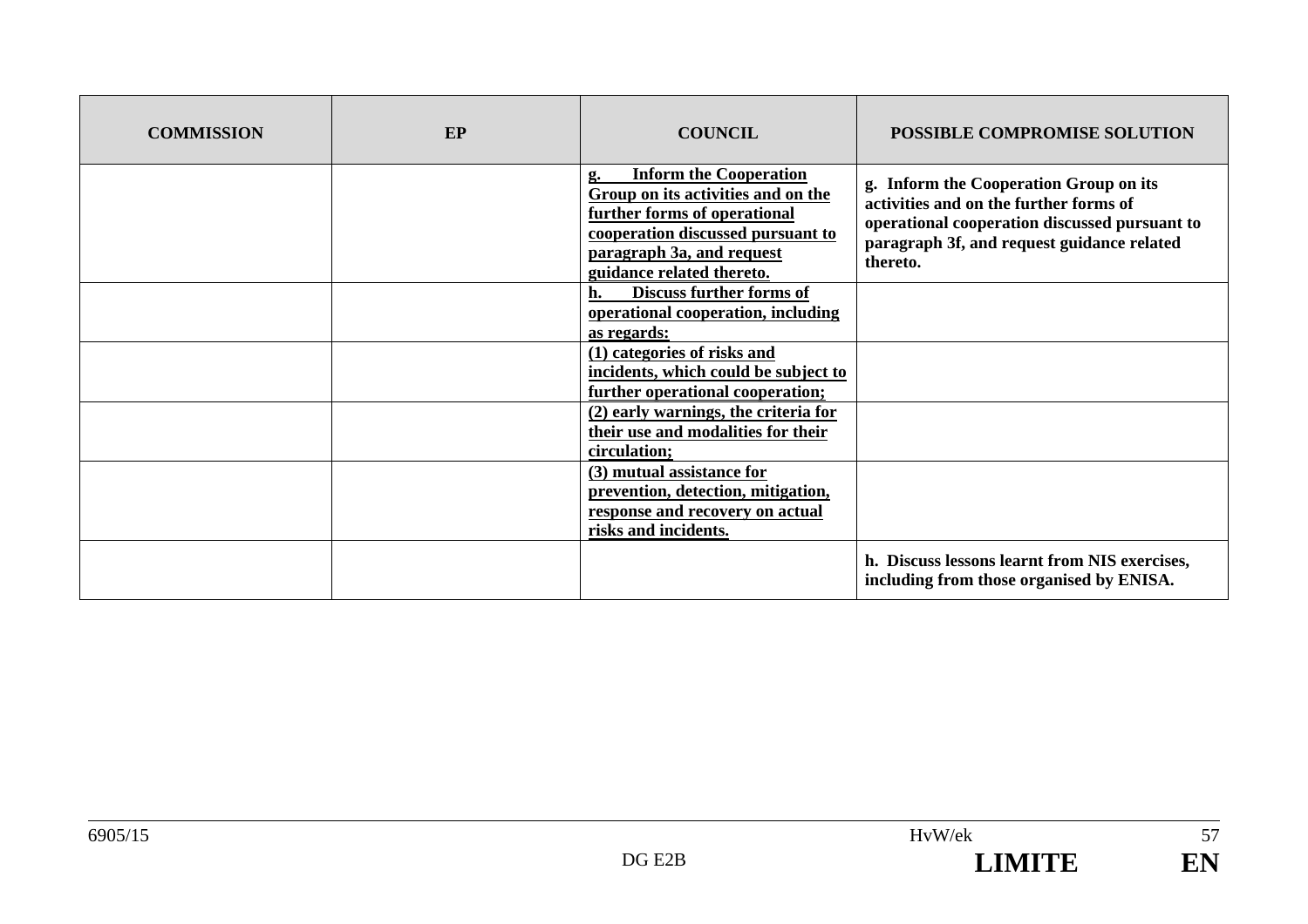| COMMISSION | EP | COUNCIL | POSSIBLE COMPROMISE SOLUTION |
|---|---|---|---|
| | | **g. Inform the Cooperation Group on its activities and on the further forms of operational cooperation discussed pursuant to paragraph 3a, and request guidance related thereto.** | **g. Inform the Cooperation Group on its activities and on the further forms of operational cooperation discussed pursuant to paragraph 3f, and request guidance related thereto.** |
| | | **h. Discuss further forms of operational cooperation, including as regards:** | |
| | | **(1) categories of risks and incidents, which could be subject to further operational cooperation;** | |
| | | **(2) early warnings, the criteria for their use and modalities for their circulation;** | |
| | | **(3) mutual assistance for prevention, detection, mitigation, response and recovery on actual risks and incidents.** | |
| | | | **h. Discuss lessons learnt from NIS exercises, including from those organised by ENISA.** |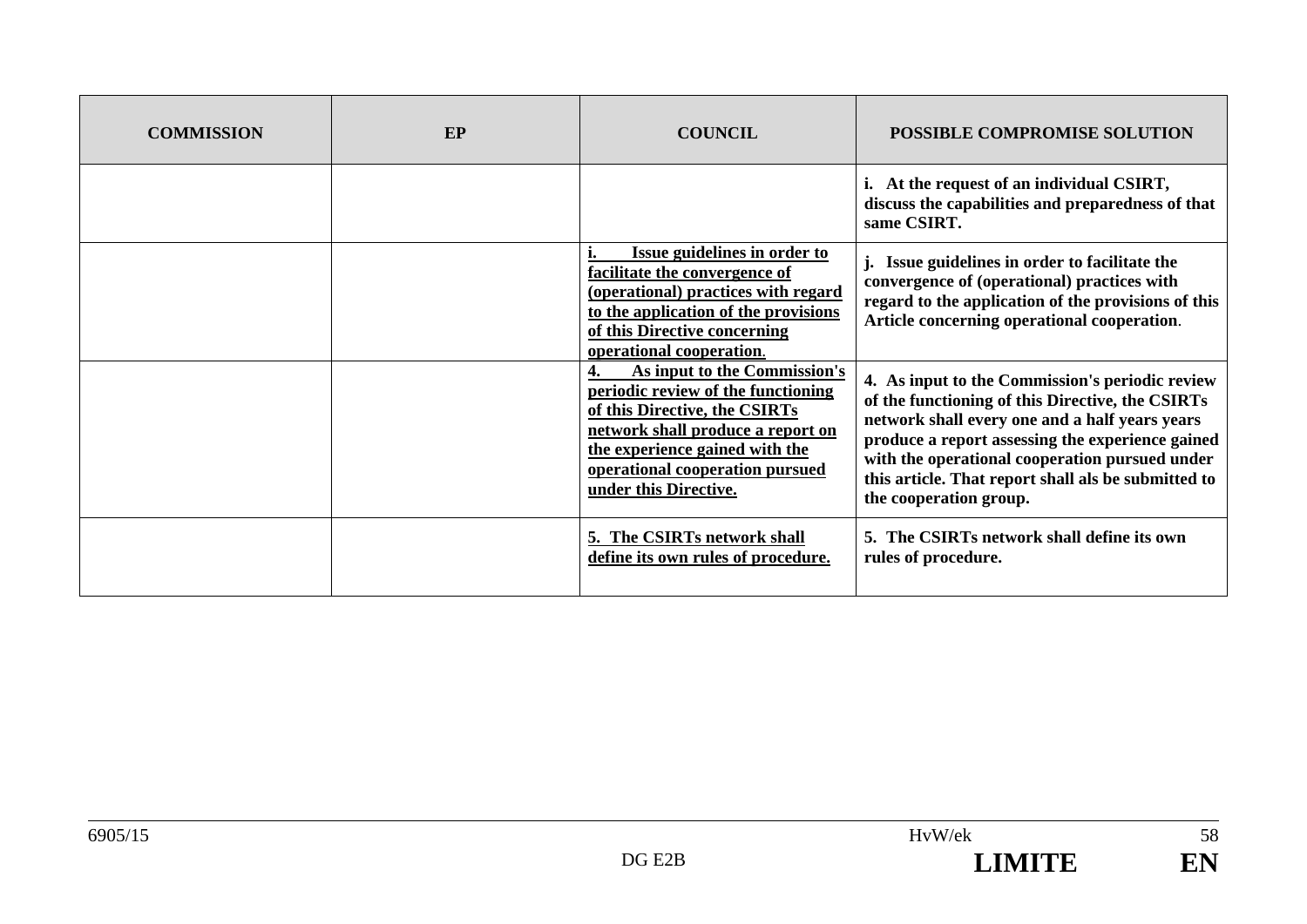| COMMISSION | EP | COUNCIL | POSSIBLE COMPROMISE SOLUTION |
|---|---|---|---|
| | | | **i. At the request of an individual CSIRT, discuss the capabilities and preparedness of that same CSIRT.** |
| | | **i. Issue guidelines in order to facilitate the convergence of (operational) practices with regard to the application of the provisions of this Directive concerning operational cooperation.** | **j. Issue guidelines in order to facilitate the convergence of (operational) practices with regard to the application of the provisions of this Article concerning operational cooperation.** |
| | | **4. As input to the Commission's periodic review of the functioning of this Directive, the CSIRTs network shall produce a report on the experience gained with the operational cooperation pursued under this Directive.** | **4. As input to the Commission's periodic review of the functioning of this Directive, the CSIRTs network shall every one and a half years years produce a report assessing the experience gained with the operational cooperation pursued under this article. That report shall als be submitted to the cooperation group.** |
| | | **5. The CSIRTs network shall define its own rules of procedure.** | **5. The CSIRTs network shall define its own rules of procedure.** |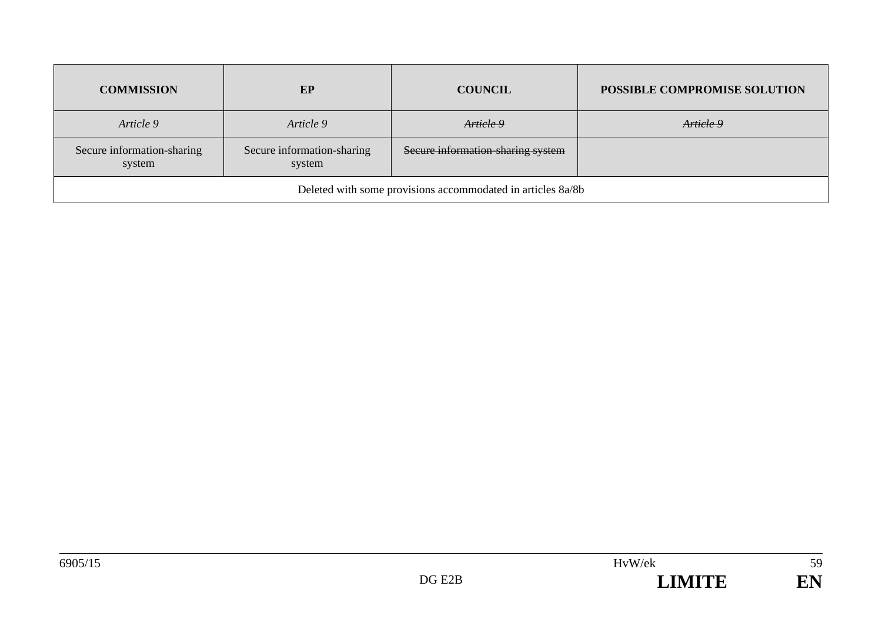| COMMISSION | EP | COUNCIL | POSSIBLE COMPROMISE SOLUTION |
|---|---|---|---|
| *Article 9* | *Article 9* | ~~*Article 9*~~ | ~~*Article 9*~~ |
| Secure information-sharing system | Secure information-sharing system | ~~Secure information-sharing system~~ | |
| Deleted with some provisions accommodated in articles 8a/8b | | | |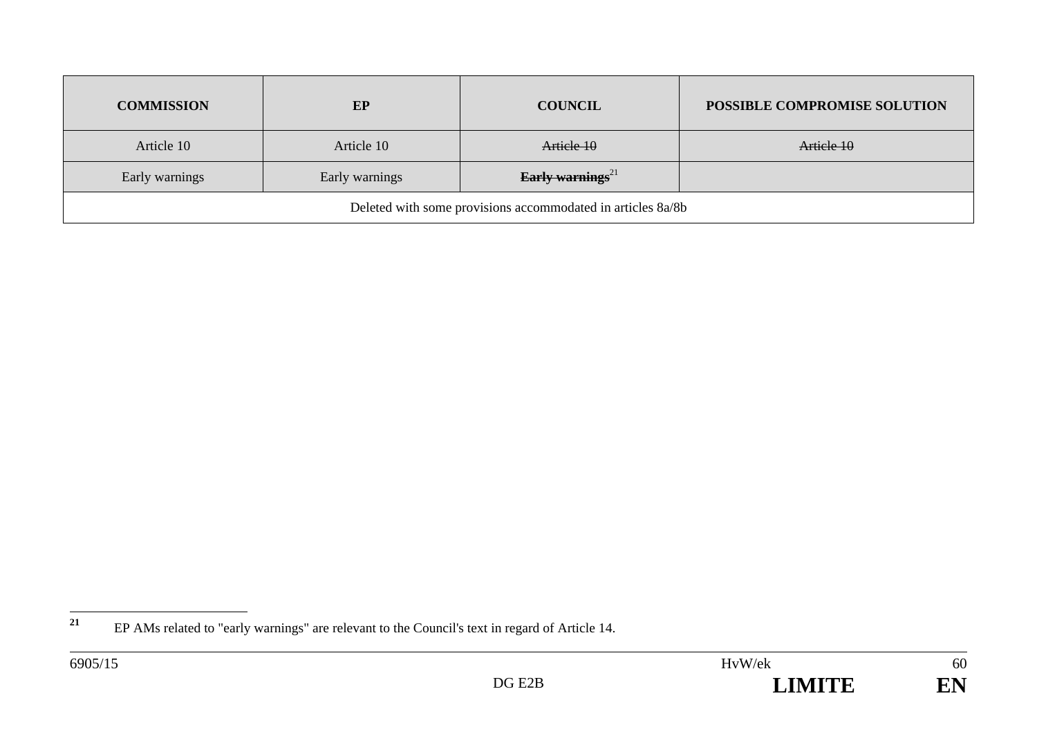| COMMISSION | EP | COUNCIL | POSSIBLE COMPROMISE SOLUTION |
|---|---|---|---|
| Article 10 | Article 10 | ~~Article 10~~ | ~~Article 10~~ |
| Early warnings | Early warnings | ~~**Early warnings**~~[21] | |
| Deleted with some provisions accommodated in articles 8a/8b | | | |

[21] EP AMs related to "early warnings" are relevant to the Council's text in regard of Article 14.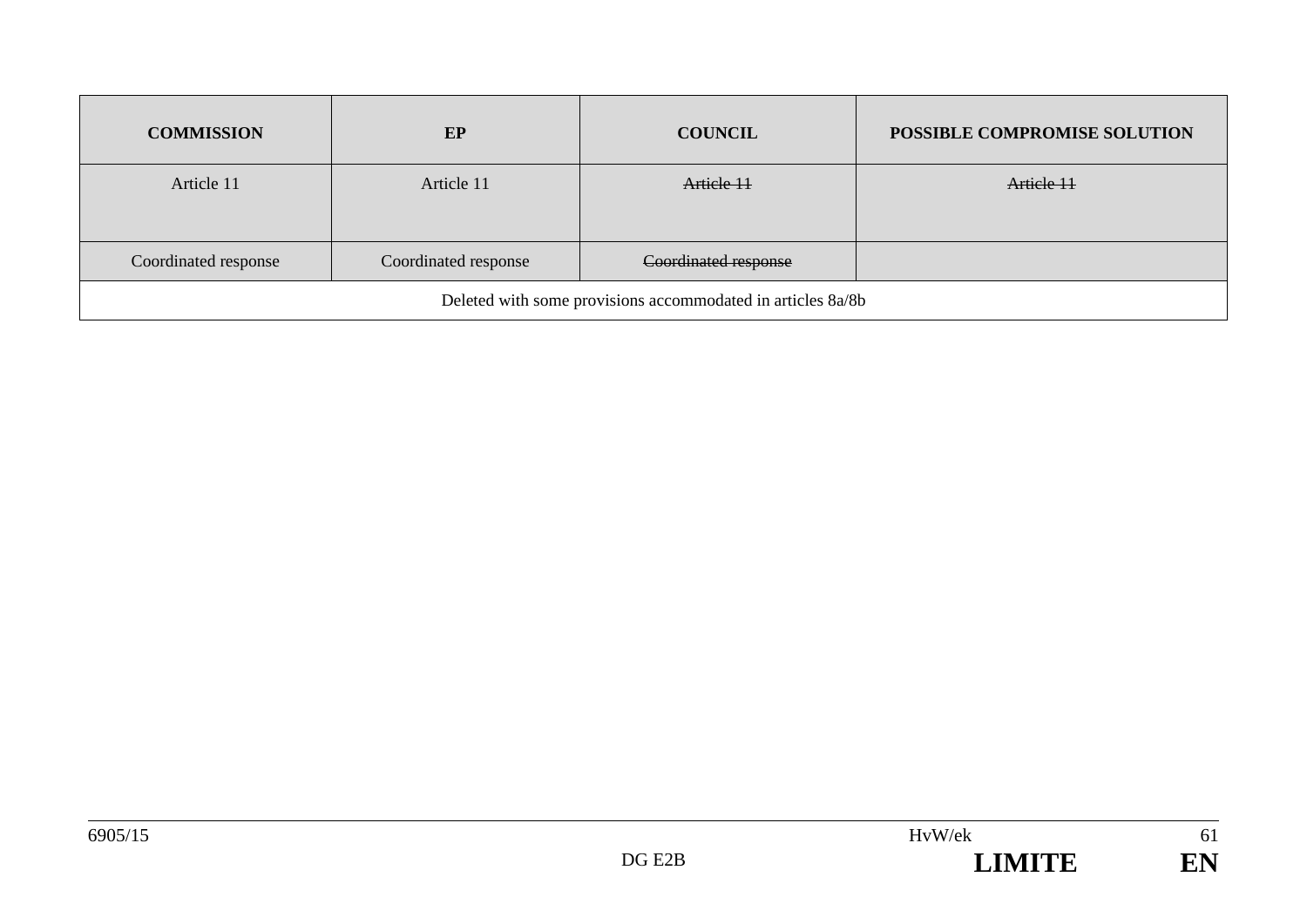| COMMISSION | EP | COUNCIL | POSSIBLE COMPROMISE SOLUTION |
|---|---|---|---|
| Article 11 | Article 11 | ~~Article 11~~ | ~~Article 11~~ |
| Coordinated response | Coordinated response | ~~Coordinated response~~ | |
| Deleted with some provisions accommodated in articles 8a/8b | | | |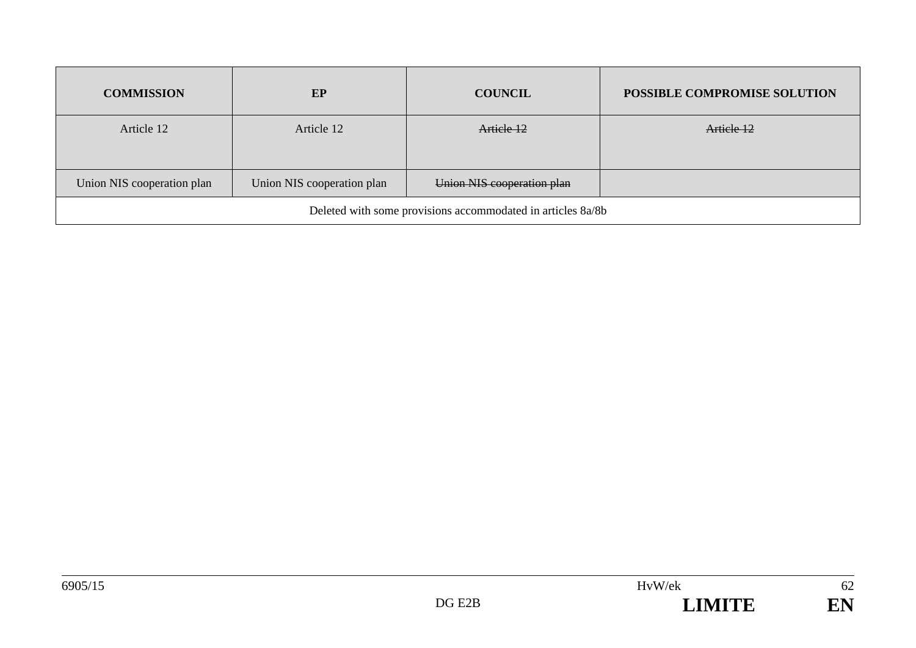| COMMISSION | EP | COUNCIL | POSSIBLE COMPROMISE SOLUTION |
|---|---|---|---|
| Article 12 | Article 12 | ~~Article 12~~ | ~~Article 12~~ |
| Union NIS cooperation plan | Union NIS cooperation plan | ~~Union NIS cooperation plan~~ | |
| Deleted with some provisions accommodated in articles 8a/8b | | | |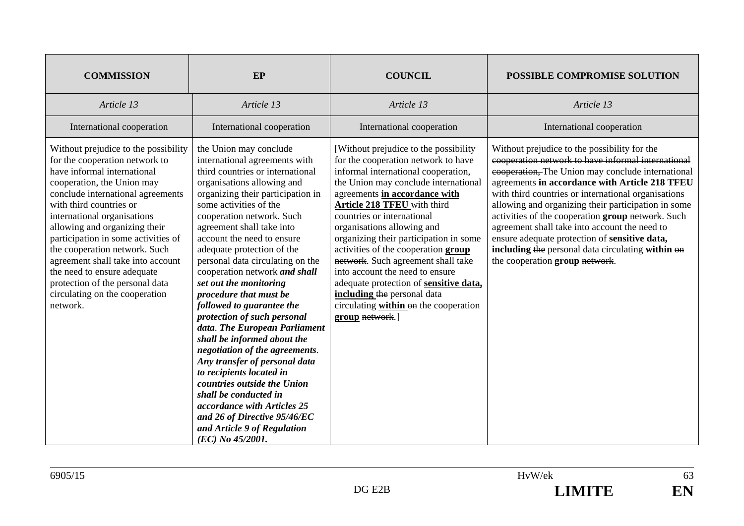| COMMISSION | EP | COUNCIL | POSSIBLE COMPROMISE SOLUTION |
|---|---|---|---|
| *Article 13* | *Article 13* | *Article 13* | *Article 13* |
| International cooperation | International cooperation | International cooperation | International cooperation |
| Without prejudice to the possibility for the cooperation network to have informal international cooperation, the Union may conclude international agreements with third countries or international organisations allowing and organizing their participation in some activities of the cooperation network. Such agreement shall take into account the need to ensure adequate protection of the personal data circulating on the cooperation network. | the Union may conclude international agreements with third countries or international organisations allowing and organizing their participation in some activities of the cooperation network. Such agreement shall take into account the need to ensure adequate protection of the personal data circulating on the cooperation network ***and shall set out the monitoring procedure that must be followed to guarantee the protection of such personal data***. ***The European Parliament shall be informed about the negotiation of the agreements***. ***Any transfer of personal data to recipients located in countries outside the Union shall be conducted in accordance with Articles 25 and 26 of Directive 95/46/EC and Article 9 of Regulation (EC) No 45/2001.*** | [Without prejudice to the possibility for the cooperation network to have informal international cooperation, the Union may conclude international agreements **in accordance with Article 218 TFEU** with third countries or international organisations allowing and organizing their participation in some activities of the cooperation **group** ~~network~~. Such agreement shall take into account the need to ensure adequate protection of **sensitive data, including** ~~the~~ personal data circulating **within** ~~on~~ the cooperation **group** ~~network~~.] | ~~Without prejudice to the possibility for the cooperation network to have informal international cooperation,~~ The Union may conclude international agreements **in accordance with Article 218 TFEU** with third countries or international organisations allowing and organizing their participation in some activities of the cooperation **group** ~~network~~. Such agreement shall take into account the need to ensure adequate protection of **sensitive data, including** ~~the~~ personal data circulating **within** ~~on~~ the cooperation **group** ~~network~~. |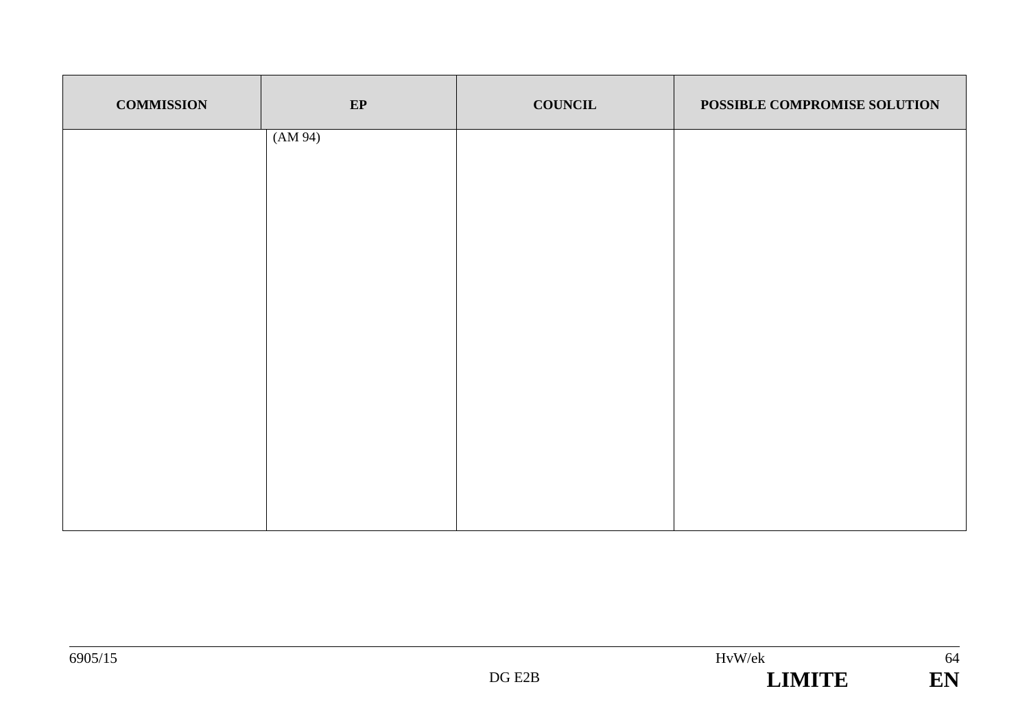| COMMISSION | EP | COUNCIL | POSSIBLE COMPROMISE SOLUTION |
|---|---|---|---|
| | (AM 94) | | |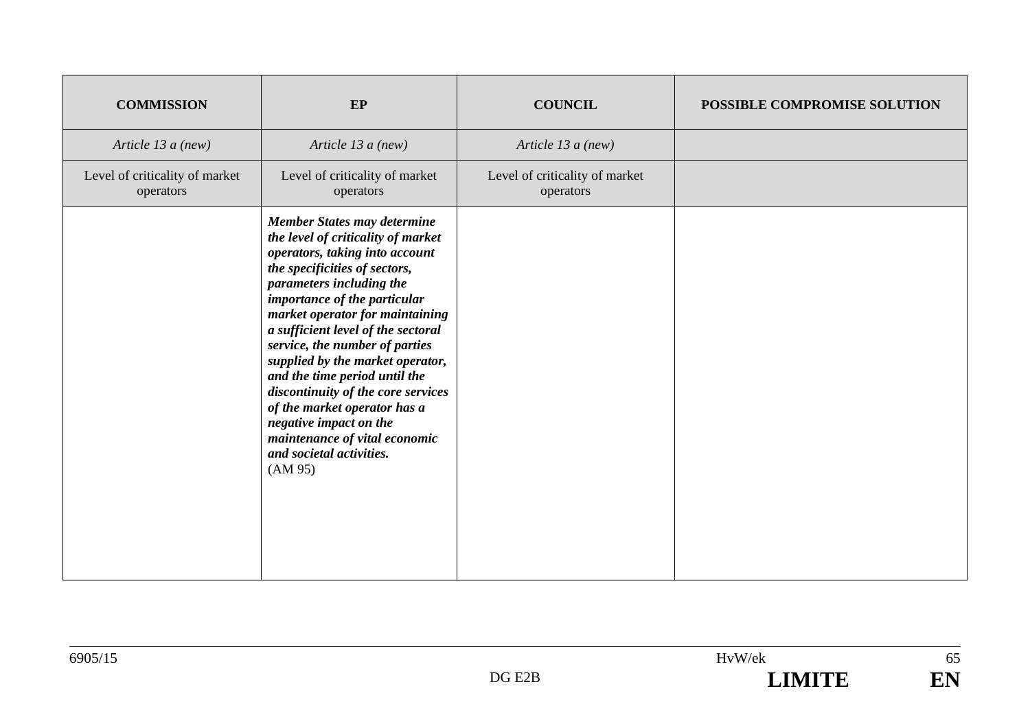| **COMMISSION** | **EP** | **COUNCIL** | **POSSIBLE COMPROMISE SOLUTION** |
|---|---|---|---|
| *Article 13 a (new)* | *Article 13 a (new)* | *Article 13 a (new)* | |
| Level of criticality of market operators | Level of criticality of market operators | Level of criticality of market operators | |
| | ***Member States may determine the level of criticality of market operators, taking into account the specificities of sectors, parameters including the importance of the particular market operator for maintaining a sufficient level of the sectoral service, the number of parties supplied by the market operator, and the time period until the discontinuity of the core services of the market operator has a negative impact on the maintenance of vital economic and societal activities.*** (AM 95) | | |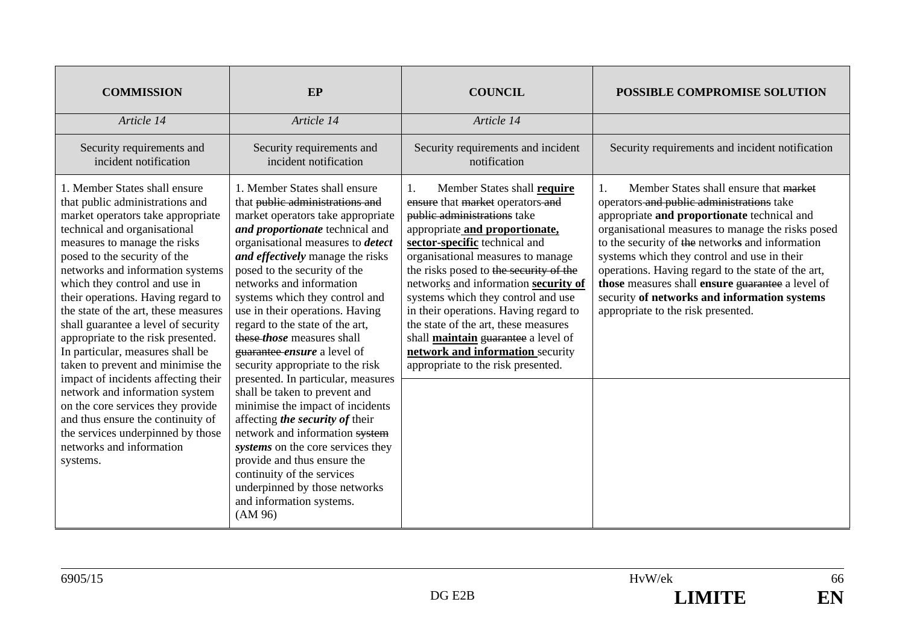| COMMISSION | EP | COUNCIL | POSSIBLE COMPROMISE SOLUTION |
|---|---|---|---|
| *Article 14* | *Article 14* | *Article 14* | |
| Security requirements and incident notification | Security requirements and incident notification | Security requirements and incident notification | Security requirements and incident notification |
| 1. Member States shall ensure that public administrations and market operators take appropriate technical and organisational measures to manage the risks posed to the security of the networks and information systems which they control and use in their operations. Having regard to the state of the art, these measures shall guarantee a level of security appropriate to the risk presented. In particular, measures shall be taken to prevent and minimise the impact of incidents affecting their network and information system on the core services they provide and thus ensure the continuity of the services underpinned by those networks and information systems. | 1. Member States shall ensure that ~~public administrations and~~ market operators take appropriate ***and proportionate*** technical and organisational measures to ***detect and effectively*** manage the risks posed to the security of the networks and information systems which they control and use in their operations. Having regard to the state of the art, ~~these~~ ***those*** measures shall ~~guarantee~~ ***ensure*** a level of security appropriate to the risk presented. In particular, measures shall be taken to prevent and minimise the impact of incidents affecting ***the security of*** their network and information ~~system~~ ***systems*** on the core services they provide and thus ensure the continuity of the services underpinned by those networks and information systems. (AM 96) | 1. Member States shall **require** ~~ensure~~ that ~~market~~ operators ~~and public administrations~~ take appropriate **and proportionate, sector-specific** technical and organisational measures to manage the risks posed to ~~the security of the~~ networks and information **security of** systems which they control and use in their operations. Having regard to the state of the art, these measures shall **maintain** ~~guarantee~~ a level of **network and information** security appropriate to the risk presented. | 1. Member States shall ensure that ~~market~~ operators ~~and public administrations~~ take appropriate **and proportionate** technical and organisational measures to manage the risks posed to the security of ~~the~~ network**s** and information systems which they control and use in their operations. Having regard to the state of the art, **those** measures shall **ensure** ~~guarantee~~ a level of security **of networks and information systems** appropriate to the risk presented. |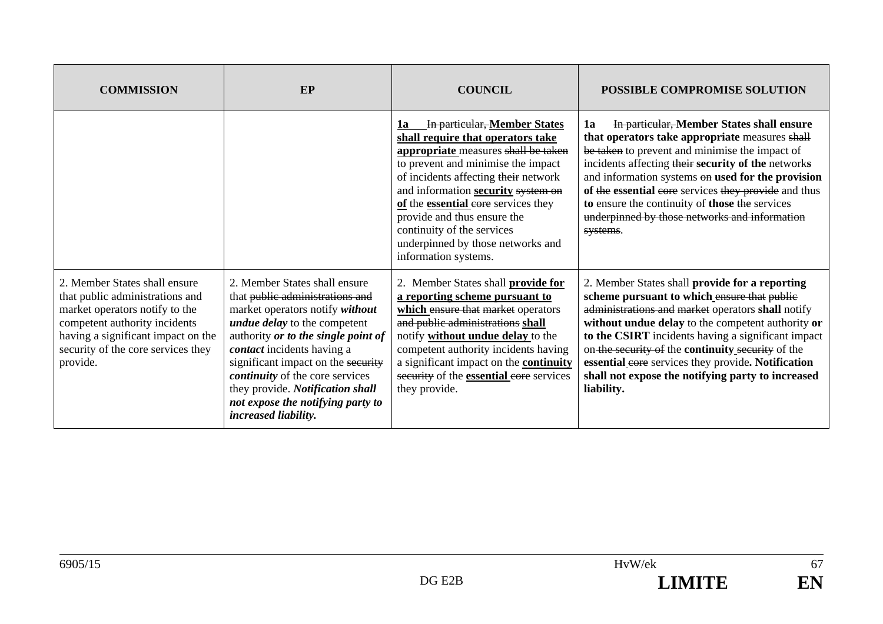| COMMISSION | EP | COUNCIL | POSSIBLE COMPROMISE SOLUTION |
|---|---|---|---|
| | | **1a** ~~In particular,~~ **Member States shall require that operators take appropriate** measures ~~shall be taken~~ to prevent and minimise the impact of incidents affecting ~~their~~ network and information **security** ~~system on~~ **of** the **essential** ~~core~~ services they provide and thus ensure the continuity of the services underpinned by those networks and information systems. | **1a** ~~In particular,~~ **Member States shall ensure that operators take appropriate** measures ~~shall be taken~~ to prevent and minimise the impact of incidents affecting ~~their~~ **security of the** network**s** and information systems ~~on~~ **used for the provision of** ~~the~~ **essential** ~~core~~ services ~~they provide~~ and thus **to** ensure the continuity of **those** ~~the~~ services ~~underpinned by those networks and information systems~~. |
| 2. Member States shall ensure that public administrations and market operators notify to the competent authority incidents having a significant impact on the security of the core services they provide. | 2. Member States shall ensure that ~~public administrations and~~ market operators notify ***without undue delay*** to the competent authority ***or to the single point of contact*** incidents having a significant impact on the ~~security~~ ***continuity*** of the core services they provide. ***Notification shall not expose the notifying party to increased liability.*** | 2. Member States shall **provide for a reporting scheme pursuant to which** ~~ensure that market~~ operators ~~and public administrations~~ **shall** notify **without undue delay** to the competent authority incidents having a significant impact on the **continuity** ~~security~~ of the **essential** ~~core~~ services they provide. | 2. Member States shall **provide for a reporting scheme pursuant to which** ~~ensure that public administrations and market~~ operators **shall** notify **without undue delay** to the competent authority **or to the CSIRT** incidents having a significant impact on ~~the security of~~ the **continuity** ~~security~~ of the **essential** ~~core~~ services they provide**. Notification shall not expose the notifying party to increased liability.** |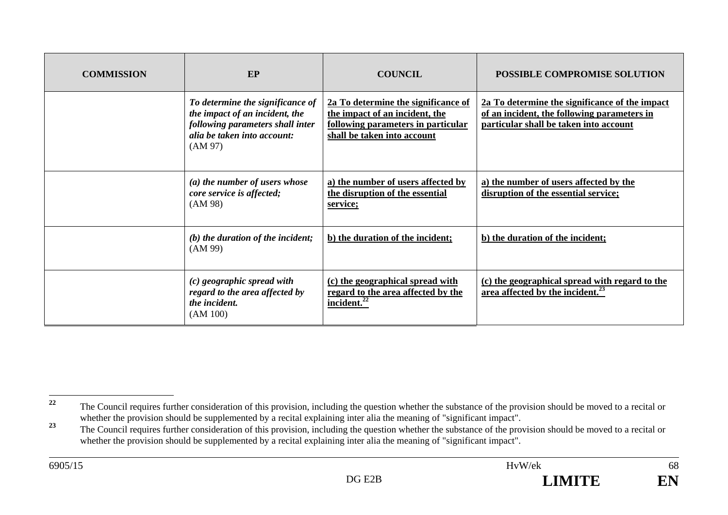| COMMISSION | EP | COUNCIL | POSSIBLE COMPROMISE SOLUTION |
|---|---|---|---|
| | ***To determine the significance of the impact of an incident, the following parameters shall inter alia be taken into account:*** (AM 97) | **2a To determine the significance of the impact of an incident, the following parameters in particular shall be taken into account** | **2a To determine the significance of the impact of an incident, the following parameters in particular shall be taken into account** |
| | ***(a) the number of users whose core service is affected;*** (AM 98) | **a) the number of users affected by the disruption of the essential service;** | **a) the number of users affected by the disruption of the essential service;** |
| | ***(b) the duration of the incident;*** (AM 99) | **b) the duration of the incident;** | **b) the duration of the incident;** |
| | ***(c) geographic spread with regard to the area affected by the incident.*** (AM 100) | **(c) the geographical spread with regard to the area affected by the incident.**[22] | **(c) the geographical spread with regard to the area affected by the incident.**[23] |

[22] The Council requires further consideration of this provision, including the question whether the substance of the provision should be moved to a recital or whether the provision should be supplemented by a recital explaining inter alia the meaning of "significant impact".

[23] The Council requires further consideration of this provision, including the question whether the substance of the provision should be moved to a recital or whether the provision should be supplemented by a recital explaining inter alia the meaning of "significant impact".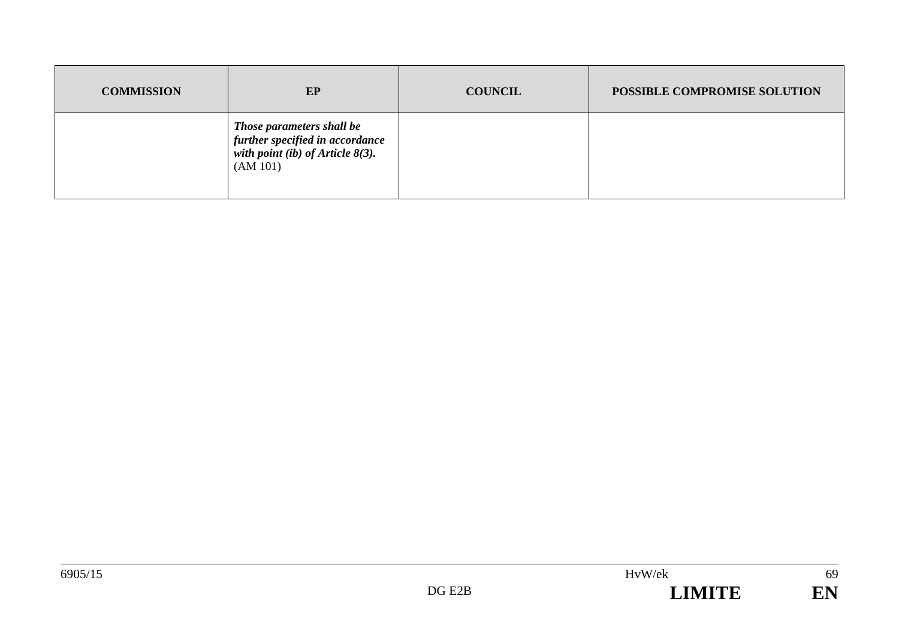| COMMISSION | EP | COUNCIL | POSSIBLE COMPROMISE SOLUTION |
|---|---|---|---|
| | ***Those parameters shall be further specified in accordance with point (ib) of Article 8(3).*** (AM 101) | | |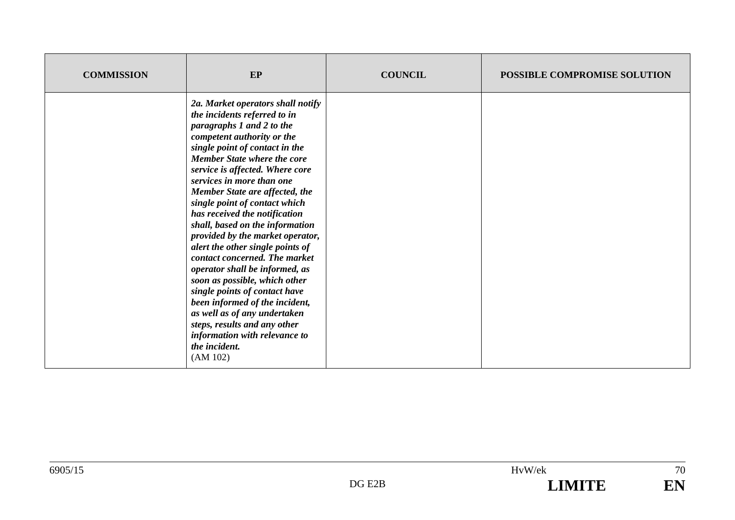| COMMISSION | EP | COUNCIL | POSSIBLE COMPROMISE SOLUTION |
|---|---|---|---|
| | ***2a. Market operators shall notify the incidents referred to in paragraphs 1 and 2 to the competent authority or the single point of contact in the Member State where the core service is affected. Where core services in more than one Member State are affected, the single point of contact which has received the notification shall, based on the information provided by the market operator, alert the other single points of contact concerned. The market operator shall be informed, as soon as possible, which other single points of contact have been informed of the incident, as well as of any undertaken steps, results and any other information with relevance to the incident.*** (AM 102) | | |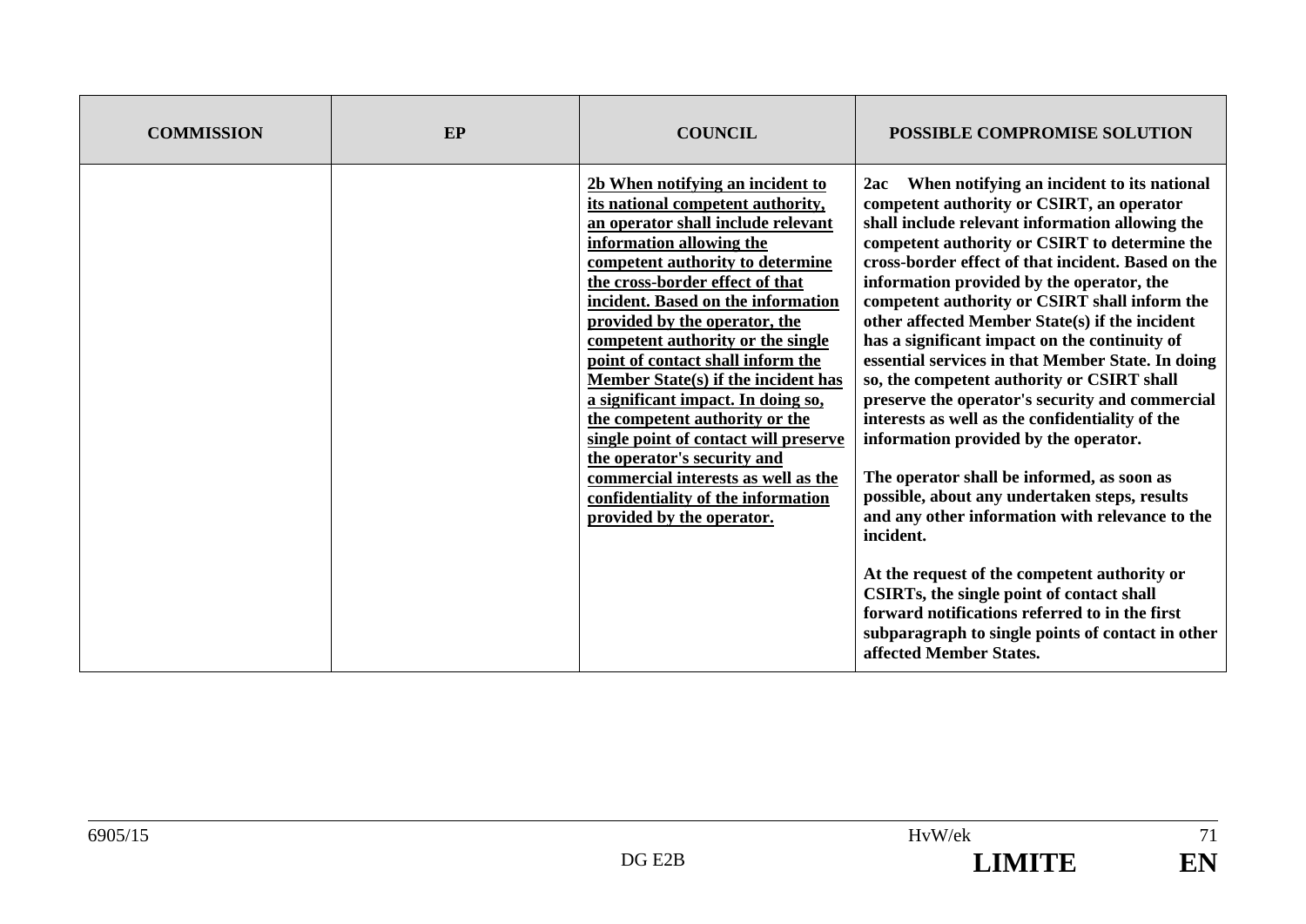| COMMISSION | EP | COUNCIL | POSSIBLE COMPROMISE SOLUTION |
|---|---|---|---|
| | | **2b When notifying an incident to its national competent authority, an operator shall include relevant information allowing the competent authority to determine the cross-border effect of that incident. Based on the information provided by the operator, the competent authority or the single point of contact shall inform the Member State(s) if the incident has a significant impact. In doing so, the competent authority or the single point of contact will preserve the operator's security and commercial interests as well as the confidentiality of the information provided by the operator.** | **2ac When notifying an incident to its national competent authority or CSIRT, an operator shall include relevant information allowing the competent authority or CSIRT to determine the cross-border effect of that incident. Based on the information provided by the operator, the competent authority or CSIRT shall inform the other affected Member State(s) if the incident has a significant impact on the continuity of essential services in that Member State. In doing so, the competent authority or CSIRT shall preserve the operator's security and commercial interests as well as the confidentiality of the information provided by the operator.**<br><br>**The operator shall be informed, as soon as possible, about any undertaken steps, results and any other information with relevance to the incident.**<br><br>**At the request of the competent authority or CSIRTs, the single point of contact shall forward notifications referred to in the first subparagraph to single points of contact in other affected Member States.** |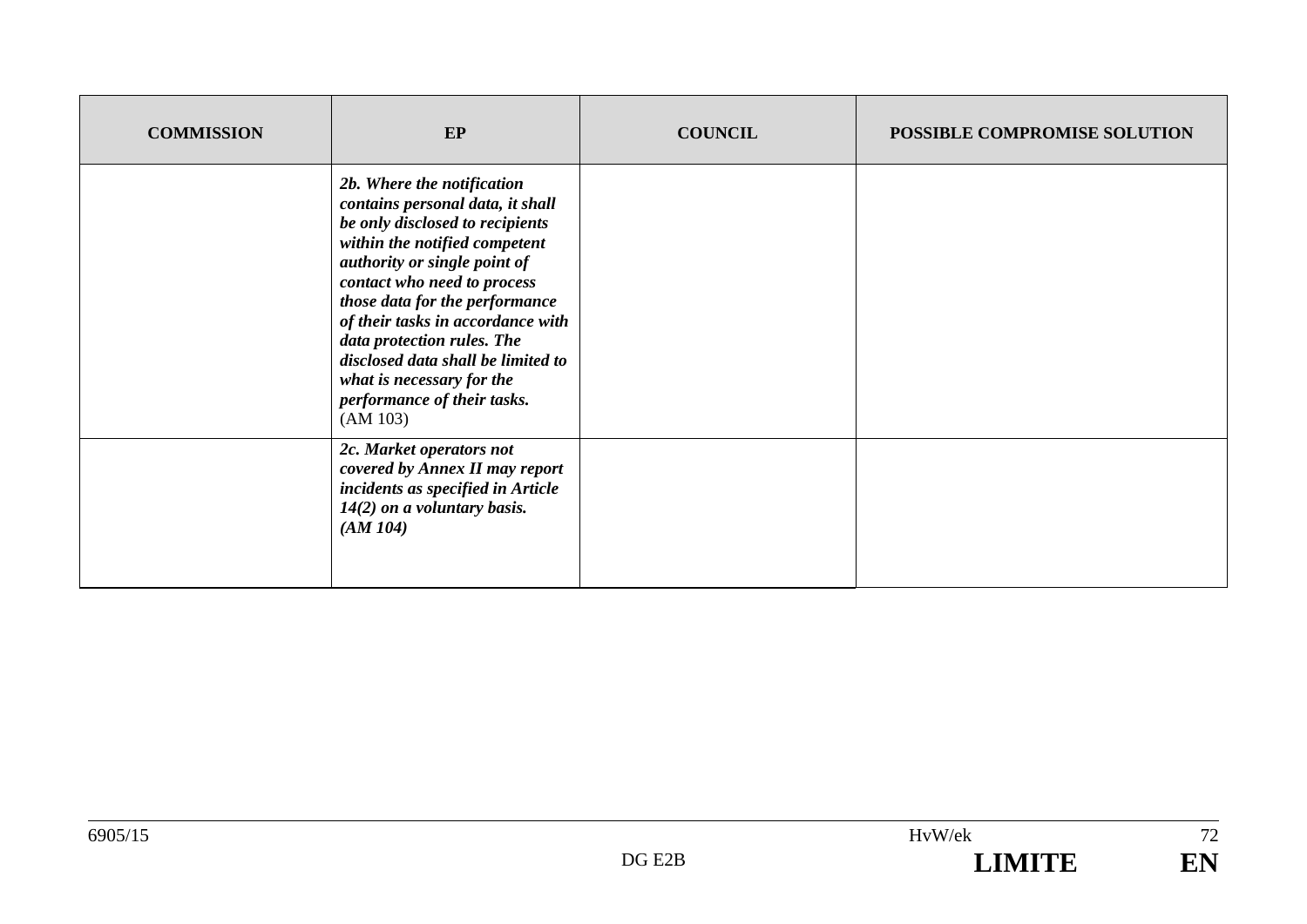| COMMISSION | EP | COUNCIL | POSSIBLE COMPROMISE SOLUTION |
| --- | --- | --- | --- |
| | ***2b. Where the notification contains personal data, it shall be only disclosed to recipients within the notified competent authority or single point of contact who need to process those data for the performance of their tasks in accordance with data protection rules. The disclosed data shall be limited to what is necessary for the performance of their tasks.*** (AM 103) | | |
| | ***2c. Market operators not covered by Annex II may report incidents as specified in Article 14(2) on a voluntary basis. (AM 104)*** | | |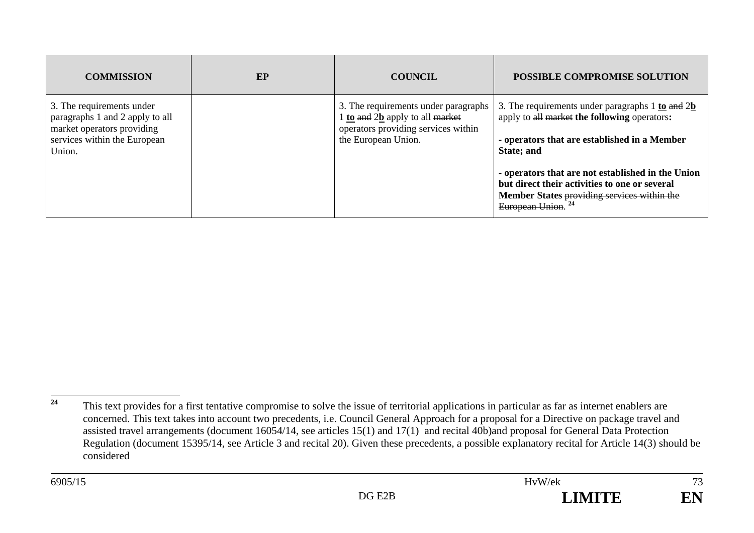| COMMISSION | EP | COUNCIL | POSSIBLE COMPROMISE SOLUTION |
|---|---|---|---|
| 3. The requirements under paragraphs 1 and 2 apply to all market operators providing services within the European Union. | | 3. The requirements under paragraphs 1 **to** ~~and~~ 2**b** apply to all ~~market~~ operators providing services within the European Union. | 3. The requirements under paragraphs 1 **to** ~~and~~ 2**b** apply to ~~all~~ ~~market~~ **the following** operators**:**<br><br>**- operators that are established in a Member State; and**<br><br>**- operators that are not established in the Union but direct their activities to one or several Member States** ~~providing services within the European Union.~~ [24] |

[24] This text provides for a first tentative compromise to solve the issue of territorial applications in particular as far as internet enablers are concerned. This text takes into account two precedents, i.e. Council General Approach for a proposal for a Directive on package travel and assisted travel arrangements (document 16054/14, see articles 15(1) and 17(1) and recital 40b)and proposal for General Data Protection Regulation (document 15395/14, see Article 3 and recital 20). Given these precedents, a possible explanatory recital for Article 14(3) should be considered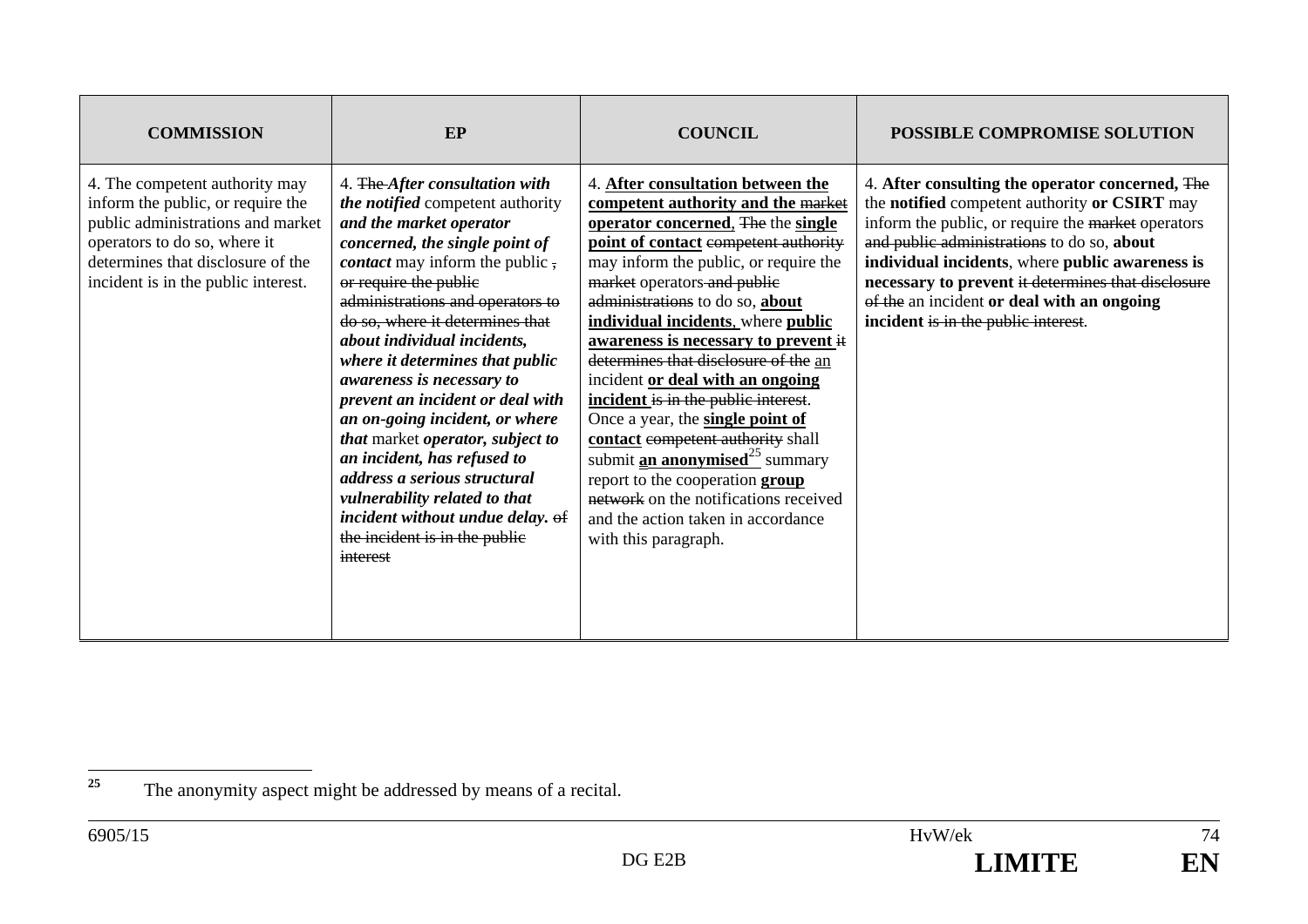| COMMISSION | EP | COUNCIL | POSSIBLE COMPROMISE SOLUTION |
|---|---|---|---|
| 4. The competent authority may inform the public, or require the public administrations and market operators to do so, where it determines that disclosure of the incident is in the public interest. | 4. ~~The~~ ***After consultation with the notified*** competent authority ***and the market operator concerned, the single point of contact*** may inform the public ~~,~~ ~~or require the public administrations and operators to do so, where it determines that~~ ***about individual incidents, where it determines that public awareness is necessary to prevent an incident or deal with an on-going incident, or where that*** market ***operator, subject to an incident, has refused to address a serious structural vulnerability related to that incident without undue delay.*** ~~of the incident is in the public interest~~ | 4. **After consultation between the competent authority and the ~~market~~ operator concerned**, ~~The~~ the **single point of contact** ~~competent authority~~ may inform the public, or require the ~~market~~ operators ~~and public administrations~~ to do so, **about individual incidents**, where **public awareness is necessary to prevent** ~~it determines that disclosure of the~~ an incident **or deal with an ongoing incident** ~~is in the public interest~~. Once a year, the **single point of contact** ~~competent authority~~ shall submit **an anonymised**[25] summary report to the cooperation **group** ~~network~~ on the notifications received and the action taken in accordance with this paragraph. | 4. **After consulting the operator concerned,** ~~The~~ the **notified** competent authority **or CSIRT** may inform the public, or require the ~~market~~ operators ~~and public administrations~~ to do so, **about individual incidents**, where **public awareness is necessary to prevent** ~~it determines that disclosure of the~~ an incident **or deal with an ongoing incident** ~~is in the public interest~~. |

[25] The anonymity aspect might be addressed by means of a recital.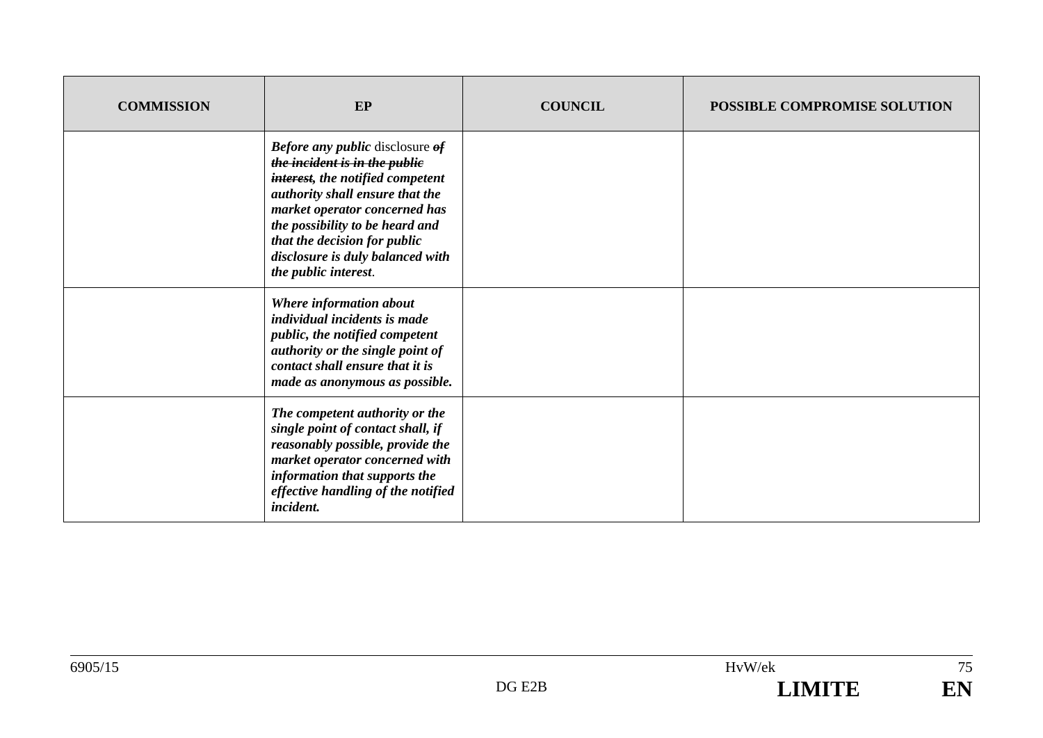| COMMISSION | EP | COUNCIL | POSSIBLE COMPROMISE SOLUTION |
|---|---|---|---|
| | ***Before any public*** disclosure ~~***of the incident is in the public interest***~~, ***the notified competent authority shall ensure that the market operator concerned has the possibility to be heard and that the decision for public disclosure is duly balanced with the public interest***. | | |
| | ***Where information about individual incidents is made public, the notified competent authority or the single point of contact shall ensure that it is made as anonymous as possible.*** | | |
| | ***The competent authority or the single point of contact shall, if reasonably possible, provide the market operator concerned with information that supports the effective handling of the notified incident.*** | | |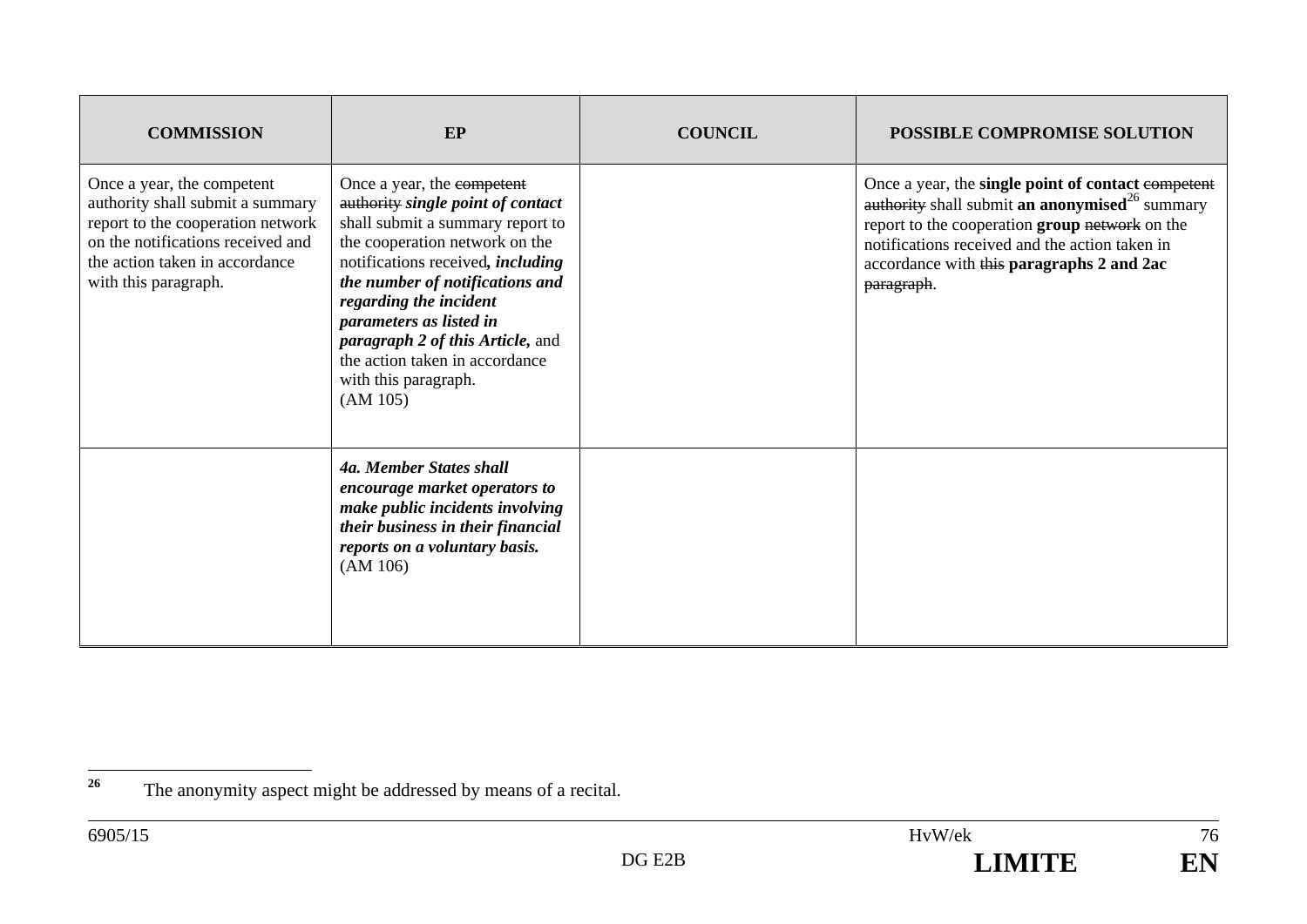| COMMISSION | EP | COUNCIL | POSSIBLE COMPROMISE SOLUTION |
|---|---|---|---|
| Once a year, the competent authority shall submit a summary report to the cooperation network on the notifications received and the action taken in accordance with this paragraph. | Once a year, the ~~competent authority~~ ***single point of contact*** shall submit a summary report to the cooperation network on the notifications received***, including the number of notifications and regarding the incident parameters as listed in paragraph 2 of this Article,*** and the action taken in accordance with this paragraph. (AM 105) | | Once a year, the **single point of contact** ~~competent authority~~ shall submit **an anonymised**[26] summary report to the cooperation **group** ~~network~~ on the notifications received and the action taken in accordance with ~~this~~ **paragraphs 2 and 2ac** ~~paragraph~~. |
| | ***4a. Member States shall encourage market operators to make public incidents involving their business in their financial reports on a voluntary basis.*** (AM 106) | | |

[26] The anonymity aspect might be addressed by means of a recital.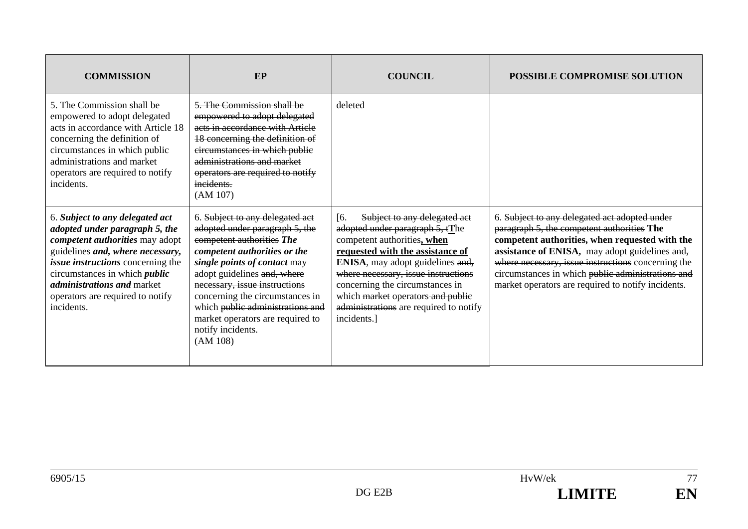| COMMISSION | EP | COUNCIL | POSSIBLE COMPROMISE SOLUTION |
|---|---|---|---|
| 5. The Commission shall be empowered to adopt delegated acts in accordance with Article 18 concerning the definition of circumstances in which public administrations and market operators are required to notify incidents. | ~~5. The Commission shall be empowered to adopt delegated acts in accordance with Article 18 concerning the definition of circumstances in which public administrations and market operators are required to notify incidents.~~ (AM 107) | deleted | |
| 6. ***Subject to any delegated act adopted under paragraph 5, the competent authorities*** may adopt guidelines ***and, where necessary, issue instructions*** concerning the circumstances in which ***public administrations and*** market operators are required to notify incidents. | 6. ~~Subject to any delegated act adopted under paragraph 5, the competent authorities~~ ***The competent authorities or the single points of contact*** may adopt guidelines ~~and, where necessary, issue instructions~~ concerning the circumstances in which ~~public administrations and~~ market operators are required to notify incidents. (AM 108) | [6. ~~Subject to any delegated act adopted under paragraph 5, t~~**T**he competent authorities**, when requested with the assistance of ENISA**, may adopt guidelines ~~and, where necessary, issue instructions~~ concerning the circumstances in which ~~market~~ operators ~~and public administrations~~ are required to notify incidents.] | 6. ~~Subject to any delegated act adopted under paragraph 5, the competent authorities~~ **The competent authorities, when requested with the assistance of ENISA,** may adopt guidelines ~~and, where necessary, issue instructions~~ concerning the circumstances in which ~~public administrations and market~~ operators are required to notify incidents. |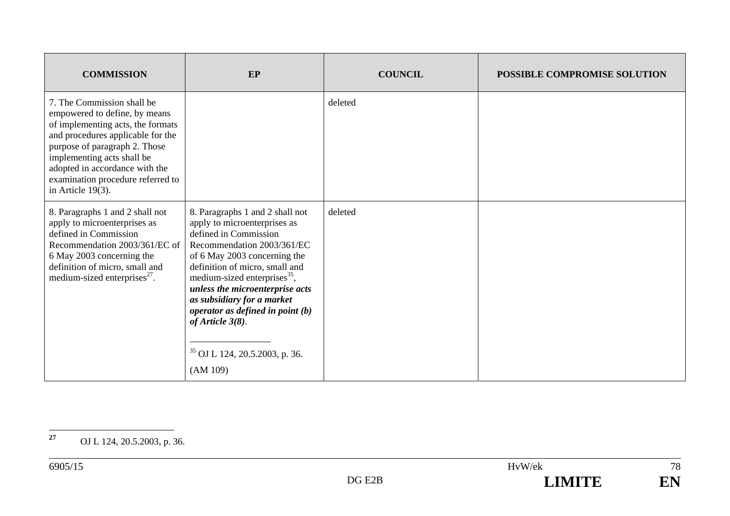| COMMISSION | EP | COUNCIL | POSSIBLE COMPROMISE SOLUTION |
|---|---|---|---|
| 7. The Commission shall be empowered to define, by means of implementing acts, the formats and procedures applicable for the purpose of paragraph 2. Those implementing acts shall be adopted in accordance with the examination procedure referred to in Article 19(3). | | deleted | |
| 8. Paragraphs 1 and 2 shall not apply to microenterprises as defined in Commission Recommendation 2003/361/EC of 6 May 2003 concerning the definition of micro, small and medium-sized enterprises[27]. | 8. Paragraphs 1 and 2 shall not apply to microenterprises as defined in Commission Recommendation 2003/361/EC of 6 May 2003 concerning the definition of micro, small and medium-sized enterprises[35], ***unless the microenterprise acts as subsidiary for a market operator as defined in point (b) of Article 3(8)***. <br><br> ________________ <br><br> [35] OJ L 124, 20.5.2003, p. 36. <br><br> (AM 109) | deleted | |

[27] OJ L 124, 20.5.2003, p. 36.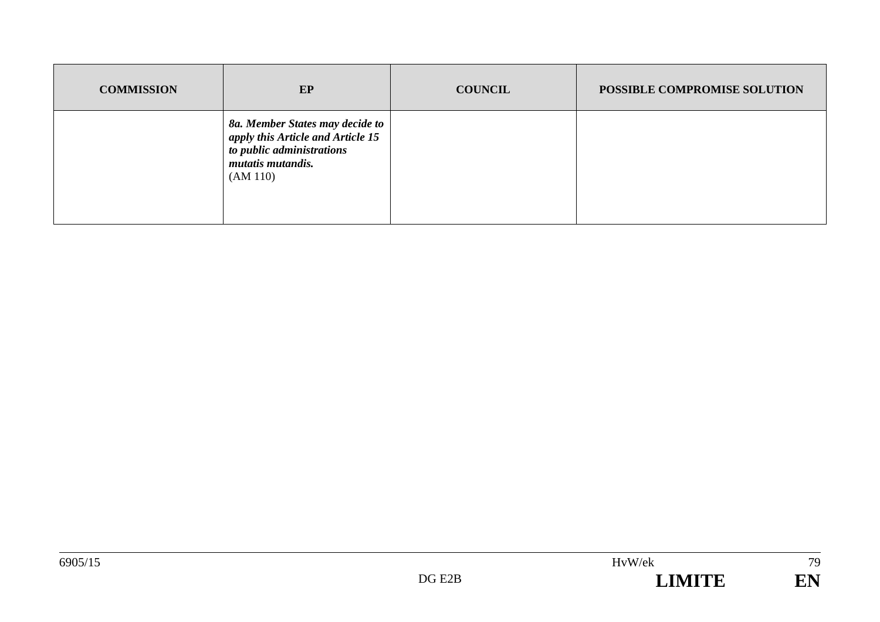| COMMISSION | EP | COUNCIL | POSSIBLE COMPROMISE SOLUTION |
|---|---|---|---|
| | ***8a. Member States may decide to apply this Article and Article 15 to public administrations mutatis mutandis.*** (AM 110) | | |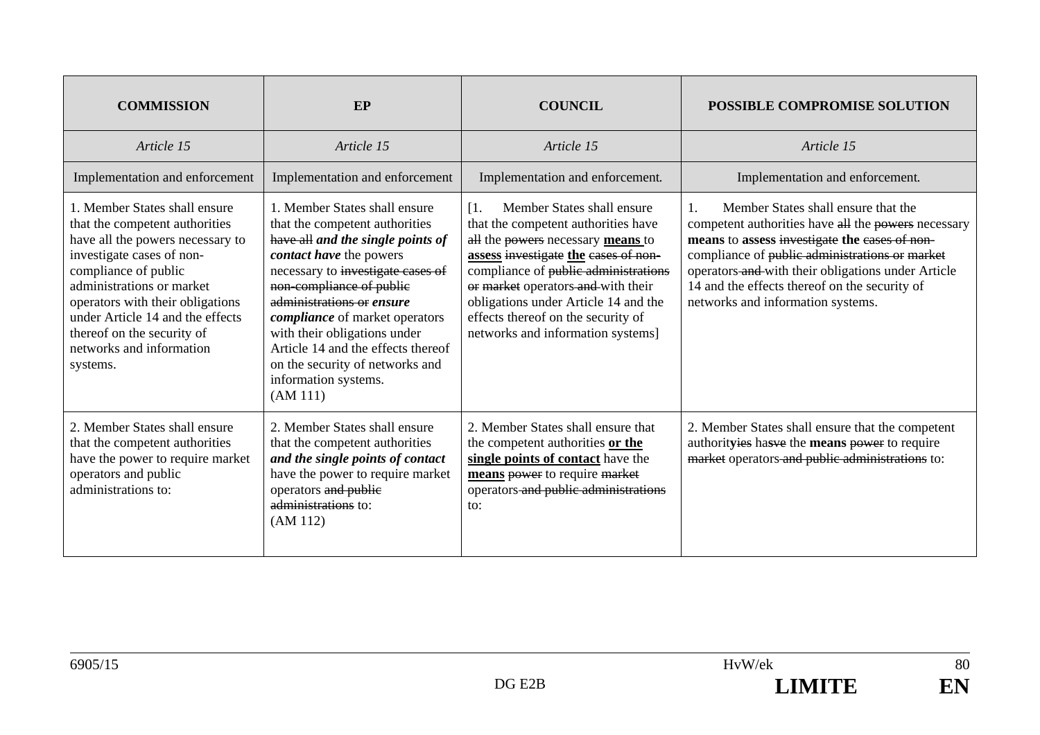| COMMISSION | EP | COUNCIL | POSSIBLE COMPROMISE SOLUTION |
|---|---|---|---|
| *Article 15* | *Article 15* | *Article 15* | *Article 15* |
| Implementation and enforcement | Implementation and enforcement | Implementation and enforcement. | Implementation and enforcement. |
| 1. Member States shall ensure that the competent authorities have all the powers necessary to investigate cases of non-compliance of public administrations or market operators with their obligations under Article 14 and the effects thereof on the security of networks and information systems. | 1. Member States shall ensure that the competent authorities ~~have all~~ ***and the single points of contact have*** the powers necessary to ~~investigate cases of non-compliance of public administrations or~~ ***ensure compliance*** of market operators with their obligations under Article 14 and the effects thereof on the security of networks and information systems. (AM 111) | [1. Member States shall ensure that the competent authorities have ~~all~~ the ~~powers~~ necessary **means** to **assess** ~~investigate~~ **the** ~~cases of non-~~compliance of ~~public administrations or market~~ operators ~~and~~ with their obligations under Article 14 and the effects thereof on the security of networks and information systems] | 1. Member States shall ensure that the competent authorities have ~~all~~ the ~~powers~~ necessary **means** to **assess** ~~investigate~~ **the** ~~cases of non-~~compliance of ~~public administrations or market~~ operators ~~and~~ with their obligations under Article 14 and the effects thereof on the security of networks and information systems. |
| 2. Member States shall ensure that the competent authorities have the power to require market operators and public administrations to: | 2. Member States shall ensure that the competent authorities ***and the single points of contact*** have the power to require market operators ~~and public administrations~~ to: (AM 112) | 2. Member States shall ensure that the competent authorities **or the single points of contact** have the **means** ~~power~~ to require ~~market~~ operators ~~and public administrations~~ to: | 2. Member States shall ensure that the competent authorit**y**~~ies~~ ha**s**~~ve~~ the **means** ~~power~~ to require ~~market~~ operators ~~and public administrations~~ to: |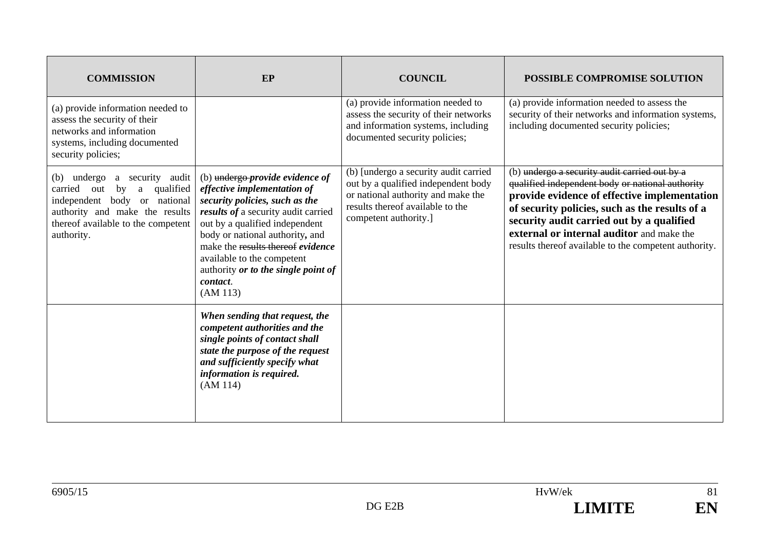| COMMISSION | EP | COUNCIL | POSSIBLE COMPROMISE SOLUTION |
|---|---|---|---|
| (a) provide information needed to assess the security of their networks and information systems, including documented security policies; | | (a) provide information needed to assess the security of their networks and information systems, including documented security policies; | (a) provide information needed to assess the security of their networks and information systems, including documented security policies; |
| (b) undergo a security audit carried out by a qualified independent body or national authority and make the results thereof available to the competent authority. | (b) ~~undergo~~ ***provide evidence of effective implementation of security policies, such as the results of*** a security audit carried out by a qualified independent body or national authority**,** and make the ~~results thereof~~ ***evidence*** available to the competent authority ***or to the single point of contact***. (AM 113) | (b) [undergo a security audit carried out by a qualified independent body or national authority and make the results thereof available to the competent authority.] | (b) ~~undergo a security audit carried out by a qualified independent body or national authority~~ **provide evidence of effective implementation of security policies, such as the results of a security audit carried out by a qualified external or internal auditor** and make the results thereof available to the competent authority. |
| | ***When sending that request, the competent authorities and the single points of contact shall state the purpose of the request and sufficiently specify what information is required.*** (AM 114) | | |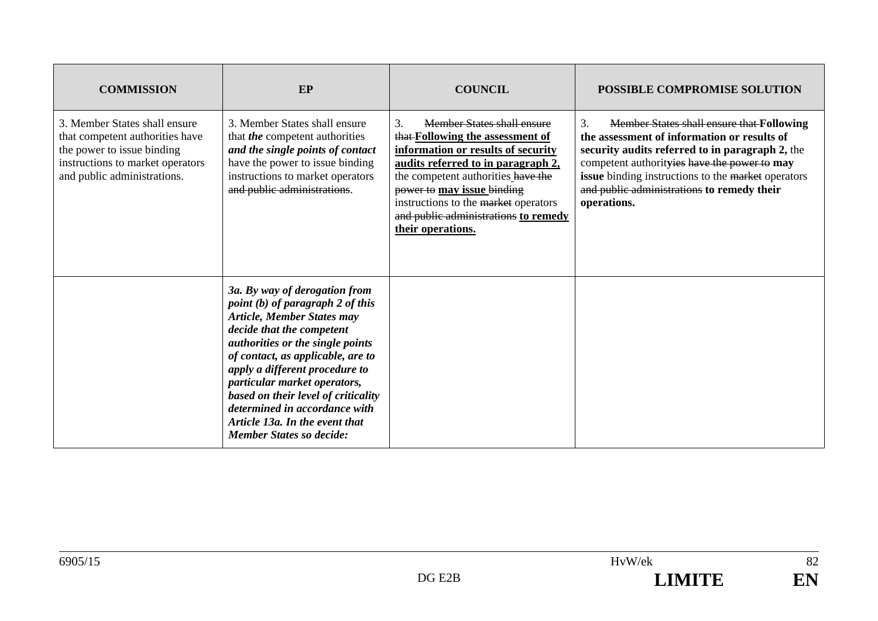| COMMISSION | EP | COUNCIL | POSSIBLE COMPROMISE SOLUTION |
|---|---|---|---|
| 3. Member States shall ensure that competent authorities have the power to issue binding instructions to market operators and public administrations. | 3. Member States shall ensure that ***the*** competent authorities ***and the single points of contact*** have the power to issue binding instructions to market operators ~~and public administrations~~. | 3. ~~Member States shall ensure that~~ **Following the assessment of information or results of security audits referred to in paragraph 2,** the competent authorities ~~have the power to~~ **may issue** binding instructions to the ~~market~~ operators ~~and public administrations~~ **to remedy their operations.** | 3. ~~Member States shall ensure that~~ **Following the assessment of information or results of security audits referred to in paragraph 2,** the competent authorit**y**~~ies~~ ~~have the power to~~ **may issue** binding instructions to the ~~market~~ operators ~~and public administrations~~ **to remedy their operations.** |
| | ***3a. By way of derogation from point (b) of paragraph 2 of this Article, Member States may decide that the competent authorities or the single points of contact, as applicable, are to apply a different procedure to particular market operators, based on their level of criticality determined in accordance with Article 13a. In the event that Member States so decide:*** | | |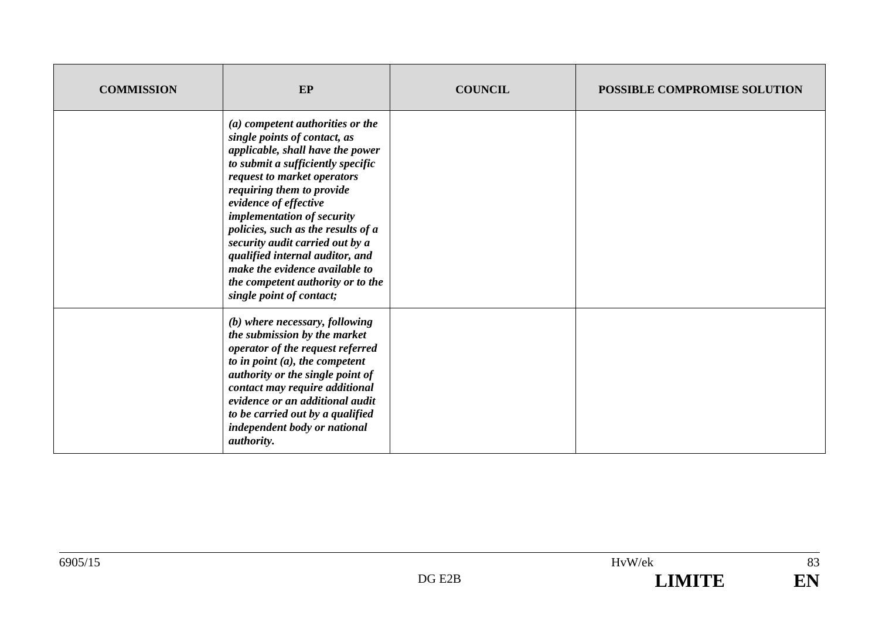| COMMISSION | EP | COUNCIL | POSSIBLE COMPROMISE SOLUTION |
|---|---|---|---|
| | ***(a) competent authorities or the single points of contact, as applicable, shall have the power to submit a sufficiently specific request to market operators requiring them to provide evidence of effective implementation of security policies, such as the results of a security audit carried out by a qualified internal auditor, and make the evidence available to the competent authority or to the single point of contact;*** | | |
| | ***(b) where necessary, following the submission by the market operator of the request referred to in point (a), the competent authority or the single point of contact may require additional evidence or an additional audit to be carried out by a qualified independent body or national authority.*** | | |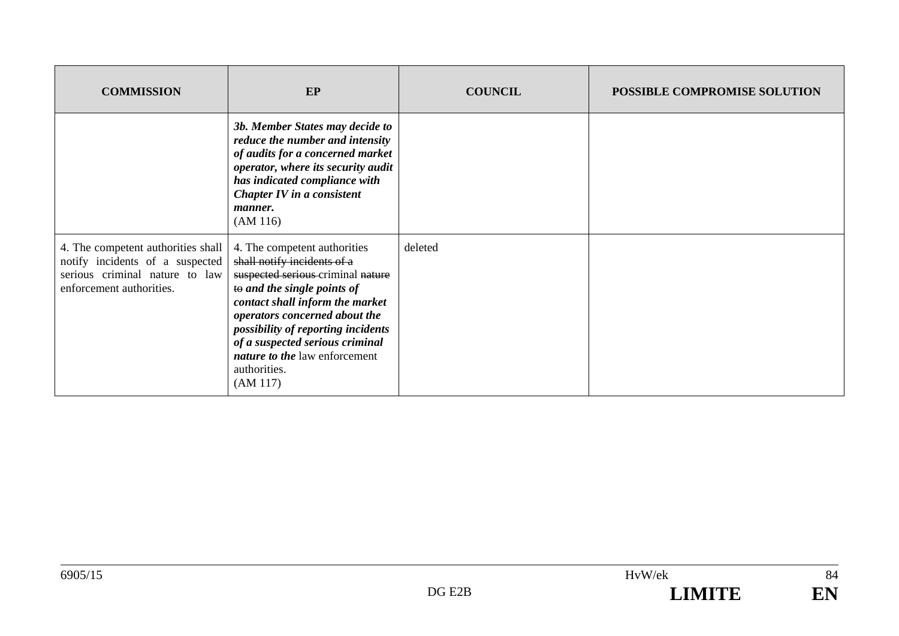| COMMISSION | EP | COUNCIL | POSSIBLE COMPROMISE SOLUTION |
|---|---|---|---|
| | ***3b. Member States may decide to reduce the number and intensity of audits for a concerned market operator, where its security audit has indicated compliance with Chapter IV in a consistent manner.*** (AM 116) | | |
| 4. The competent authorities shall notify incidents of a suspected serious criminal nature to law enforcement authorities. | 4. The competent authorities ~~shall notify incidents of a suspected serious~~ criminal ~~nature to~~ ***and the single points of contact shall inform the market operators concerned about the possibility of reporting incidents of a suspected serious criminal nature to the*** law enforcement authorities. (AM 117) | deleted | |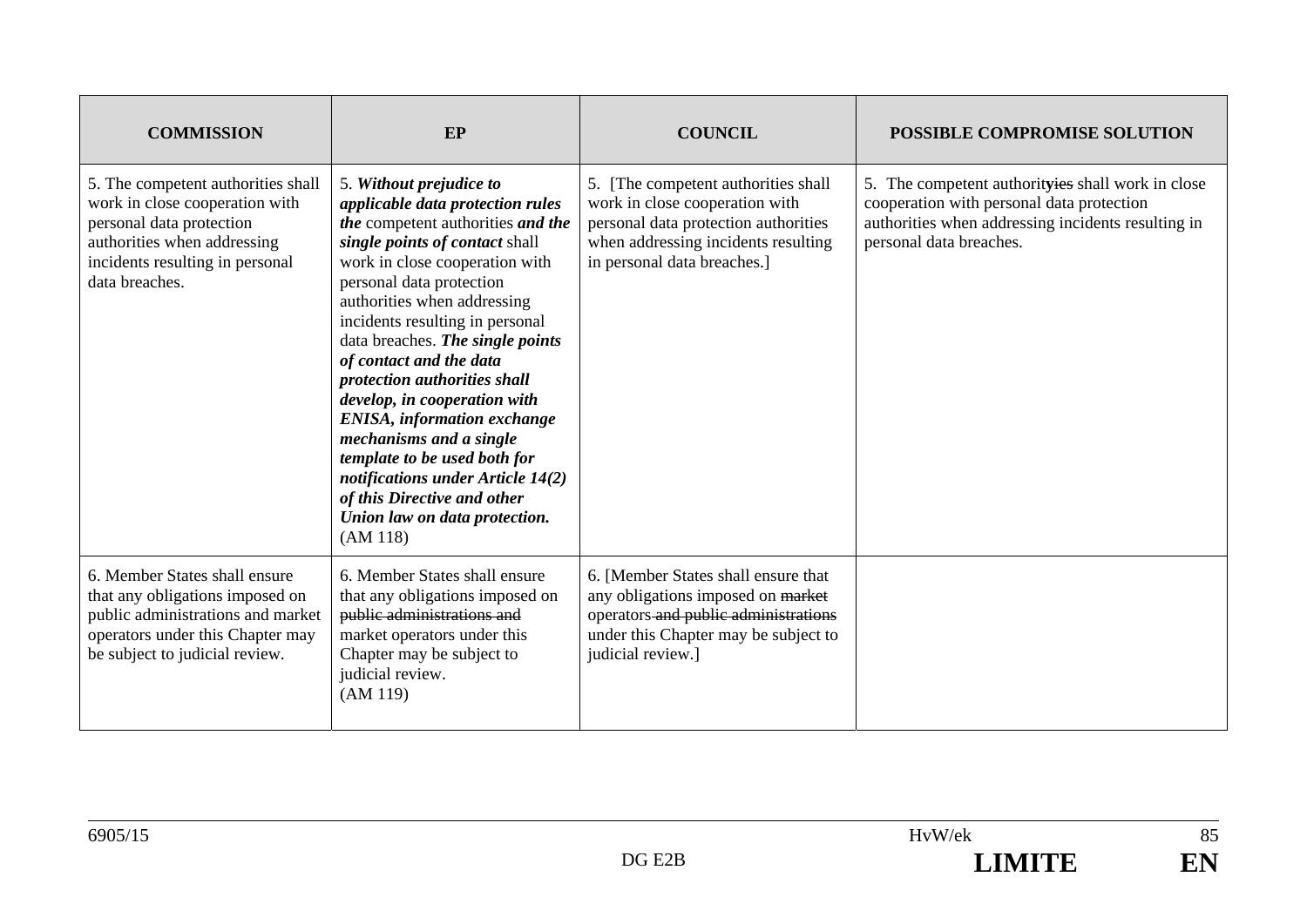| COMMISSION | EP | COUNCIL | POSSIBLE COMPROMISE SOLUTION |
|---|---|---|---|
| 5. The competent authorities shall work in close cooperation with personal data protection authorities when addressing incidents resulting in personal data breaches. | 5. ***Without prejudice to applicable data protection rules the*** competent authorities ***and the single points of contact*** shall work in close cooperation with personal data protection authorities when addressing incidents resulting in personal data breaches. ***The single points of contact and the data protection authorities shall develop, in cooperation with ENISA, information exchange mechanisms and a single template to be used both for notifications under Article 14(2) of this Directive and other Union law on data protection.*** (AM 118) | 5. [The competent authorities shall work in close cooperation with personal data protection authorities when addressing incidents resulting in personal data breaches.] | 5. The competent authorit~~ies~~y shall work in close cooperation with personal data protection authorities when addressing incidents resulting in personal data breaches. |
| 6. Member States shall ensure that any obligations imposed on public administrations and market operators under this Chapter may be subject to judicial review. | 6. Member States shall ensure that any obligations imposed on ~~public administrations and~~ market operators under this Chapter may be subject to judicial review. (AM 119) | 6. [Member States shall ensure that any obligations imposed on ~~market~~ operators ~~and public administrations~~ under this Chapter may be subject to judicial review.] | |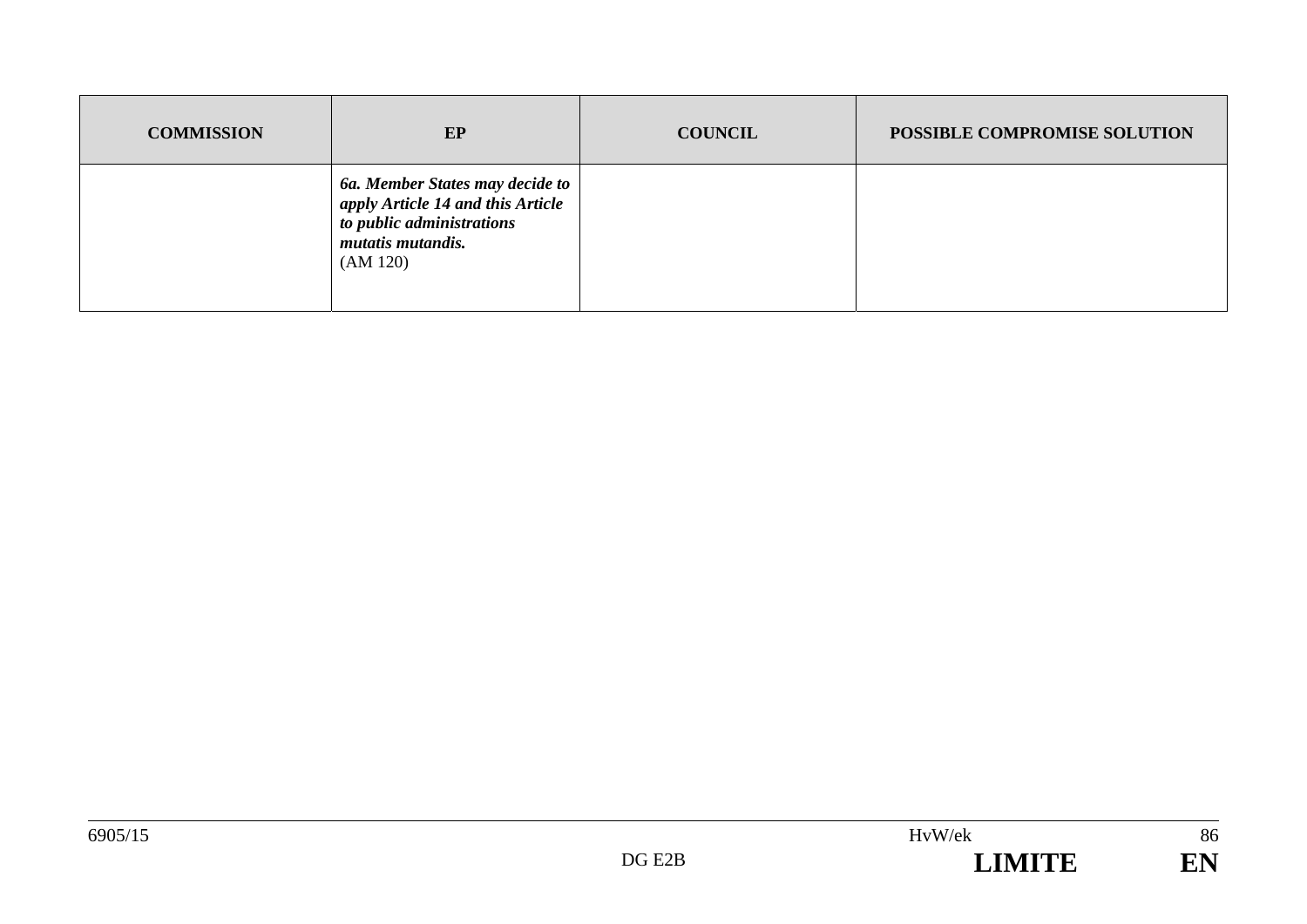| COMMISSION | EP | COUNCIL | POSSIBLE COMPROMISE SOLUTION |
|---|---|---|---|
| | ***6a. Member States may decide to apply Article 14 and this Article to public administrations mutatis mutandis.*** (AM 120) | | |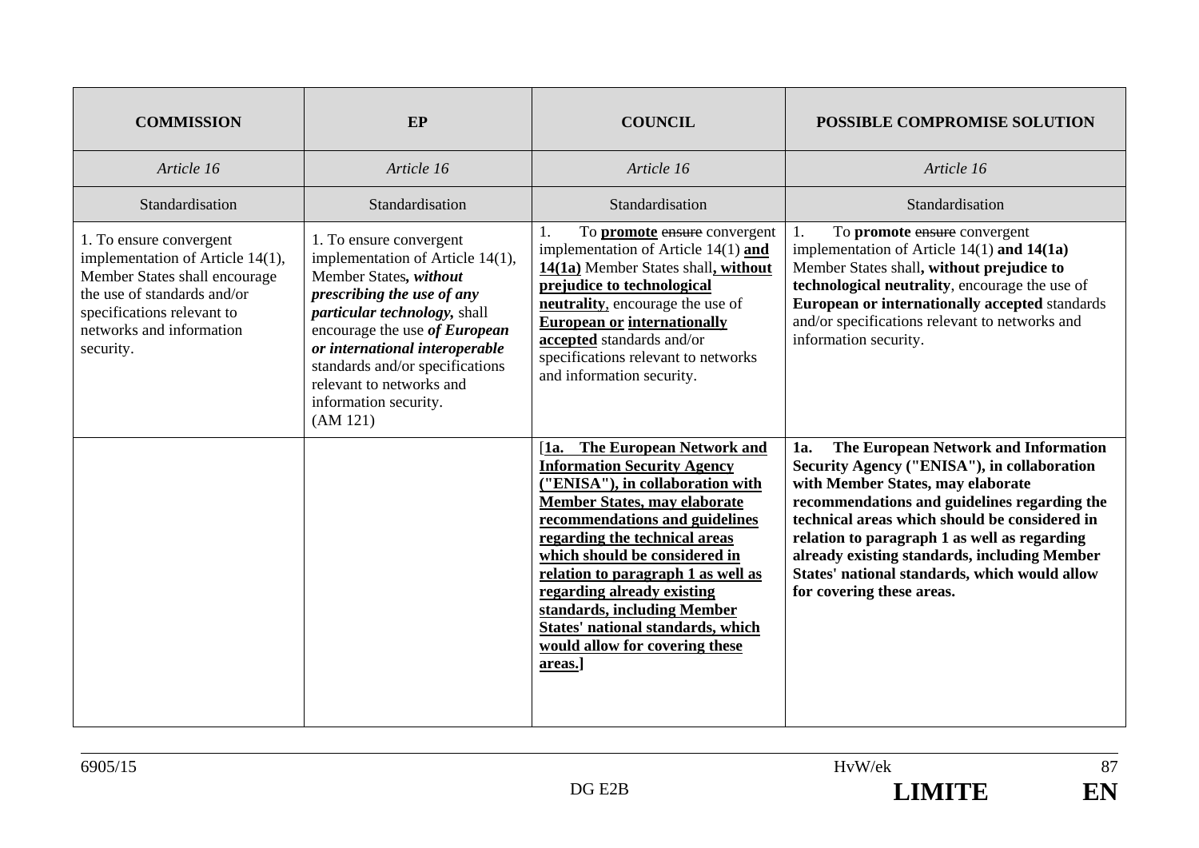| **COMMISSION** | **EP** | **COUNCIL** | **POSSIBLE COMPROMISE SOLUTION** |
|---|---|---|---|
| *Article 16* | *Article 16* | *Article 16* | *Article 16* |
| Standardisation | Standardisation | Standardisation | Standardisation |
| 1. To ensure convergent implementation of Article 14(1), Member States shall encourage the use of standards and/or specifications relevant to networks and information security. | 1. To ensure convergent implementation of Article 14(1), Member States***, without prescribing the use of any particular technology,*** shall encourage the use ***of European or international interoperable*** standards and/or specifications relevant to networks and information security. (AM 121) | 1. To **promote** ~~ensure~~ convergent implementation of Article 14(1) **and 14(1a)** Member States shall**, without prejudice to technological neutrality**, encourage the use of **European or internationally accepted** standards and/or specifications relevant to networks and information security. | 1. To **promote** ~~ensure~~ convergent implementation of Article 14(1) **and 14(1a)** Member States shall**, without prejudice to technological neutrality**, encourage the use of **European or internationally accepted** standards and/or specifications relevant to networks and information security. |
| | | [**1a. The European Network and Information Security Agency ("ENISA"), in collaboration with Member States, may elaborate recommendations and guidelines regarding the technical areas which should be considered in relation to paragraph 1 as well as regarding already existing standards, including Member States' national standards, which would allow for covering these areas.**] | **1a. The European Network and Information Security Agency ("ENISA"), in collaboration with Member States, may elaborate recommendations and guidelines regarding the technical areas which should be considered in relation to paragraph 1 as well as regarding already existing standards, including Member States' national standards, which would allow for covering these areas.** |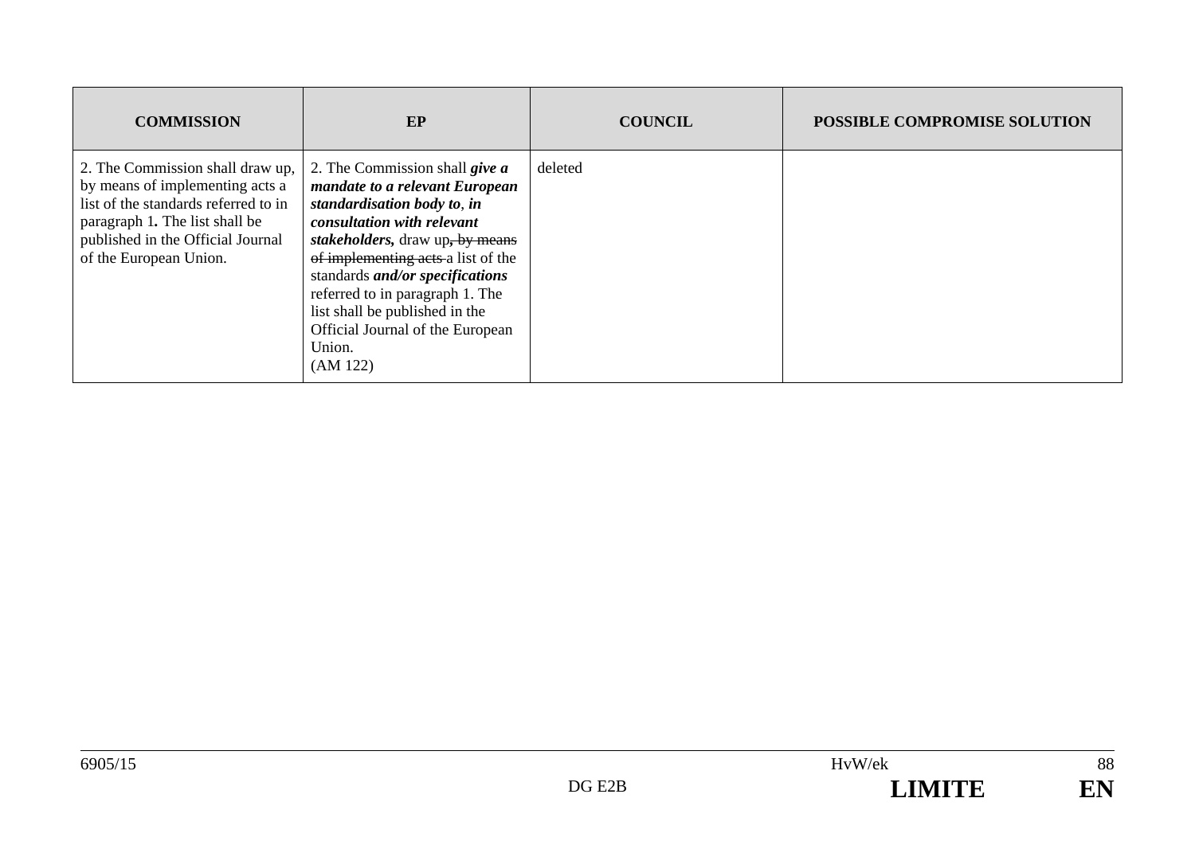| COMMISSION | EP | COUNCIL | POSSIBLE COMPROMISE SOLUTION |
|---|---|---|---|
| 2. The Commission shall draw up, by means of implementing acts a list of the standards referred to in paragraph 1**.** The list shall be published in the Official Journal of the European Union. | 2. The Commission shall ***give a mandate to a relevant European standardisation body to***, ***in consultation with relevant stakeholders,*** draw up~~, by means of implementing acts~~ a list of the standards ***and/or specifications*** referred to in paragraph 1. The list shall be published in the Official Journal of the European Union.<br>(AM 122) | deleted | |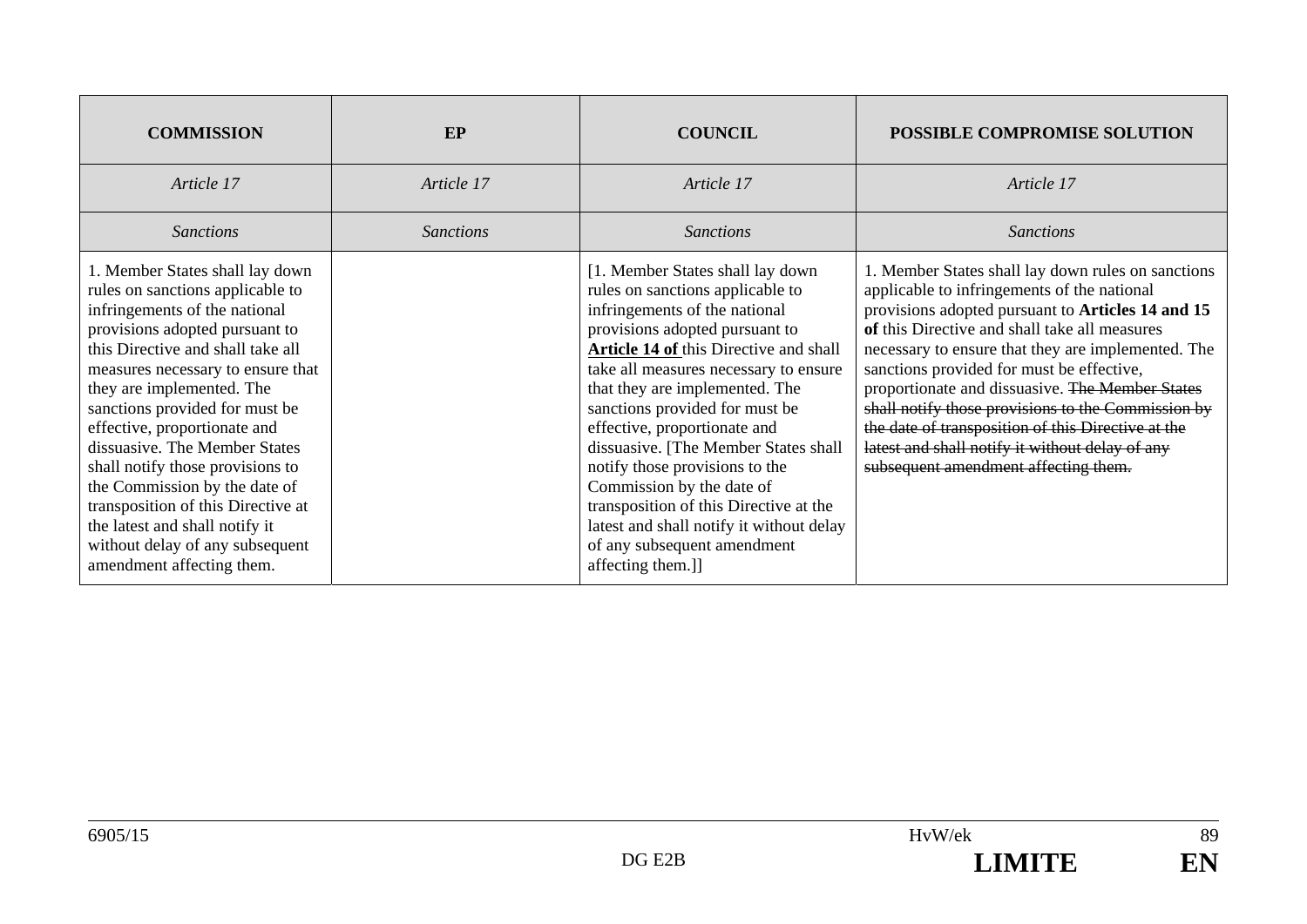| COMMISSION | EP | COUNCIL | POSSIBLE COMPROMISE SOLUTION |
|---|---|---|---|
| *Article 17* | *Article 17* | *Article 17* | *Article 17* |
| *Sanctions* | *Sanctions* | *Sanctions* | *Sanctions* |
| 1. Member States shall lay down rules on sanctions applicable to infringements of the national provisions adopted pursuant to this Directive and shall take all measures necessary to ensure that they are implemented. The sanctions provided for must be effective, proportionate and dissuasive. The Member States shall notify those provisions to the Commission by the date of transposition of this Directive at the latest and shall notify it without delay of any subsequent amendment affecting them. | | [1. Member States shall lay down rules on sanctions applicable to infringements of the national provisions adopted pursuant to **Article 14 of** this Directive and shall take all measures necessary to ensure that they are implemented. The sanctions provided for must be effective, proportionate and dissuasive. [The Member States shall notify those provisions to the Commission by the date of transposition of this Directive at the latest and shall notify it without delay of any subsequent amendment affecting them.]] | 1. Member States shall lay down rules on sanctions applicable to infringements of the national provisions adopted pursuant to **Articles 14 and 15 of** this Directive and shall take all measures necessary to ensure that they are implemented. The sanctions provided for must be effective, proportionate and dissuasive. ~~The Member States shall notify those provisions to the Commission by the date of transposition of this Directive at the latest and shall notify it without delay of any subsequent amendment affecting them.~~ |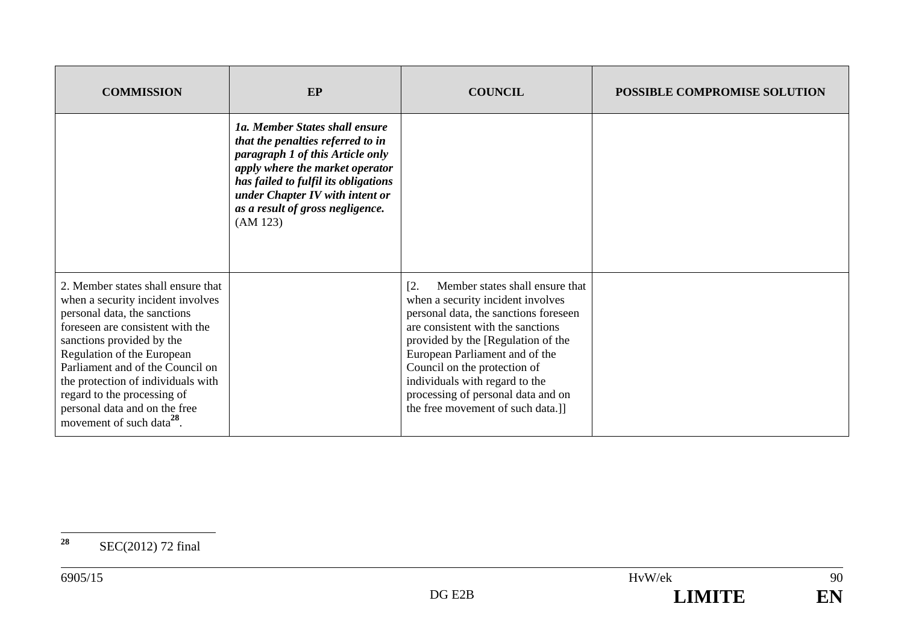| COMMISSION | EP | COUNCIL | POSSIBLE COMPROMISE SOLUTION |
|---|---|---|---|
| | ***1a. Member States shall ensure that the penalties referred to in paragraph 1 of this Article only apply where the market operator has failed to fulfil its obligations under Chapter IV with intent or as a result of gross negligence.*** (AM 123) | | |
| 2. Member states shall ensure that when a security incident involves personal data, the sanctions foreseen are consistent with the sanctions provided by the Regulation of the European Parliament and of the Council on the protection of individuals with regard to the processing of personal data and on the free movement of such data[28]. | | [2. Member states shall ensure that when a security incident involves personal data, the sanctions foreseen are consistent with the sanctions provided by the [Regulation of the European Parliament and of the Council on the protection of individuals with regard to the processing of personal data and on the free movement of such data.]] | |

[28] SEC(2012) 72 final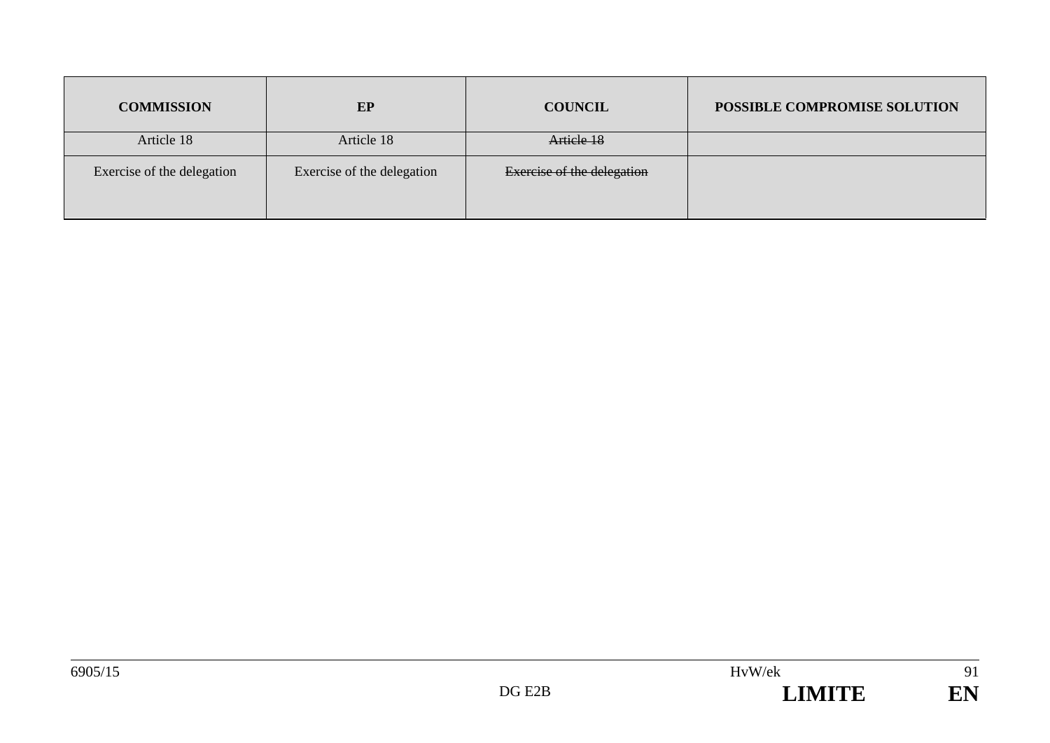| COMMISSION | EP | COUNCIL | POSSIBLE COMPROMISE SOLUTION |
|---|---|---|---|
| Article 18 | Article 18 | ~~Article 18~~ | |
| Exercise of the delegation | Exercise of the delegation | ~~Exercise of the delegation~~ | |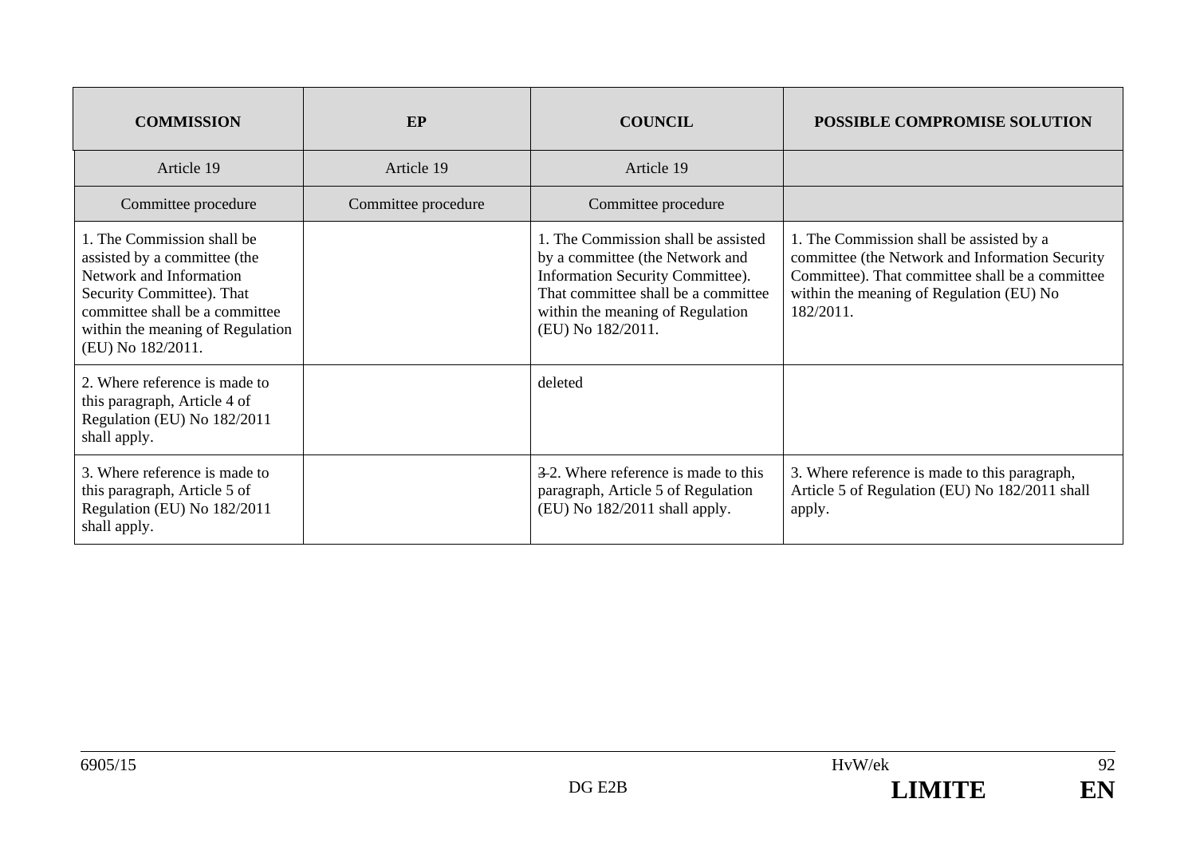| COMMISSION | EP | COUNCIL | POSSIBLE COMPROMISE SOLUTION |
|---|---|---|---|
| Article 19 | Article 19 | Article 19 | |
| Committee procedure | Committee procedure | Committee procedure | |
| 1. The Commission shall be assisted by a committee (the Network and Information Security Committee). That committee shall be a committee within the meaning of Regulation (EU) No 182/2011. | | 1. The Commission shall be assisted by a committee (the Network and Information Security Committee). That committee shall be a committee within the meaning of Regulation (EU) No 182/2011. | 1. The Commission shall be assisted by a committee (the Network and Information Security Committee). That committee shall be a committee within the meaning of Regulation (EU) No 182/2011. |
| 2. Where reference is made to this paragraph, Article 4 of Regulation (EU) No 182/2011 shall apply. | | deleted | |
| 3. Where reference is made to this paragraph, Article 5 of Regulation (EU) No 182/2011 shall apply. | | ~~3~~ 2. Where reference is made to this paragraph, Article 5 of Regulation (EU) No 182/2011 shall apply. | 3. Where reference is made to this paragraph, Article 5 of Regulation (EU) No 182/2011 shall apply. |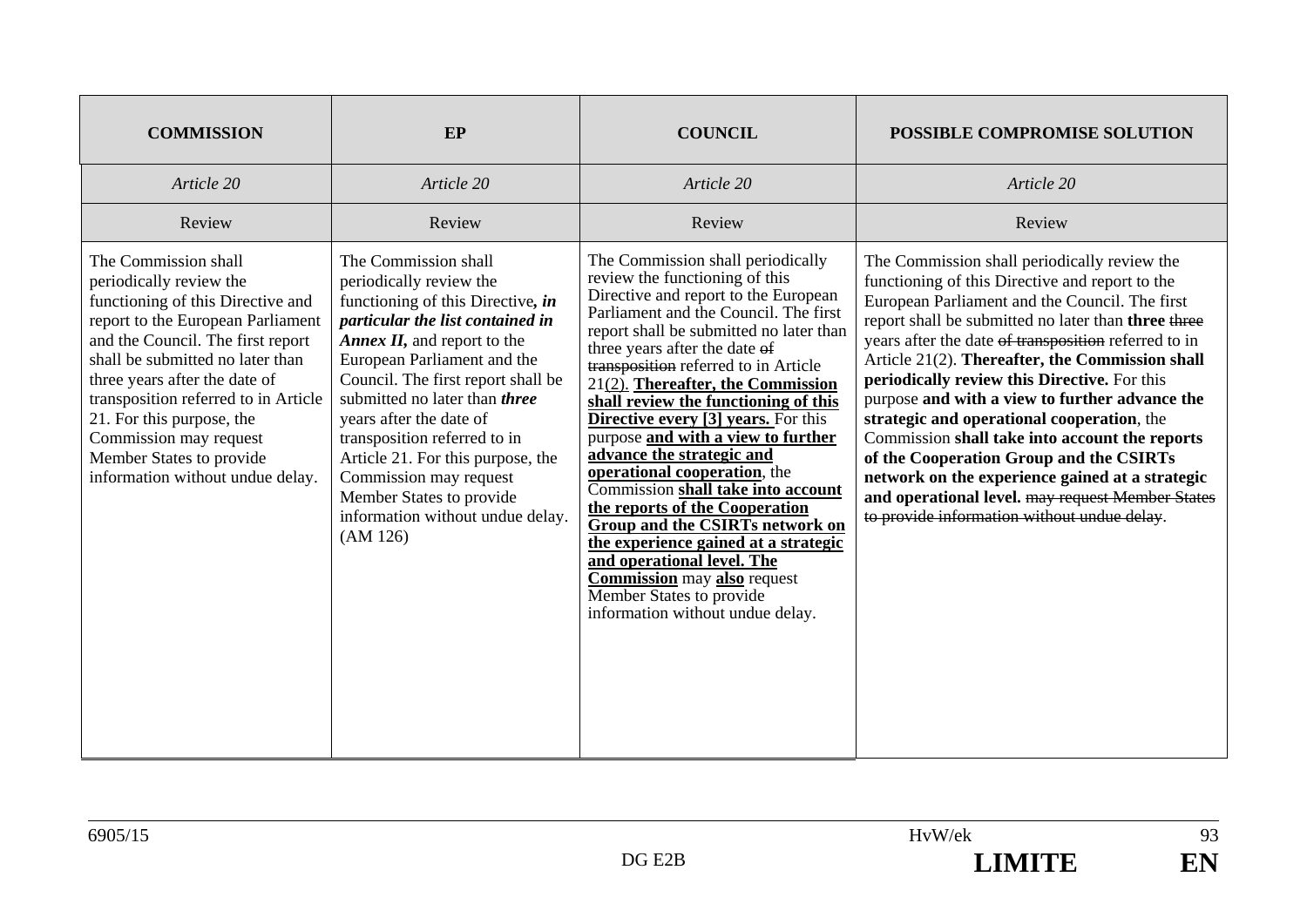| COMMISSION | EP | COUNCIL | POSSIBLE COMPROMISE SOLUTION |
|---|---|---|---|
| *Article 20* | *Article 20* | *Article 20* | *Article 20* |
| Review | Review | Review | Review |
| The Commission shall periodically review the functioning of this Directive and report to the European Parliament and the Council. The first report shall be submitted no later than three years after the date of transposition referred to in Article 21. For this purpose, the Commission may request Member States to provide information without undue delay. | The Commission shall periodically review the functioning of this Directive***, in particular the list contained in Annex II,*** and report to the European Parliament and the Council. The first report shall be submitted no later than ***three*** years after the date of transposition referred to in Article 21. For this purpose, the Commission may request Member States to provide information without undue delay. (AM 126) | The Commission shall periodically review the functioning of this Directive and report to the European Parliament and the Council. The first report shall be submitted no later than three years after the date ~~of transposition~~ referred to in Article 21<u>(2)</u>. **<u>Thereafter, the Commission shall review the functioning of this Directive every [3] years.</u>** For this purpose **<u>and with a view to further advance the strategic and operational cooperation</u>**, the Commission **<u>shall take into account the reports of the Cooperation Group and the CSIRTs network on the experience gained at a strategic and operational level. The Commission</u>** may **<u>also</u>** request Member States to provide information without undue delay. | The Commission shall periodically review the functioning of this Directive and report to the European Parliament and the Council. The first report shall be submitted no later than **three** ~~three~~ years after the date ~~of transposition~~ referred to in Article 21(2). **Thereafter, the Commission shall periodically review this Directive.** For this purpose **and with a view to further advance the strategic and operational cooperation**, the Commission **shall take into account the reports of the Cooperation Group and the CSIRTs network on the experience gained at a strategic and operational level.** ~~may request Member States to provide information without undue delay~~. |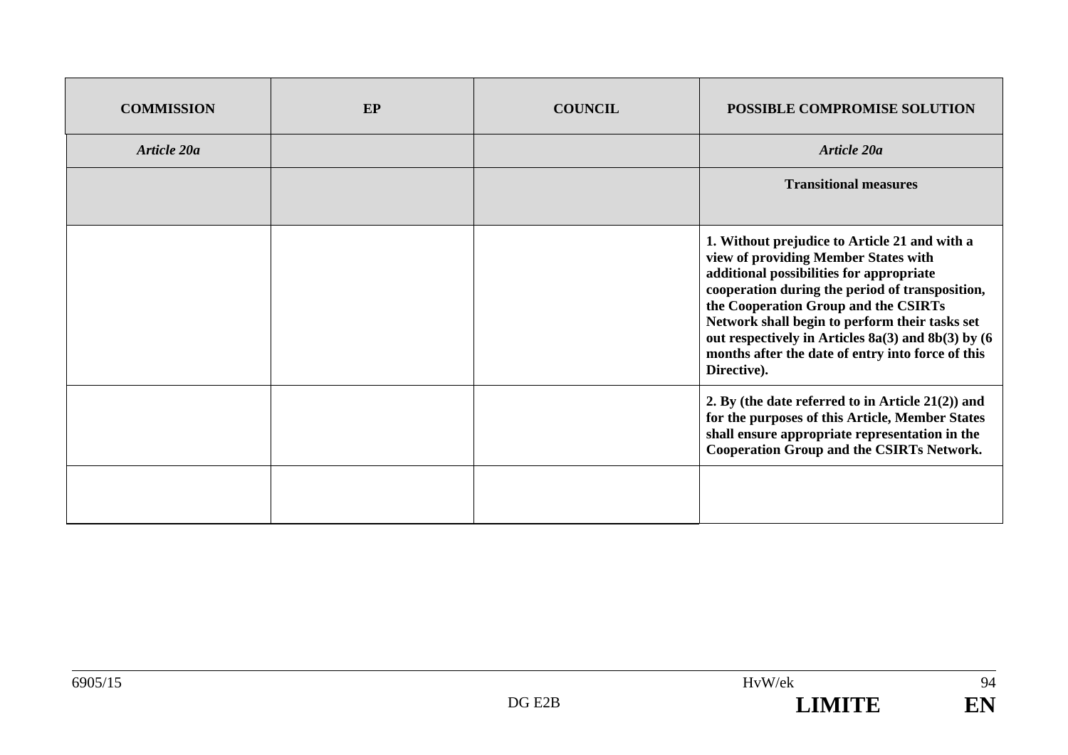| COMMISSION | EP | COUNCIL | POSSIBLE COMPROMISE SOLUTION |
|---|---|---|---|
| *Article 20a* | | | *Article 20a* |
| | | | **Transitional measures** |
| | | | **1. Without prejudice to Article 21 and with a view of providing Member States with additional possibilities for appropriate cooperation during the period of transposition, the Cooperation Group and the CSIRTs Network shall begin to perform their tasks set out respectively in Articles 8a(3) and 8b(3) by (6 months after the date of entry into force of this Directive).** |
| | | | **2. By (the date referred to in Article 21(2)) and for the purposes of this Article, Member States shall ensure appropriate representation in the Cooperation Group and the CSIRTs Network.** |
| | | | |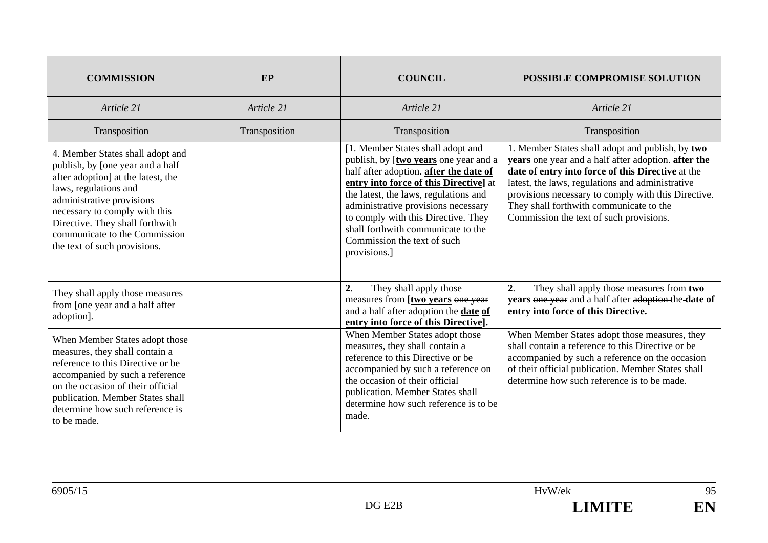| COMMISSION | EP | COUNCIL | POSSIBLE COMPROMISE SOLUTION |
|---|---|---|---|
| *Article 21* | *Article 21* | *Article 21* | *Article 21* |
| Transposition | Transposition | Transposition | Transposition |
| 4. Member States shall adopt and publish, by [one year and a half after adoption] at the latest, the laws, regulations and administrative provisions necessary to comply with this Directive. They shall forthwith communicate to the Commission the text of such provisions. | | [1. Member States shall adopt and publish, by [**two years** ~~one year and a half after adoption~~. **after the date of entry into force of this Directive]** at the latest, the laws, regulations and administrative provisions necessary to comply with this Directive. They shall forthwith communicate to the Commission the text of such provisions.] | 1. Member States shall adopt and publish, by **two years** ~~one year and a half after adoption~~. **after the date of entry into force of this Directive** at the latest, the laws, regulations and administrative provisions necessary to comply with this Directive. They shall forthwith communicate to the Commission the text of such provisions. |
| They shall apply those measures from [one year and a half after adoption]. | | **2**. They shall apply those measures from **[two years** ~~one year~~ and a half after ~~adoption the~~ **date of entry into force of this Directive].** | **2**. They shall apply those measures from **two years** ~~one year~~ and a half after ~~adoption the~~ **date of entry into force of this Directive.** |
| When Member States adopt those measures, they shall contain a reference to this Directive or be accompanied by such a reference on the occasion of their official publication. Member States shall determine how such reference is to be made. | | When Member States adopt those measures, they shall contain a reference to this Directive or be accompanied by such a reference on the occasion of their official publication. Member States shall determine how such reference is to be made. | When Member States adopt those measures, they shall contain a reference to this Directive or be accompanied by such a reference on the occasion of their official publication. Member States shall determine how such reference is to be made. |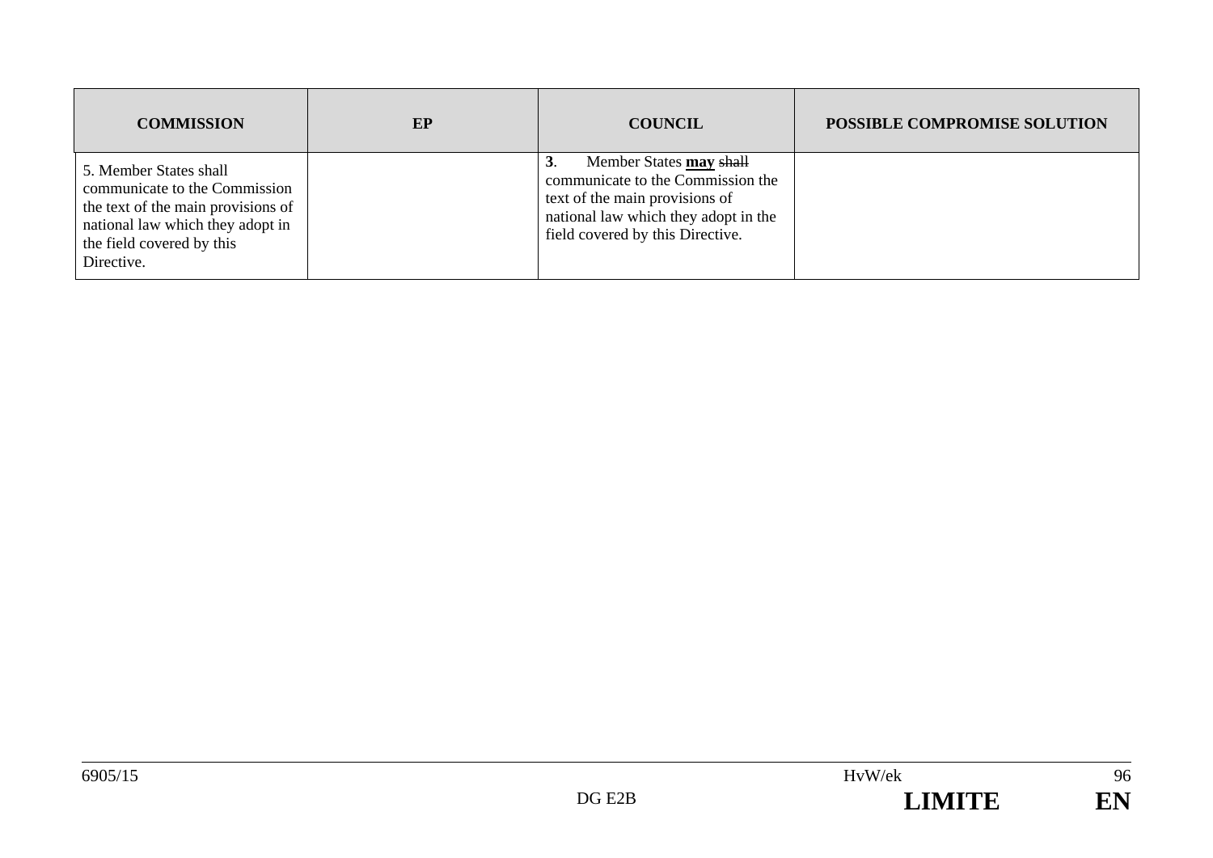| COMMISSION | EP | COUNCIL | POSSIBLE COMPROMISE SOLUTION |
|---|---|---|---|
| 5. Member States shall communicate to the Commission the text of the main provisions of national law which they adopt in the field covered by this Directive. | | **3**. Member States **<u>may</u>** ~~shall~~ communicate to the Commission the text of the main provisions of national law which they adopt in the field covered by this Directive. | |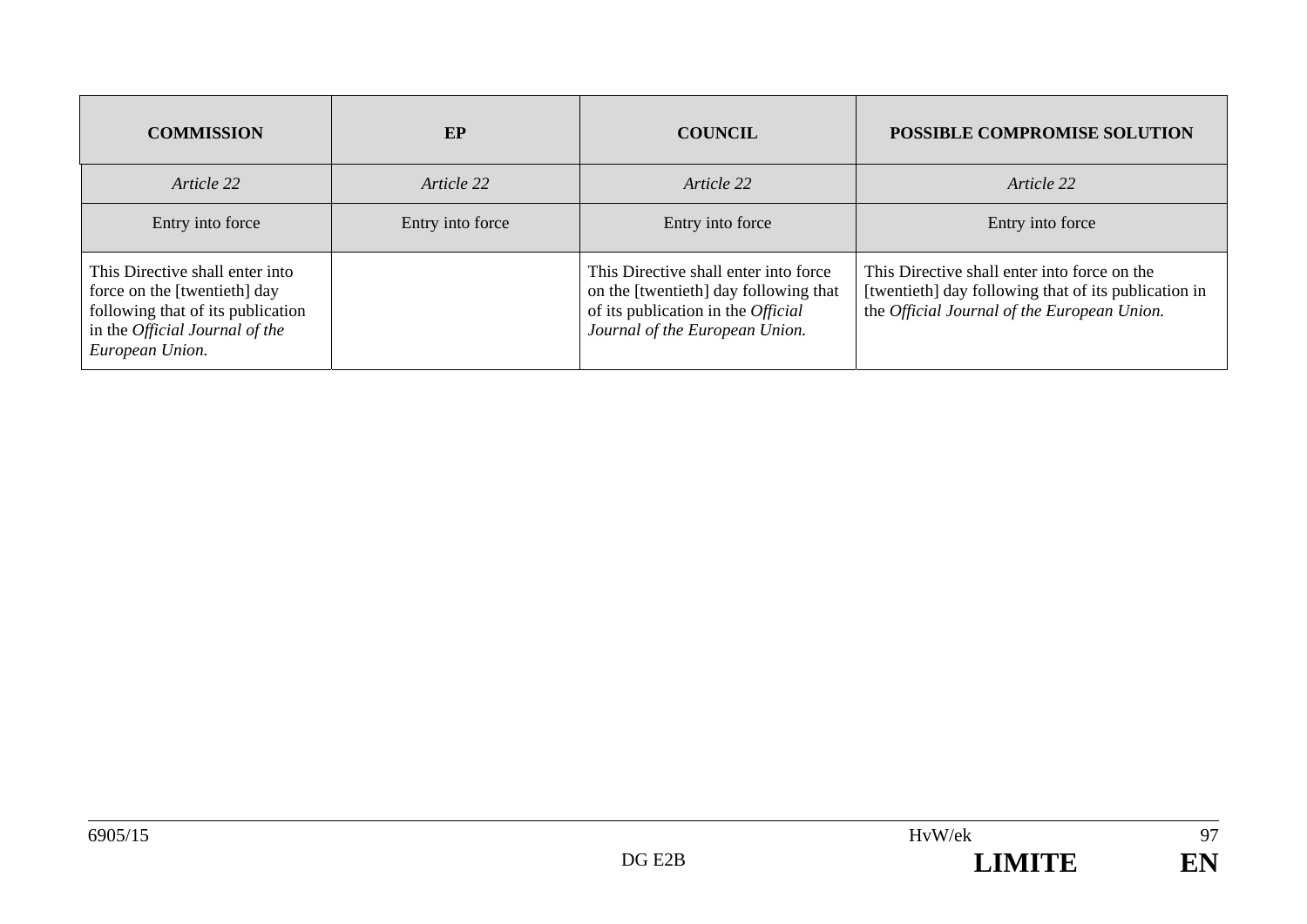| COMMISSION | EP | COUNCIL | POSSIBLE COMPROMISE SOLUTION |
|---|---|---|---|
| *Article 22* | *Article 22* | *Article 22* | *Article 22* |
| Entry into force | Entry into force | Entry into force | Entry into force |
| This Directive shall enter into force on the [twentieth] day following that of its publication in the *Official Journal of the European Union.* | | This Directive shall enter into force on the [twentieth] day following that of its publication in the *Official Journal of the European Union.* | This Directive shall enter into force on the [twentieth] day following that of its publication in the *Official Journal of the European Union.* |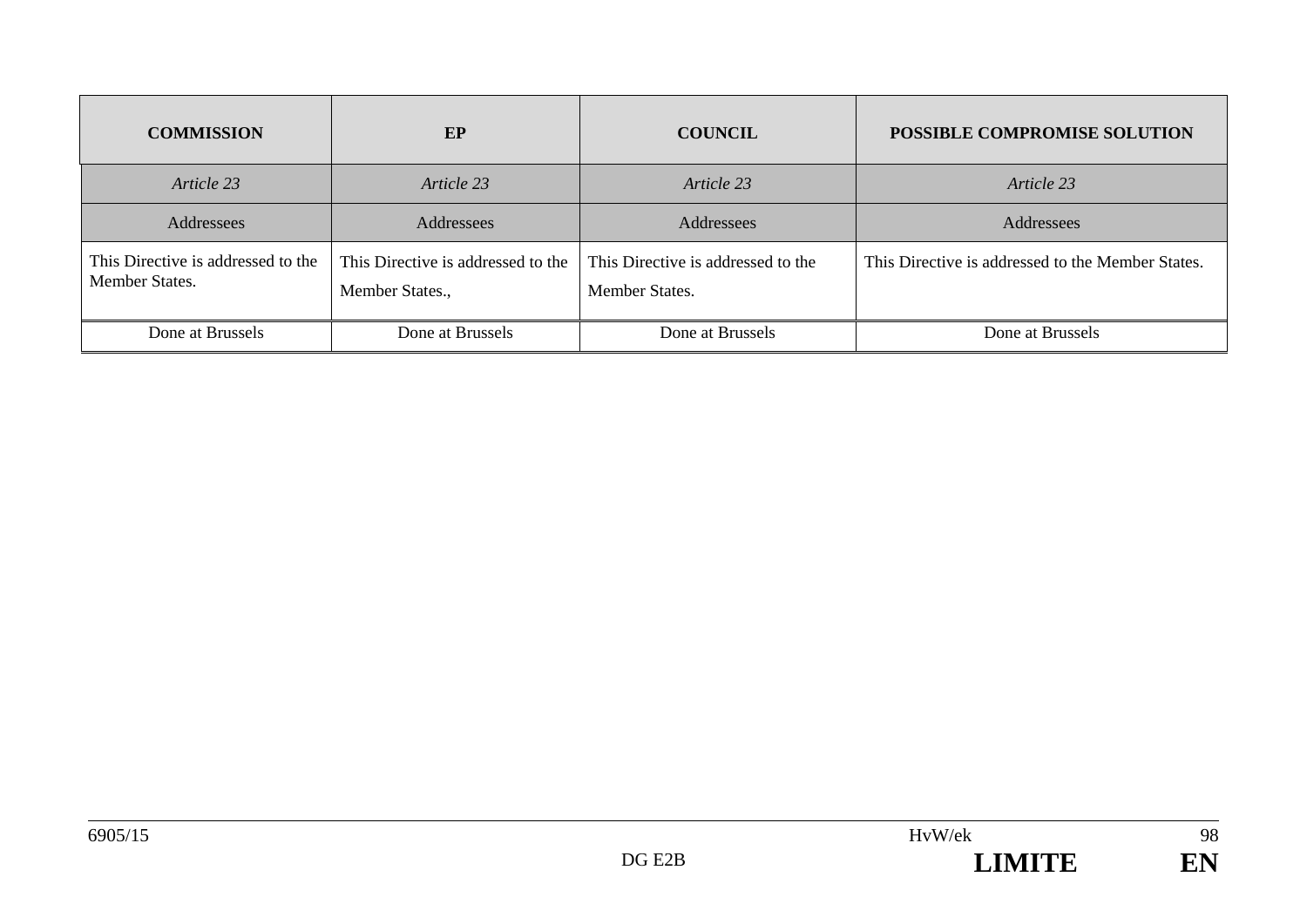| COMMISSION | EP | COUNCIL | POSSIBLE COMPROMISE SOLUTION |
|---|---|---|---|
| *Article 23* | *Article 23* | *Article 23* | *Article 23* |
| Addressees | Addressees | Addressees | Addressees |
| This Directive is addressed to the Member States. | This Directive is addressed to the Member States., | This Directive is addressed to the Member States. | This Directive is addressed to the Member States. |
| Done at Brussels | Done at Brussels | Done at Brussels | Done at Brussels |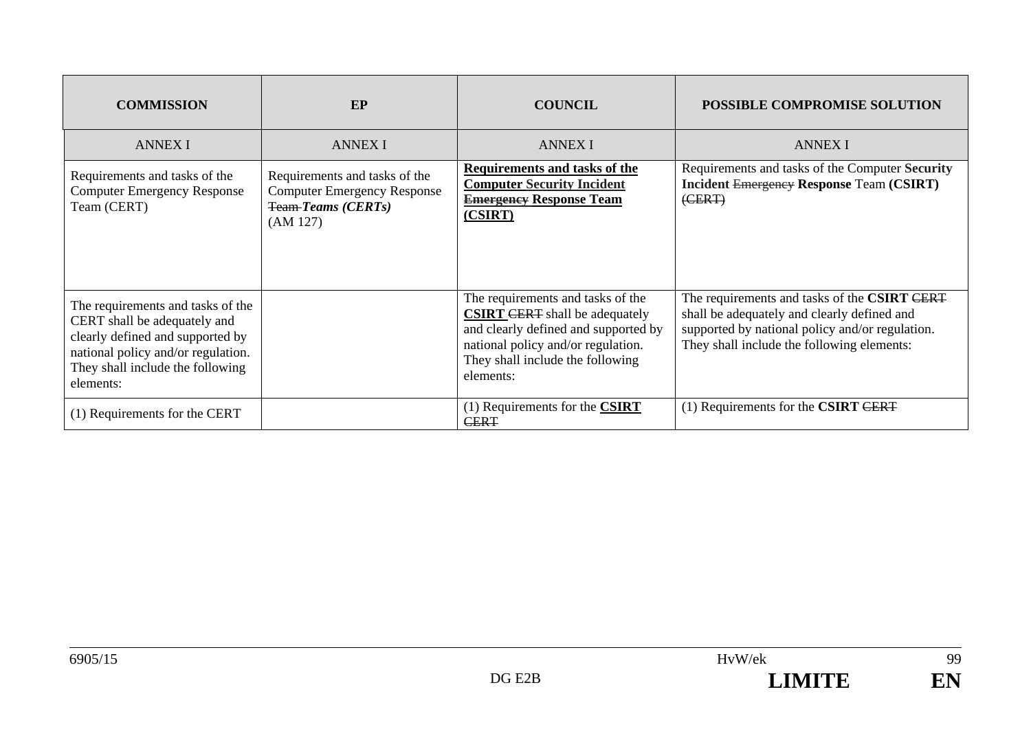| COMMISSION | EP | COUNCIL | POSSIBLE COMPROMISE SOLUTION |
|---|---|---|---|
| ANNEX I | ANNEX I | ANNEX I | ANNEX I |
| Requirements and tasks of the Computer Emergency Response Team (CERT) | Requirements and tasks of the Computer Emergency Response ~~Team~~ ***Teams (CERTs)*** (AM 127) | **Requirements and tasks of the Computer Security Incident ~~Emergency~~ Response Team (CSIRT)** | Requirements and tasks of the Computer **Security Incident** ~~Emergency~~ **Response** Team **(CSIRT)** ~~(CERT)~~ |
| The requirements and tasks of the CERT shall be adequately and clearly defined and supported by national policy and/or regulation. They shall include the following elements: | | The requirements and tasks of the **CSIRT** ~~CERT~~ shall be adequately and clearly defined and supported by national policy and/or regulation. They shall include the following elements: | The requirements and tasks of the **CSIRT** ~~CERT~~ shall be adequately and clearly defined and supported by national policy and/or regulation. They shall include the following elements: |
| (1) Requirements for the CERT | | (1) Requirements for the **CSIRT** ~~CERT~~ | (1) Requirements for the **CSIRT** ~~CERT~~ |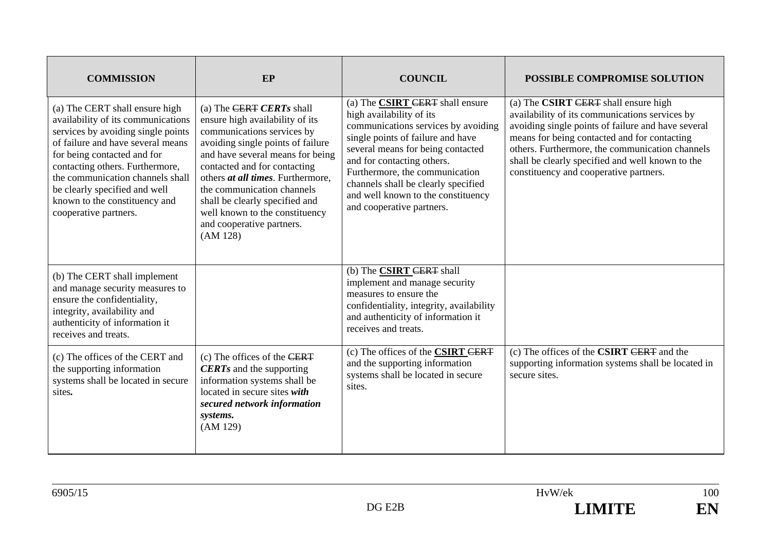| COMMISSION | EP | COUNCIL | POSSIBLE COMPROMISE SOLUTION |
|---|---|---|---|
| (a) The CERT shall ensure high availability of its communications services by avoiding single points of failure and have several means for being contacted and for contacting others. Furthermore, the communication channels shall be clearly specified and well known to the constituency and cooperative partners. | (a) The ~~CERT~~ ***CERTs*** shall ensure high availability of its communications services by avoiding single points of failure and have several means for being contacted and for contacting others ***at all times***. Furthermore, the communication channels shall be clearly specified and well known to the constituency and cooperative partners. (AM 128) | (a) The **CSIRT** ~~CERT~~ shall ensure high availability of its communications services by avoiding single points of failure and have several means for being contacted and for contacting others. Furthermore, the communication channels shall be clearly specified and well known to the constituency and cooperative partners. | (a) The **CSIRT** ~~CERT~~ shall ensure high availability of its communications services by avoiding single points of failure and have several means for being contacted and for contacting others. Furthermore, the communication channels shall be clearly specified and well known to the constituency and cooperative partners. |
| (b) The CERT shall implement and manage security measures to ensure the confidentiality, integrity, availability and authenticity of information it receives and treats. | | (b) The **CSIRT** ~~CERT~~ shall implement and manage security measures to ensure the confidentiality, integrity, availability and authenticity of information it receives and treats. | |
| (c) The offices of the CERT and the supporting information systems shall be located in secure sites***.*** | (c) The offices of the ~~CERT~~ ***CERTs*** and the supporting information systems shall be located in secure sites ***with secured network information systems.*** (AM 129) | (c) The offices of the **CSIRT** ~~CERT~~ and the supporting information systems shall be located in secure sites. | (c) The offices of the **CSIRT** ~~CERT~~ and the supporting information systems shall be located in secure sites. |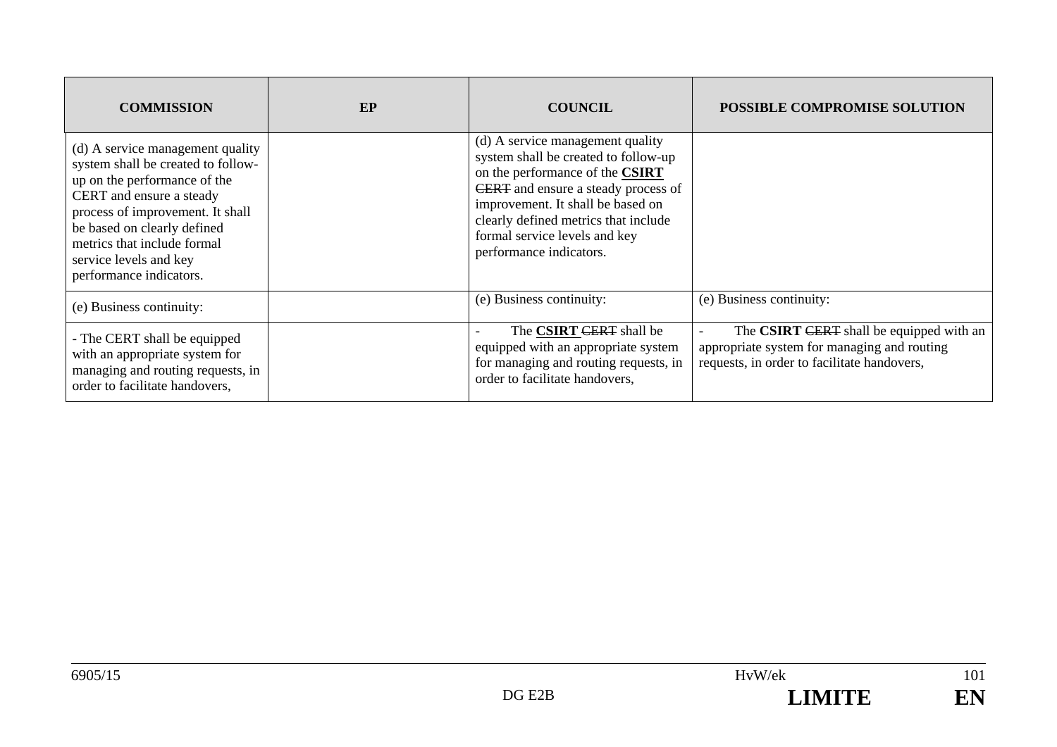| COMMISSION | EP | COUNCIL | POSSIBLE COMPROMISE SOLUTION |
|---|---|---|---|
| (d) A service management quality system shall be created to follow-up on the performance of the CERT and ensure a steady process of improvement. It shall be based on clearly defined metrics that include formal service levels and key performance indicators. | | (d) A service management quality system shall be created to follow-up on the performance of the **<u>CSIRT</u>** ~~CERT~~ and ensure a steady process of improvement. It shall be based on clearly defined metrics that include formal service levels and key performance indicators. | |
| (e) Business continuity: | | (e) Business continuity: | (e) Business continuity: |
| - The CERT shall be equipped with an appropriate system for managing and routing requests, in order to facilitate handovers, | | - The **<u>CSIRT</u>** ~~CERT~~ shall be equipped with an appropriate system for managing and routing requests, in order to facilitate handovers, | - The **CSIRT** ~~CERT~~ shall be equipped with an appropriate system for managing and routing requests, in order to facilitate handovers, |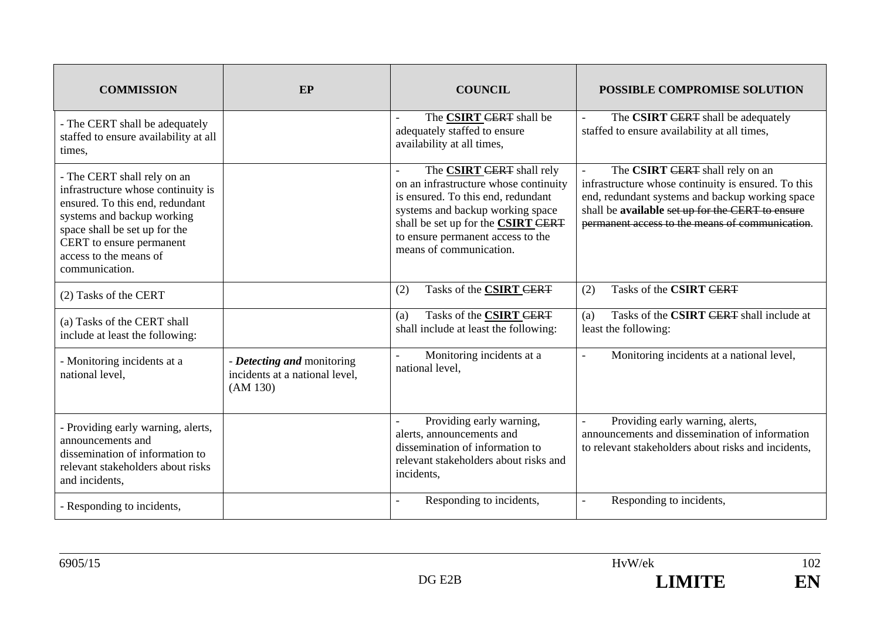| COMMISSION | EP | COUNCIL | POSSIBLE COMPROMISE SOLUTION |
|---|---|---|---|
| - The CERT shall be adequately staffed to ensure availability at all times, | | - The **CSIRT** ~~CERT~~ shall be adequately staffed to ensure availability at all times, | - The **CSIRT** ~~CERT~~ shall be adequately staffed to ensure availability at all times, |
| - The CERT shall rely on an infrastructure whose continuity is ensured. To this end, redundant systems and backup working space shall be set up for the CERT to ensure permanent access to the means of communication. | | - The **CSIRT** ~~CERT~~ shall rely on an infrastructure whose continuity is ensured. To this end, redundant systems and backup working space shall be set up for the **CSIRT** ~~CERT~~ to ensure permanent access to the means of communication. | - The **CSIRT** ~~CERT~~ shall rely on an infrastructure whose continuity is ensured. To this end, redundant systems and backup working space shall be **available** ~~set up for the CERT to ensure permanent access to the means of communication~~. |
| (2) Tasks of the CERT | | (2) Tasks of the **CSIRT** ~~CERT~~ | (2) Tasks of the **CSIRT** ~~CERT~~ |
| (a) Tasks of the CERT shall include at least the following: | | (a) Tasks of the **CSIRT** ~~CERT~~ shall include at least the following: | (a) Tasks of the **CSIRT** ~~CERT~~ shall include at least the following: |
| - Monitoring incidents at a national level, | - ***Detecting and*** monitoring incidents at a national level, (AM 130) | - Monitoring incidents at a national level, | - Monitoring incidents at a national level, |
| - Providing early warning, alerts, announcements and dissemination of information to relevant stakeholders about risks and incidents, | | - Providing early warning, alerts, announcements and dissemination of information to relevant stakeholders about risks and incidents, | - Providing early warning, alerts, announcements and dissemination of information to relevant stakeholders about risks and incidents, |
| - Responding to incidents, | | - Responding to incidents, | - Responding to incidents, |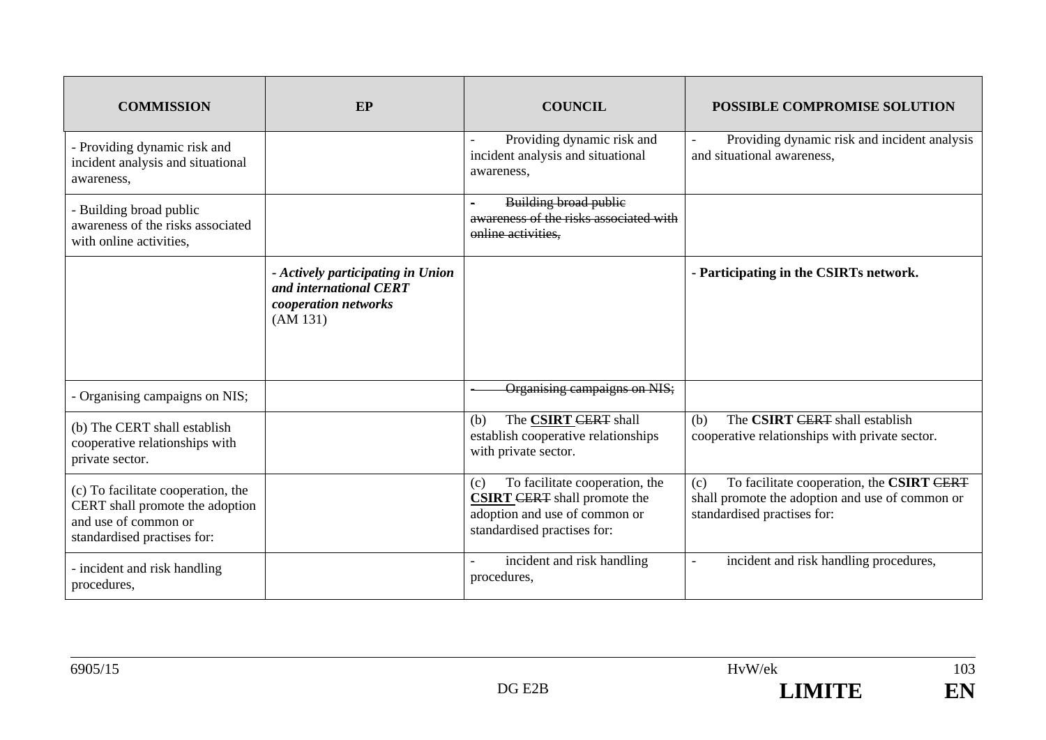| COMMISSION | EP | COUNCIL | POSSIBLE COMPROMISE SOLUTION |
|---|---|---|---|
| - Providing dynamic risk and incident analysis and situational awareness, | | - Providing dynamic risk and incident analysis and situational awareness, | - Providing dynamic risk and incident analysis and situational awareness, |
| - Building broad public awareness of the risks associated with online activities, | | ~~- Building broad public awareness of the risks associated with online activities,~~ | |
| | ***- Actively participating in Union and international CERT cooperation networks*** (AM 131) | | **- Participating in the CSIRTs network.** |
| - Organising campaigns on NIS; | | ~~- Organising campaigns on NIS;~~ | |
| (b) The CERT shall establish cooperative relationships with private sector. | | (b) The **CSIRT** ~~CERT~~ shall establish cooperative relationships with private sector. | (b) The **CSIRT** ~~CERT~~ shall establish cooperative relationships with private sector. |
| (c) To facilitate cooperation, the CERT shall promote the adoption and use of common or standardised practises for: | | (c) To facilitate cooperation, the **CSIRT** ~~CERT~~ shall promote the adoption and use of common or standardised practises for: | (c) To facilitate cooperation, the **CSIRT** ~~CERT~~ shall promote the adoption and use of common or standardised practises for: |
| - incident and risk handling procedures, | | - incident and risk handling procedures, | - incident and risk handling procedures, |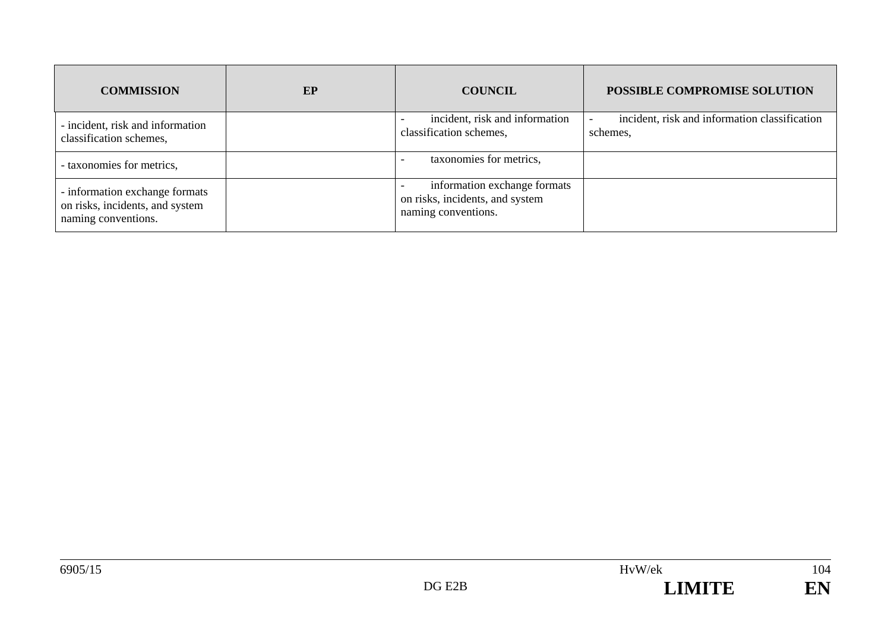| COMMISSION | EP | COUNCIL | POSSIBLE COMPROMISE SOLUTION |
|---|---|---|---|
| - incident, risk and information classification schemes, | | - incident, risk and information classification schemes, | - incident, risk and information classification schemes, |
| - taxonomies for metrics, | | - taxonomies for metrics, | |
| - information exchange formats on risks, incidents, and system naming conventions. | | - information exchange formats on risks, incidents, and system naming conventions. | |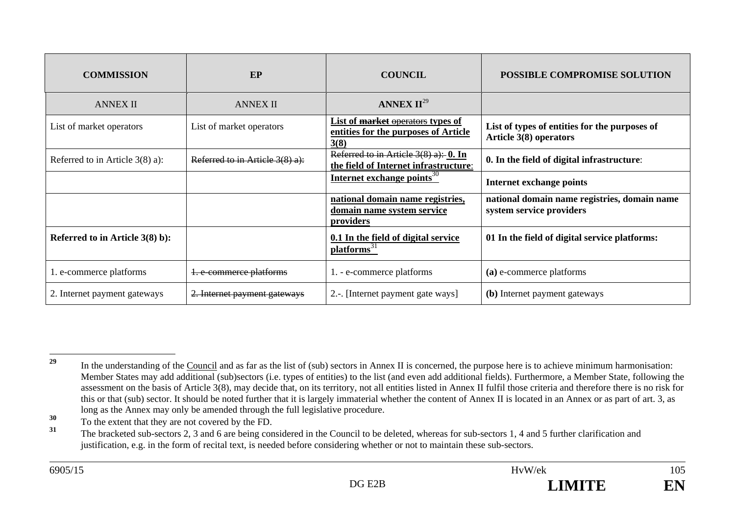| COMMISSION | EP | COUNCIL | POSSIBLE COMPROMISE SOLUTION |
|---|---|---|---|
| ANNEX II | ANNEX II | **ANNEX II**[29] | |
| List of market operators | List of market operators | **List of** ~~**market**~~ ~~operators~~ **types of entities for the purposes of Article 3(8)** | **List of types of entities for the purposes of Article 3(8) operators** |
| Referred to in Article 3(8) a): | ~~Referred to in Article 3(8) a):~~ | ~~Referred to in Article 3(8) a):~~ **0. In the field of Internet infrastructure**: | **0. In the field of digital infrastructure**: |
| | | **Internet exchange points**[30] | **Internet exchange points** |
| | | **national domain name registries, domain name system service providers** | **national domain name registries, domain name system service providers** |
| **Referred to in Article 3(8) b):** | | **0.1 In the field of digital service platforms**[31] | **01 In the field of digital service platforms:** |
| 1. e-commerce platforms | ~~1. e-commerce platforms~~ | 1. - e-commerce platforms | **(a)** e-commerce platforms |
| 2. Internet payment gateways | ~~2. Internet payment gateways~~ | 2.-. [Internet payment gate ways] | **(b)** Internet payment gateways |

---

[29] In the understanding of the Council and as far as the list of (sub) sectors in Annex II is concerned, the purpose here is to achieve minimum harmonisation: Member States may add additional (sub)sectors (i.e. types of entities) to the list (and even add additional fields). Furthermore, a Member State, following the assessment on the basis of Article 3(8), may decide that, on its territory, not all entities listed in Annex II fulfil those criteria and therefore there is no risk for this or that (sub) sector. It should be noted further that it is largely immaterial whether the content of Annex II is located in an Annex or as part of art. 3, as long as the Annex may only be amended through the full legislative procedure.

[30] To the extent that they are not covered by the FD.

[31] The bracketed sub-sectors 2, 3 and 6 are being considered in the Council to be deleted, whereas for sub-sectors 1, 4 and 5 further clarification and justification, e.g. in the form of recital text, is needed before considering whether or not to maintain these sub-sectors.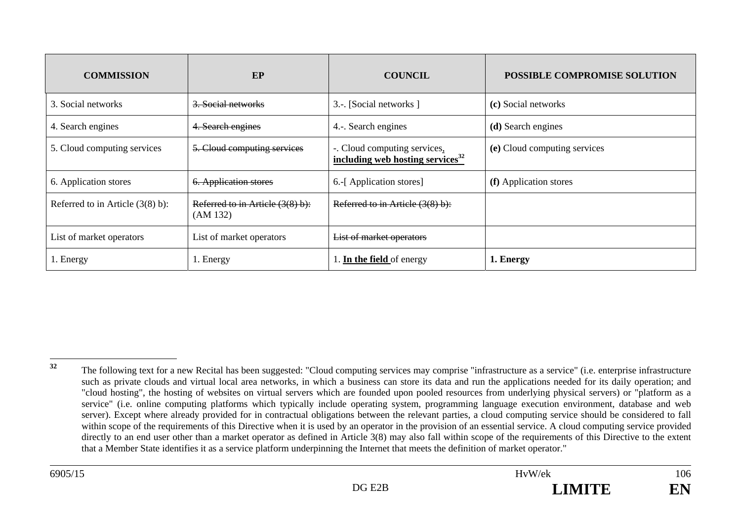| COMMISSION | EP | COUNCIL | POSSIBLE COMPROMISE SOLUTION |
|---|---|---|---|
| 3. Social networks | ~~3. Social networks~~ | 3.-. [Social networks ] | **(c)** Social networks |
| 4. Search engines | ~~4. Search engines~~ | 4.-. Search engines | **(d)** Search engines |
| 5. Cloud computing services | ~~5. Cloud computing services~~ | -. Cloud computing services**,** **including web hosting services**[32] | **(e)** Cloud computing services |
| 6. Application stores | ~~6. Application stores~~ | 6.-[ Application stores] | **(f)** Application stores |
| Referred to in Article (3(8) b): | ~~Referred to in Article (3(8) b):~~ (AM 132) | ~~Referred to in Article (3(8) b):~~ | |
| List of market operators | List of market operators | ~~List of market operators~~ | |
| 1. Energy | 1. Energy | 1. **In the field** of energy | **1. Energy** |

[32] The following text for a new Recital has been suggested: "Cloud computing services may comprise "infrastructure as a service" (i.e. enterprise infrastructure such as private clouds and virtual local area networks, in which a business can store its data and run the applications needed for its daily operation; and "cloud hosting", the hosting of websites on virtual servers which are founded upon pooled resources from underlying physical servers) or "platform as a service" (i.e. online computing platforms which typically include operating system, programming language execution environment, database and web server). Except where already provided for in contractual obligations between the relevant parties, a cloud computing service should be considered to fall within scope of the requirements of this Directive when it is used by an operator in the provision of an essential service. A cloud computing service provided directly to an end user other than a market operator as defined in Article 3(8) may also fall within scope of the requirements of this Directive to the extent that a Member State identifies it as a service platform underpinning the Internet that meets the definition of market operator."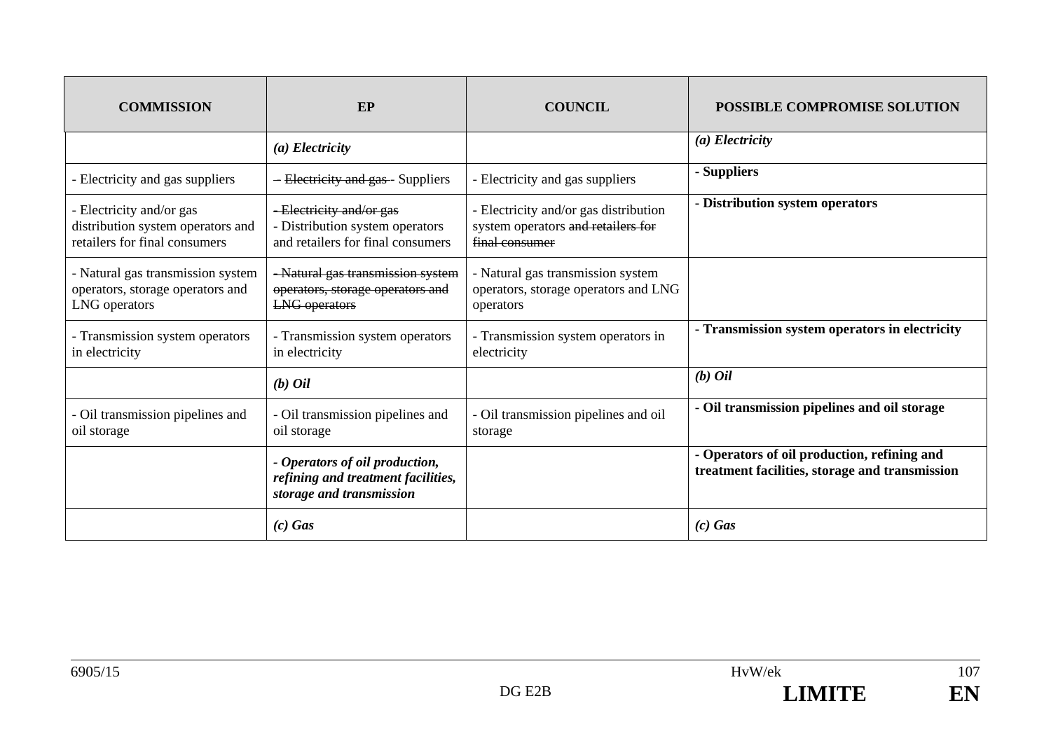| COMMISSION | EP | COUNCIL | POSSIBLE COMPROMISE SOLUTION |
|---|---|---|---|
| | ***(a) Electricity*** | | ***(a) Electricity*** |
| - Electricity and gas suppliers | ~~– Electricity and gas -~~ Suppliers | - Electricity and gas suppliers | **- Suppliers** |
| - Electricity and/or gas distribution system operators and retailers for final consumers | ~~- Electricity and/or gas~~ - Distribution system operators and retailers for final consumers | - Electricity and/or gas distribution system operators ~~and retailers for final consumer~~ | **- Distribution system operators** |
| - Natural gas transmission system operators, storage operators and LNG operators | ~~- Natural gas transmission system operators, storage operators and LNG operators~~ | - Natural gas transmission system operators, storage operators and LNG operators | |
| - Transmission system operators in electricity | - Transmission system operators in electricity | - Transmission system operators in electricity | **- Transmission system operators in electricity** |
| | ***(b) Oil*** | | ***(b) Oil*** |
| - Oil transmission pipelines and oil storage | - Oil transmission pipelines and oil storage | - Oil transmission pipelines and oil storage | **- Oil transmission pipelines and oil storage** |
| | ***- Operators of oil production, refining and treatment facilities, storage and transmission*** | | **- Operators of oil production, refining and treatment facilities, storage and transmission** |
| | ***(c) Gas*** | | ***(c) Gas*** |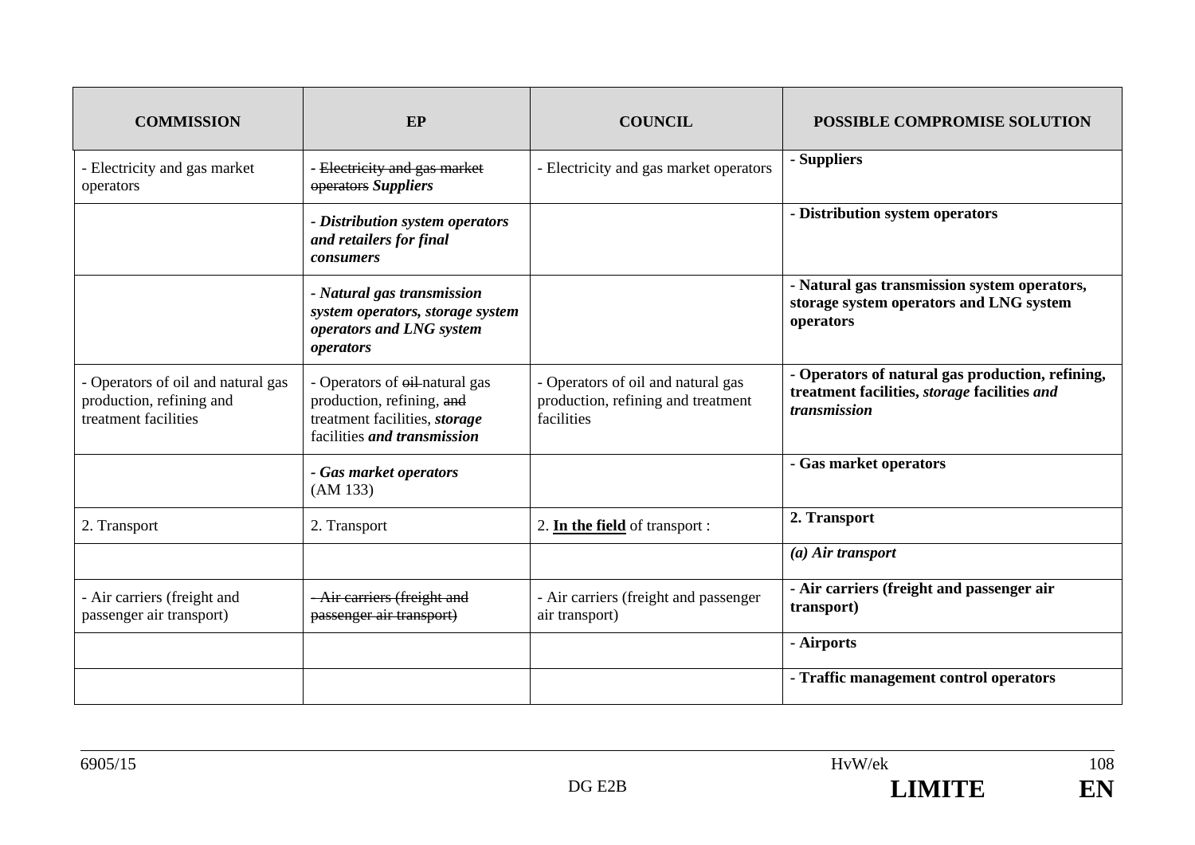| **COMMISSION** | **EP** | **COUNCIL** | **POSSIBLE COMPROMISE SOLUTION** |
|---|---|---|---|
| - Electricity and gas market operators | - ~~Electricity and gas market operators~~ ***Suppliers*** | - Electricity and gas market operators | **- Suppliers** |
| | ***- Distribution system operators and retailers for final consumers*** | | **- Distribution system operators** |
| | ***- Natural gas transmission system operators, storage system operators and LNG system operators*** | | **- Natural gas transmission system operators, storage system operators and LNG system operators** |
| - Operators of oil and natural gas production, refining and treatment facilities | - Operators of ~~oil~~ natural gas production, refining, ~~and~~ treatment facilities, ***storage*** facilities ***and transmission*** | - Operators of oil and natural gas production, refining and treatment facilities | **- Operators of natural gas production, refining, treatment facilities, *storage* facilities *and transmission*** |
| | ***- Gas market operators*** (AM 133) | | **- Gas market operators** |
| 2. Transport | 2. Transport | 2. **<u>In the field</u>** of transport : | **2. Transport** |
| | | | ***(a) Air transport*** |
| - Air carriers (freight and passenger air transport) | ~~- Air carriers (freight and passenger air transport)~~ | - Air carriers (freight and passenger air transport) | **- Air carriers (freight and passenger air transport)** |
| | | | **- Airports** |
| | | | **- Traffic management control operators** |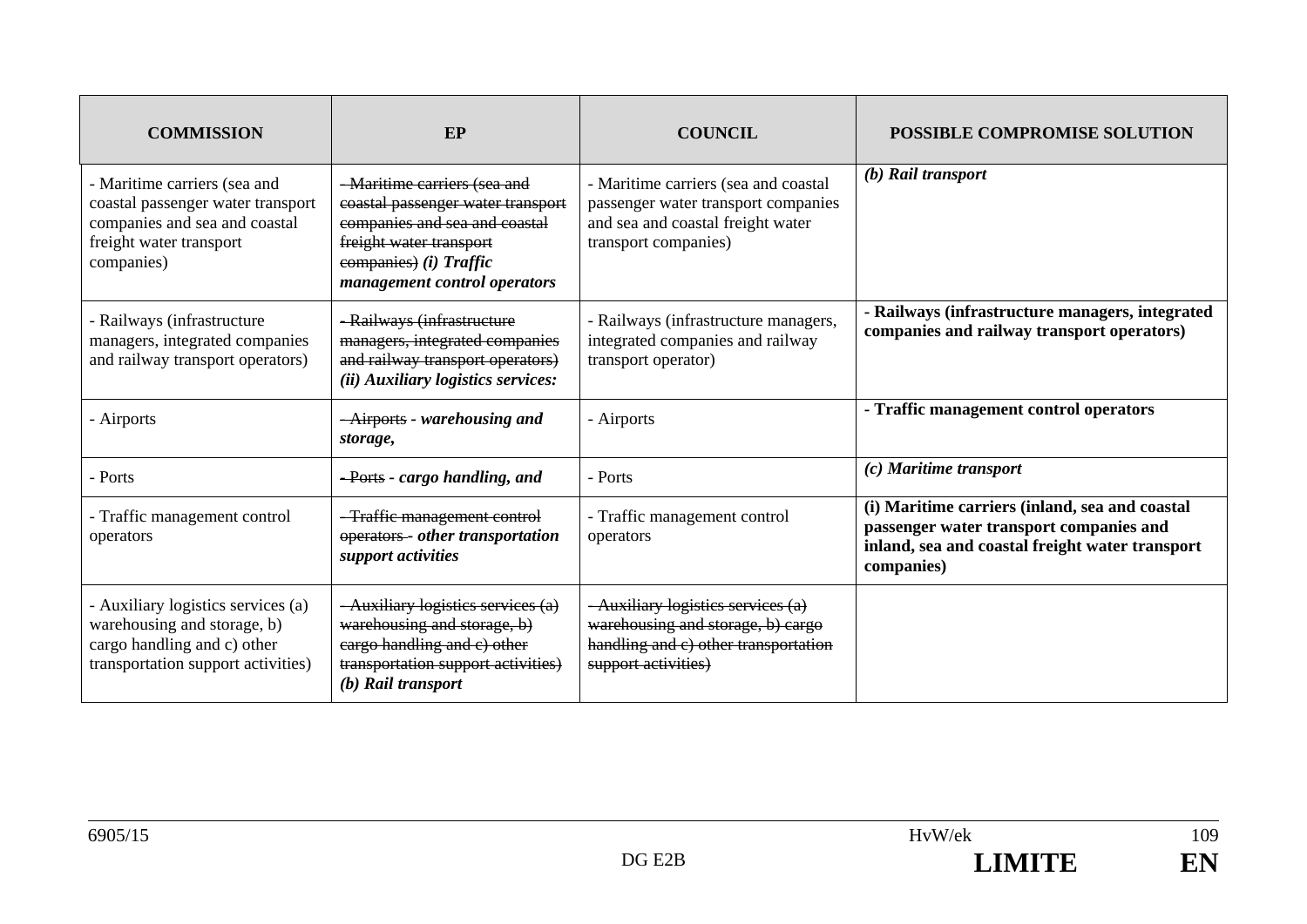| COMMISSION | EP | COUNCIL | POSSIBLE COMPROMISE SOLUTION |
|---|---|---|---|
| - Maritime carriers (sea and coastal passenger water transport companies and sea and coastal freight water transport companies) | ~~- Maritime carriers (sea and coastal passenger water transport companies and sea and coastal freight water transport companies)~~ ***(i) Traffic management control operators*** | - Maritime carriers (sea and coastal passenger water transport companies and sea and coastal freight water transport companies) | ***(b) Rail transport*** |
| - Railways (infrastructure managers, integrated companies and railway transport operators) | ~~- Railways (infrastructure managers, integrated companies and railway transport operators)~~ ***(ii) Auxiliary logistics services:*** | - Railways (infrastructure managers, integrated companies and railway transport operator) | **- Railways (infrastructure managers, integrated companies and railway transport operators)** |
| - Airports | ~~- Airports~~ ***- warehousing and storage,*** | - Airports | **- Traffic management control operators** |
| - Ports | ~~- Ports~~ ***- cargo handling, and*** | - Ports | ***(c) Maritime transport*** |
| - Traffic management control operators | ~~- Traffic management control operators~~ ***- other transportation support activities*** | - Traffic management control operators | **(i) Maritime carriers (inland, sea and coastal passenger water transport companies and inland, sea and coastal freight water transport companies)** |
| - Auxiliary logistics services (a) warehousing and storage, b) cargo handling and c) other transportation support activities) | ~~- Auxiliary logistics services (a) warehousing and storage, b) cargo handling and c) other transportation support activities)~~ ***(b) Rail transport*** | ~~- Auxiliary logistics services (a) warehousing and storage, b) cargo handling and c) other transportation support activities)~~ | |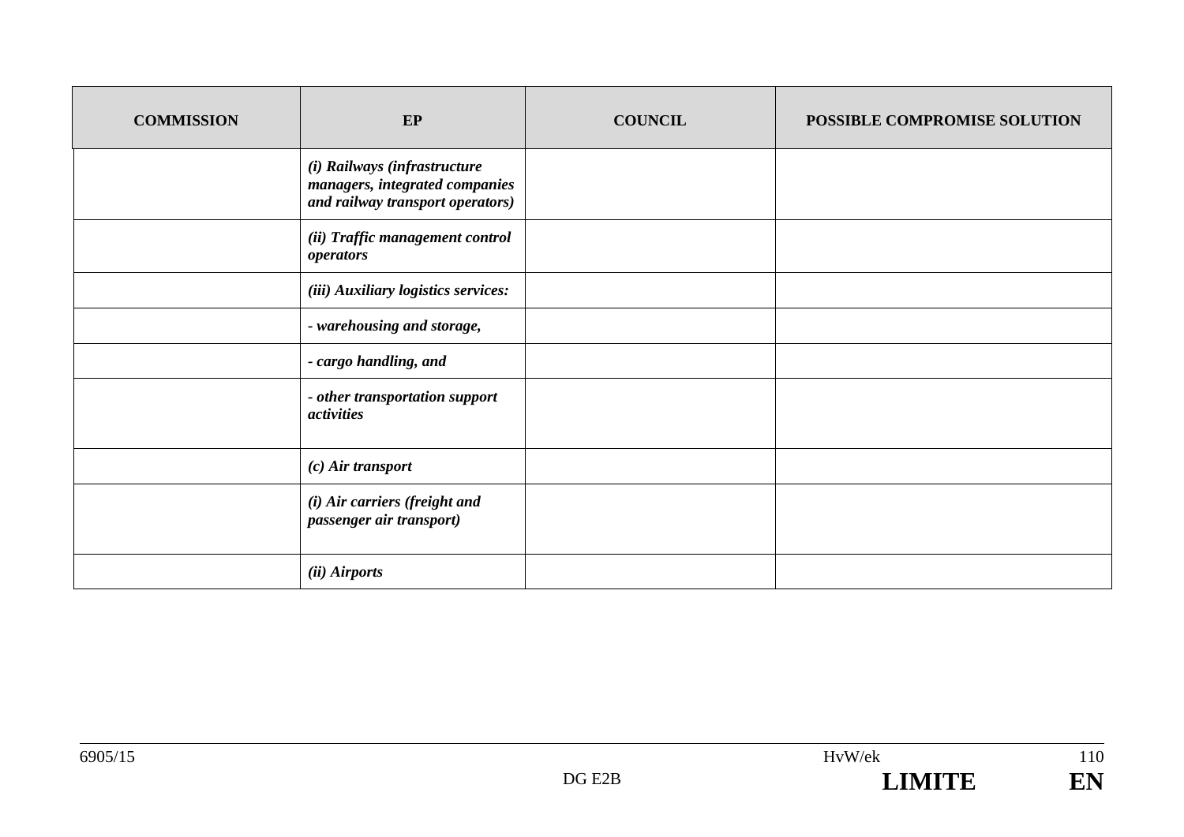| COMMISSION | EP | COUNCIL | POSSIBLE COMPROMISE SOLUTION |
|---|---|---|---|
| | ***(i) Railways (infrastructure managers, integrated companies and railway transport operators)*** | | |
| | ***(ii) Traffic management control operators*** | | |
| | ***(iii) Auxiliary logistics services:*** | | |
| | ***- warehousing and storage,*** | | |
| | ***- cargo handling, and*** | | |
| | ***- other transportation support activities*** | | |
| | ***(c) Air transport*** | | |
| | ***(i) Air carriers (freight and passenger air transport)*** | | |
| | ***(ii) Airports*** | | |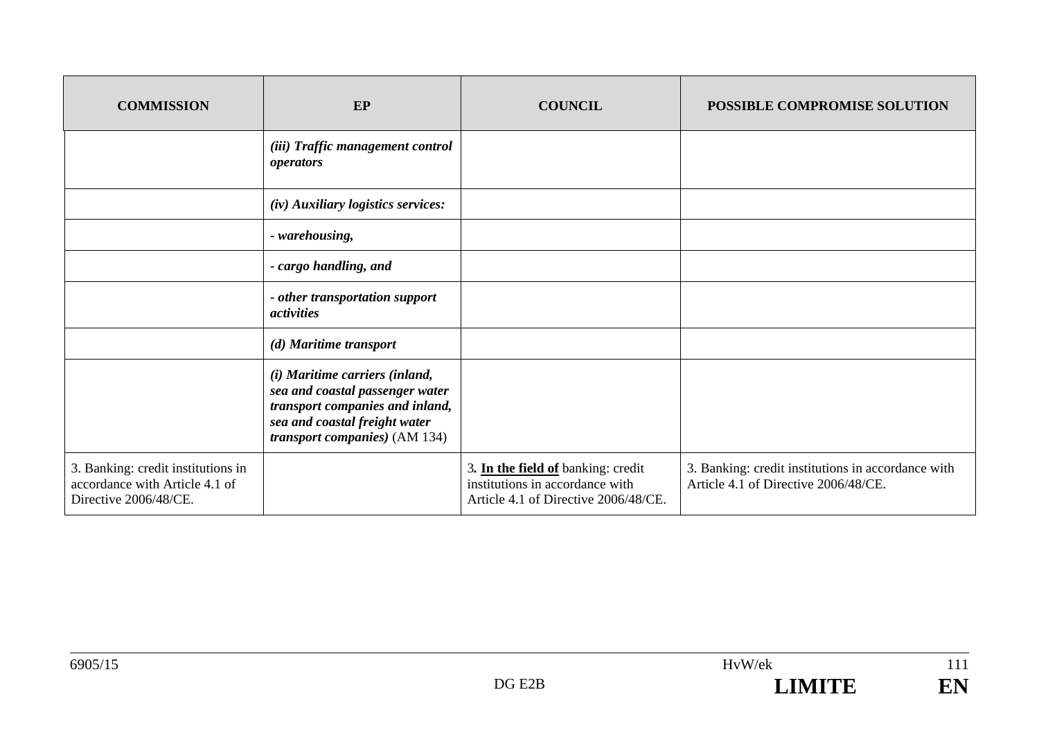| COMMISSION | EP | COUNCIL | POSSIBLE COMPROMISE SOLUTION |
|---|---|---|---|
| | ***(iii) Traffic management control operators*** | | |
| | ***(iv) Auxiliary logistics services:*** | | |
| | ***- warehousing,*** | | |
| | ***- cargo handling, and*** | | |
| | ***- other transportation support activities*** | | |
| | ***(d) Maritime transport*** | | |
| | ***(i) Maritime carriers (inland, sea and coastal passenger water transport companies and inland, sea and coastal freight water transport companies)*** (AM 134) | | |
| 3. Banking: credit institutions in accordance with Article 4.1 of Directive 2006/48/CE. | | 3**. <u>In the field of</u>** banking: credit institutions in accordance with Article 4.1 of Directive 2006/48/CE. | 3. Banking: credit institutions in accordance with Article 4.1 of Directive 2006/48/CE. |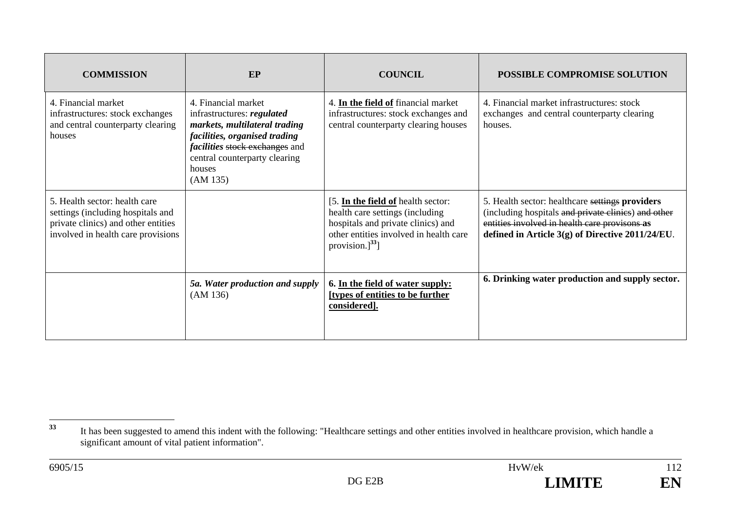| COMMISSION | EP | COUNCIL | POSSIBLE COMPROMISE SOLUTION |
|---|---|---|---|
| 4. Financial market infrastructures: stock exchanges and central counterparty clearing houses | 4. Financial market infrastructures: ***regulated markets, multilateral trading facilities, organised trading facilities*** ~~stock exchanges~~ and central counterparty clearing houses (AM 135) | 4. **<u>In the field of</u>** financial market infrastructures: stock exchanges and central counterparty clearing houses | 4. Financial market infrastructures: stock exchanges and central counterparty clearing houses. |
| 5. Health sector: health care settings (including hospitals and private clinics) and other entities involved in health care provisions | | [5. **<u>In the field of</u>** health sector: health care settings (including hospitals and private clinics) and other entities involved in health care provision.][33] | 5. Health sector: healthcare ~~settings~~ **providers** (including hospitals ~~and private clinics~~) ~~and other entities involved in health care provisons~~ **as defined in Article 3(g) of Directive 2011/24/EU**. |
| | ***5a. Water production and supply*** (AM 136) | **<u>6. In the field of water supply: [types of entities to be further considered].</u>** | **6. Drinking water production and supply sector.** |

[33] It has been suggested to amend this indent with the following: "Healthcare settings and other entities involved in healthcare provision, which handle a significant amount of vital patient information".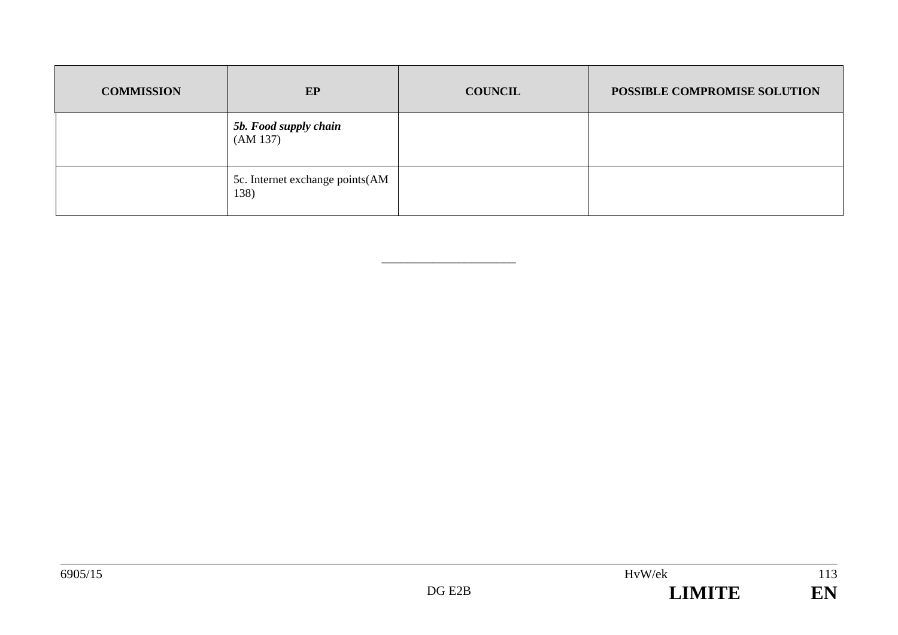| COMMISSION | EP | COUNCIL | POSSIBLE COMPROMISE SOLUTION |
|---|---|---|---|
| | ***5b. Food supply chain*** (AM 137) | | |
| | 5c. Internet exchange points(AM 138) | | |

______________________